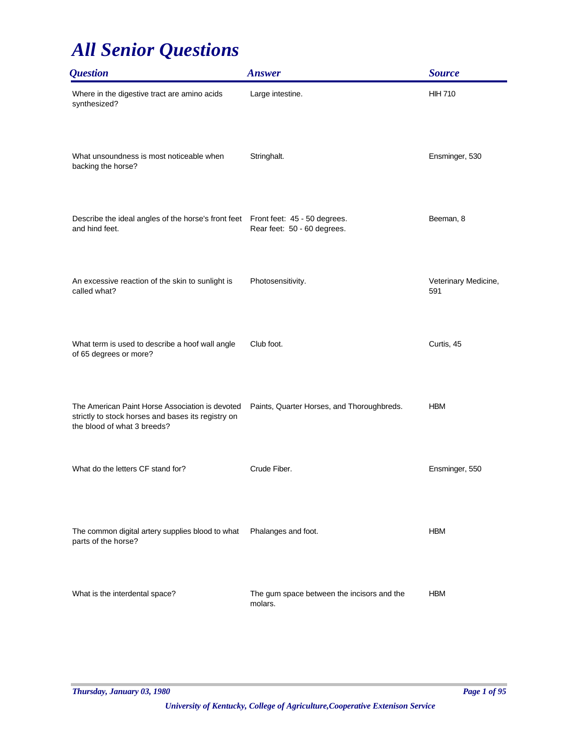# All Senior Questions

| Question | Answer | Source |
|---|---|---|
| Where in the digestive tract are amino acids synthesized? | Large intestine. | HIH 710 |
| What unsoundness is most noticeable when backing the horse? | Stringhalt. | Ensminger, 530 |
| Describe the ideal angles of the horse's front feet and hind feet. | Front feet: 45 - 50 degrees.<br>Rear feet: 50 - 60 degrees. | Beeman, 8 |
| An excessive reaction of the skin to sunlight is called what? | Photosensitivity. | Veterinary Medicine, 591 |
| What term is used to describe a hoof wall angle of 65 degrees or more? | Club foot. | Curtis, 45 |
| The American Paint Horse Association is devoted strictly to stock horses and bases its registry on the blood of what 3 breeds? | Paints, Quarter Horses, and Thoroughbreds. | HBM |
| What do the letters CF stand for? | Crude Fiber. | Ensminger, 550 |
| The common digital artery supplies blood to what parts of the horse? | Phalanges and foot. | HBM |
| What is the interdental space? | The gum space between the incisors and the molars. | HBM |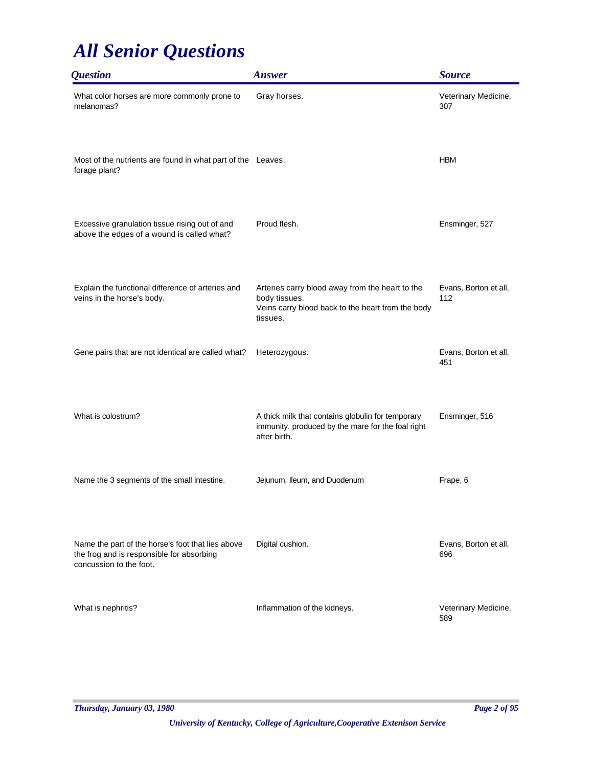# *All Senior Questions*

| *Question* | *Answer* | *Source* |
|---|---|---|
| What color horses are more commonly prone to melanomas? | Gray horses. | Veterinary Medicine, 307 |
| Most of the nutrients are found in what part of the forage plant? | Leaves. | HBM |
| Excessive granulation tissue rising out of and above the edges of a wound is called what? | Proud flesh. | Ensminger, 527 |
| Explain the functional difference of arteries and veins in the horse's body. | Arteries carry blood away from the heart to the body tissues.<br>Veins carry blood back to the heart from the body tissues. | Evans, Borton et all, 112 |
| Gene pairs that are not identical are called what? | Heterozygous. | Evans, Borton et all, 451 |
| What is colostrum? | A thick milk that contains globulin for temporary immunity, produced by the mare for the foal right after birth. | Ensminger, 516 |
| Name the 3 segments of the small intestine. | Jejunum, Ileum, and Duodenum | Frape, 6 |
| Name the part of the horse's foot that lies above the frog and is responsible for absorbing concussion to the foot. | Digital cushion. | Evans, Borton et all, 696 |
| What is nephritis? | Inflammation of the kidneys. | Veterinary Medicine, 589 |

*Thursday, January 03, 1980*

*University of Kentucky, College of Agriculture,Cooperative Extenison Service*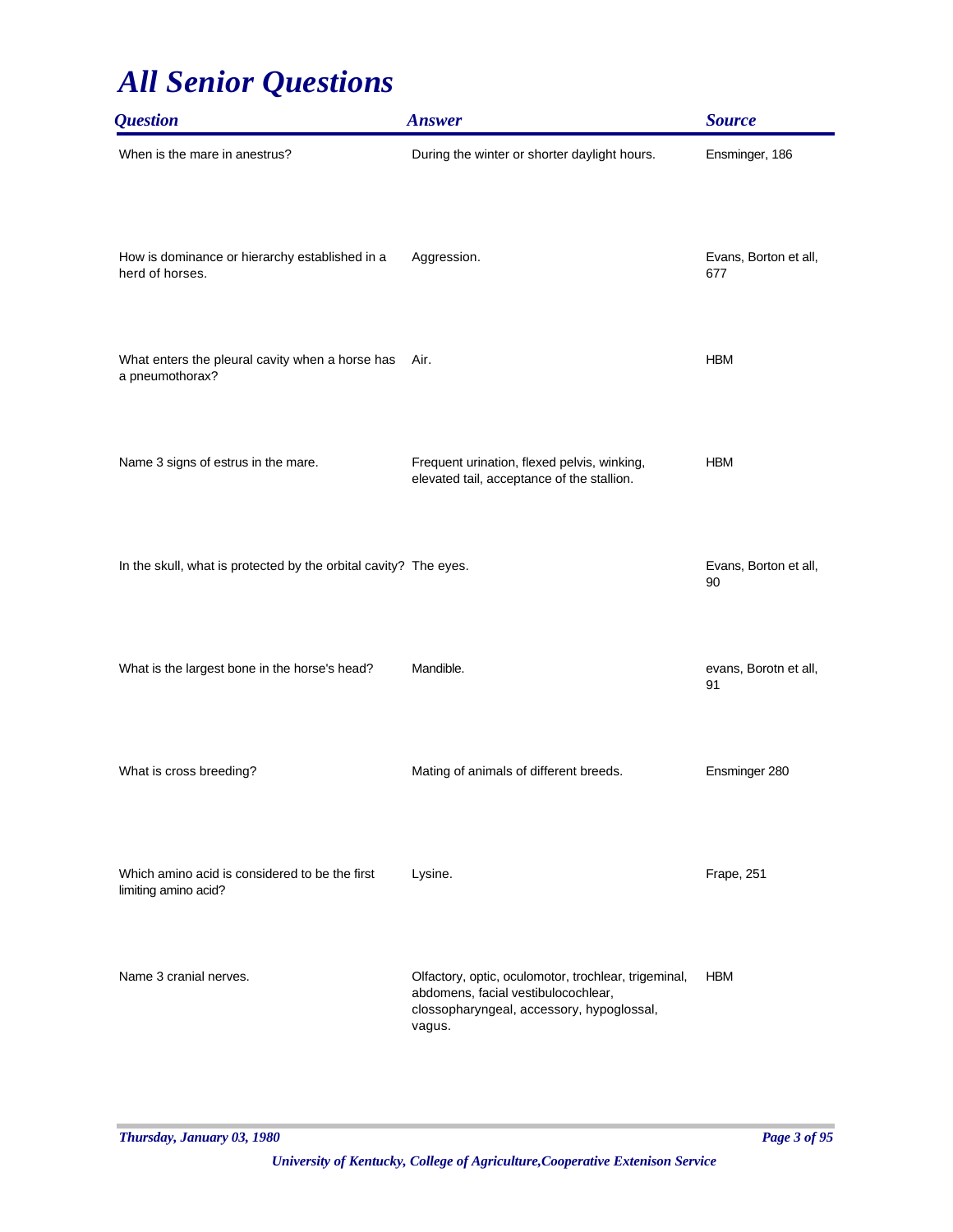# All Senior Questions

| Question | Answer | Source |
|---|---|---|
| When is the mare in anestrus? | During the winter or shorter daylight hours. | Ensminger, 186 |
| How is dominance or hierarchy established in a herd of horses. | Aggression. | Evans, Borton et all, 677 |
| What enters the pleural cavity when a horse has a pneumothorax? | Air. | HBM |
| Name 3 signs of estrus in the mare. | Frequent urination, flexed pelvis, winking, elevated tail, acceptance of the stallion. | HBM |
| In the skull, what is protected by the orbital cavity? | The eyes. | Evans, Borton et all, 90 |
| What is the largest bone in the horse's head? | Mandible. | evans, Borotn et all, 91 |
| What is cross breeding? | Mating of animals of different breeds. | Ensminger 280 |
| Which amino acid is considered to be the first limiting amino acid? | Lysine. | Frape, 251 |
| Name 3 cranial nerves. | Olfactory, optic, oculomotor, trochlear, trigeminal, abdomens, facial vestibulocochlear, clossopharyngeal, accessory, hypoglossal, vagus. | HBM |

*Thursday, January 03, 1980*

*University of Kentucky, College of Agriculture,Cooperative Extenison Service*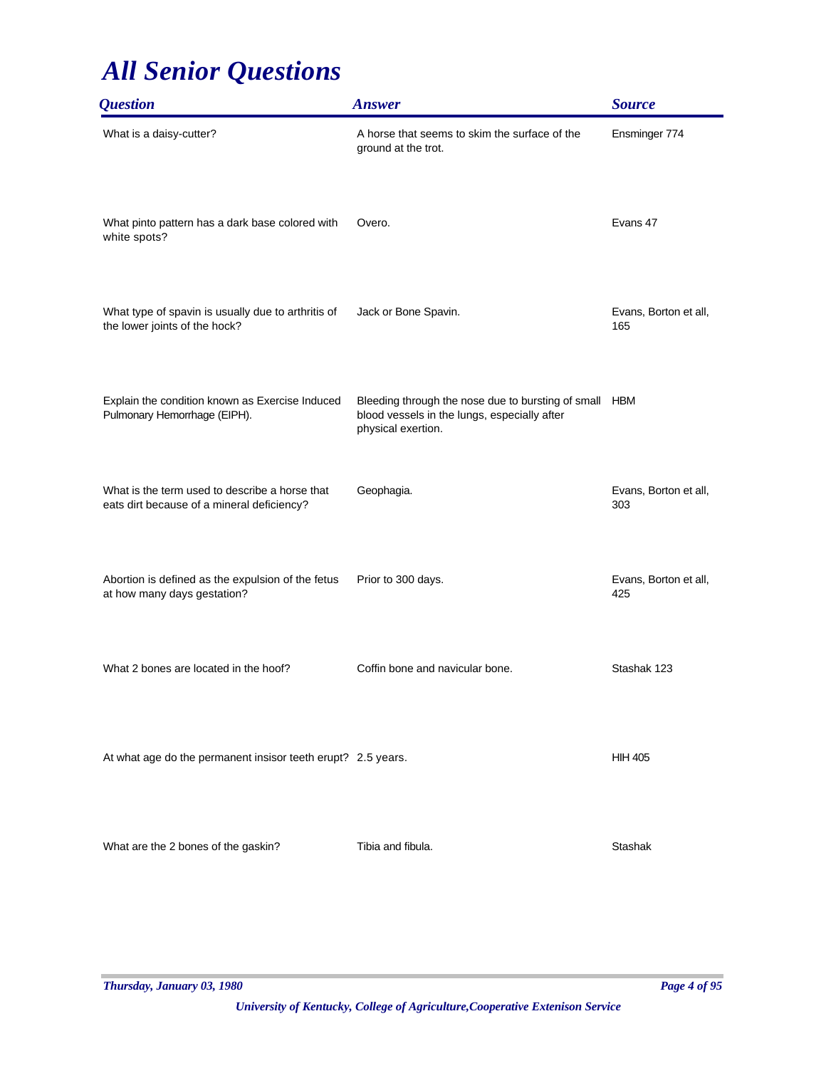# All Senior Questions

| Question | Answer | Source |
|---|---|---|
| What is a daisy-cutter? | A horse that seems to skim the surface of the ground at the trot. | Ensminger 774 |
| What pinto pattern has a dark base colored with white spots? | Overo. | Evans 47 |
| What type of spavin is usually due to arthritis of the lower joints of the hock? | Jack or Bone Spavin. | Evans, Borton et all, 165 |
| Explain the condition known as Exercise Induced Pulmonary Hemorrhage (EIPH). | Bleeding through the nose due to bursting of small blood vessels in the lungs, especially after physical exertion. | HBM |
| What is the term used to describe a horse that eats dirt because of a mineral deficiency? | Geophagia. | Evans, Borton et all, 303 |
| Abortion is defined as the expulsion of the fetus at how many days gestation? | Prior to 300 days. | Evans, Borton et all, 425 |
| What 2 bones are located in the hoof? | Coffin bone and navicular bone. | Stashak 123 |
| At what age do the permanent insisor teeth erupt? | 2.5 years. | HIH 405 |
| What are the 2 bones of the gaskin? | Tibia and fibula. | Stashak |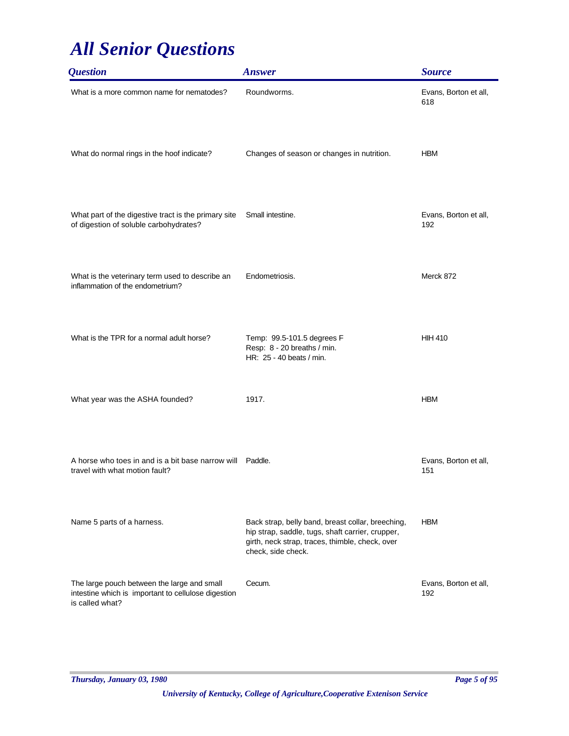# All Senior Questions

| Question | Answer | Source |
| --- | --- | --- |
| What is a more common name for nematodes? | Roundworms. | Evans, Borton et all, 618 |
| What do normal rings in the hoof indicate? | Changes of season or changes in nutrition. | HBM |
| What part of the digestive tract is the primary site of digestion of soluble carbohydrates? | Small intestine. | Evans, Borton et all, 192 |
| What is the veterinary term used to describe an inflammation of the endometrium? | Endometriosis. | Merck 872 |
| What is the TPR for a normal adult horse? | Temp: 99.5-101.5 degrees F<br>Resp: 8 - 20 breaths / min.<br>HR: 25 - 40 beats / min. | HIH 410 |
| What year was the ASHA founded? | 1917. | HBM |
| A horse who toes in and is a bit base narrow will travel with what motion fault? | Paddle. | Evans, Borton et all, 151 |
| Name 5 parts of a harness. | Back strap, belly band, breast collar, breeching, hip strap, saddle, tugs, shaft carrier, crupper, girth, neck strap, traces, thimble, check, over check, side check. | HBM |
| The large pouch between the large and small intestine which is important to cellulose digestion is called what? | Cecum. | Evans, Borton et all, 192 |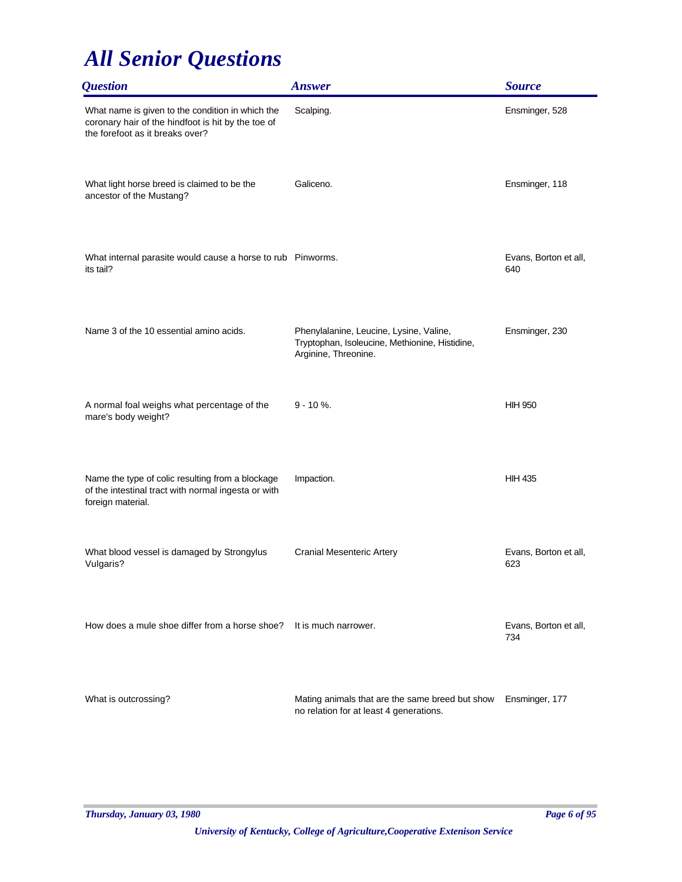# All Senior Questions

| Question | Answer | Source |
|---|---|---|
| What name is given to the condition in which the coronary hair of the hindfoot is hit by the toe of the forefoot as it breaks over? | Scalping. | Ensminger, 528 |
| What light horse breed is claimed to be the ancestor of the Mustang? | Galiceno. | Ensminger, 118 |
| What internal parasite would cause a horse to rub its tail? | Pinworms. | Evans, Borton et all, 640 |
| Name 3 of the 10 essential amino acids. | Phenylalanine, Leucine, Lysine, Valine, Tryptophan, Isoleucine, Methionine, Histidine, Arginine, Threonine. | Ensminger, 230 |
| A normal foal weighs what percentage of the mare's body weight? | 9 - 10 %. | HIH 950 |
| Name the type of colic resulting from a blockage of the intestinal tract with normal ingesta or with foreign material. | Impaction. | HIH 435 |
| What blood vessel is damaged by Strongylus Vulgaris? | Cranial Mesenteric Artery | Evans, Borton et all, 623 |
| How does a mule shoe differ from a horse shoe? | It is much narrower. | Evans, Borton et all, 734 |
| What is outcrossing? | Mating animals that are the same breed but show no relation for at least 4 generations. | Ensminger, 177 |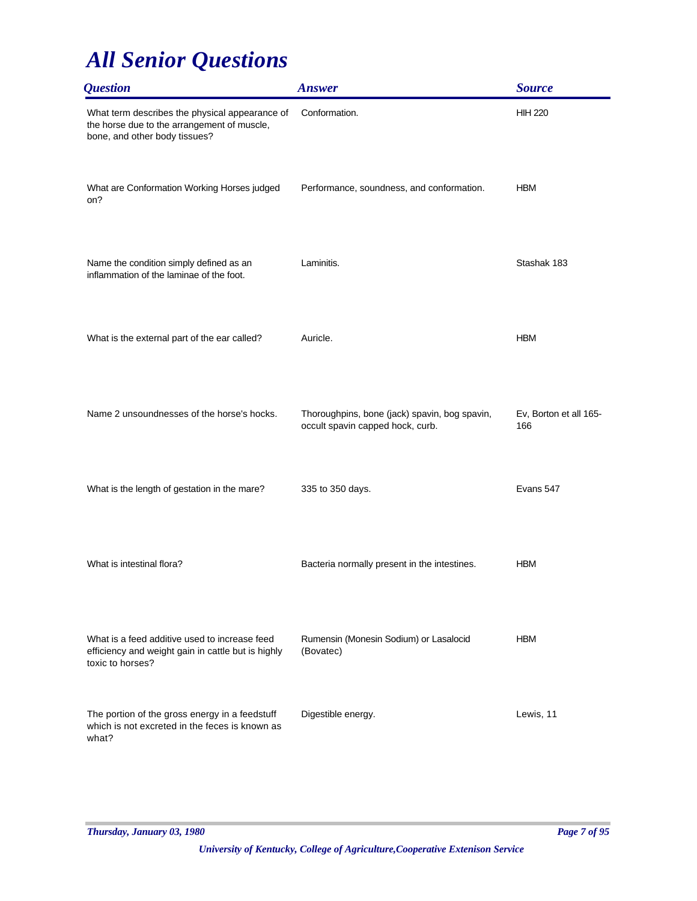# All Senior Questions

| Question | Answer | Source |
| --- | --- | --- |
| What term describes the physical appearance of the horse due to the arrangement of muscle, bone, and other body tissues? | Conformation. | HIH 220 |
| What are Conformation Working Horses judged on? | Performance, soundness, and conformation. | HBM |
| Name the condition simply defined as an inflammation of the laminae of the foot. | Laminitis. | Stashak 183 |
| What is the external part of the ear called? | Auricle. | HBM |
| Name 2 unsoundnesses of the horse's hocks. | Thoroughpins, bone (jack) spavin, bog spavin, occult spavin capped hock, curb. | Ev, Borton et all 165-166 |
| What is the length of gestation in the mare? | 335 to 350 days. | Evans 547 |
| What is intestinal flora? | Bacteria normally present in the intestines. | HBM |
| What is a feed additive used to increase feed efficiency and weight gain in cattle but is highly toxic to horses? | Rumensin (Monesin Sodium) or Lasalocid (Bovatec) | HBM |
| The portion of the gross energy in a feedstuff which is not excreted in the feces is known as what? | Digestible energy. | Lewis, 11 |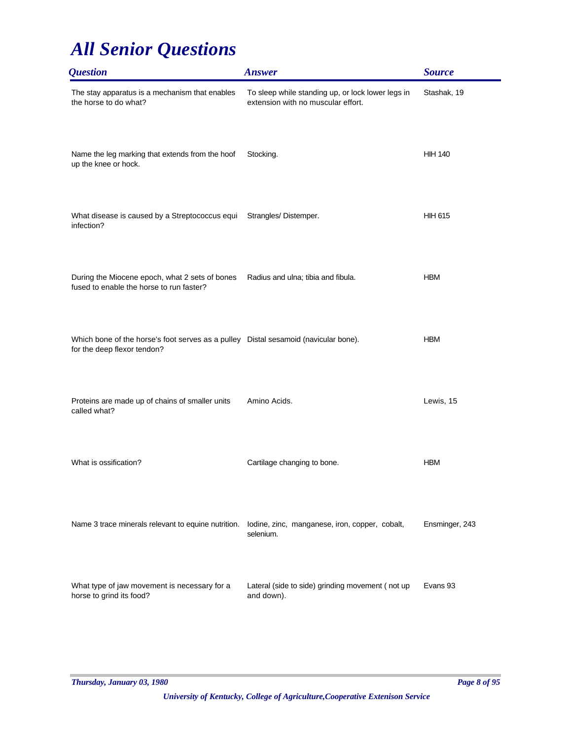# All Senior Questions

| Question | Answer | Source |
| --- | --- | --- |
| The stay apparatus is a mechanism that enables the horse to do what? | To sleep while standing up, or lock lower legs in extension with no muscular effort. | Stashak, 19 |
| Name the leg marking that extends from the hoof up the knee or hock. | Stocking. | HIH 140 |
| What disease is caused by a Streptococcus equi infection? | Strangles/ Distemper. | HIH 615 |
| During the Miocene epoch, what 2 sets of bones fused to enable the horse to run faster? | Radius and ulna; tibia and fibula. | HBM |
| Which bone of the horse's foot serves as a pulley for the deep flexor tendon? | Distal sesamoid (navicular bone). | HBM |
| Proteins are made up of chains of smaller units called what? | Amino Acids. | Lewis, 15 |
| What is ossification? | Cartilage changing to bone. | HBM |
| Name 3 trace minerals relevant to equine nutrition. | Iodine, zinc, manganese, iron, copper, cobalt, selenium. | Ensminger, 243 |
| What type of jaw movement is necessary for a horse to grind its food? | Lateral (side to side) grinding movement ( not up and down). | Evans 93 |

*Thursday, January 03, 1980*

*University of Kentucky, College of Agriculture,Cooperative Extenison Service*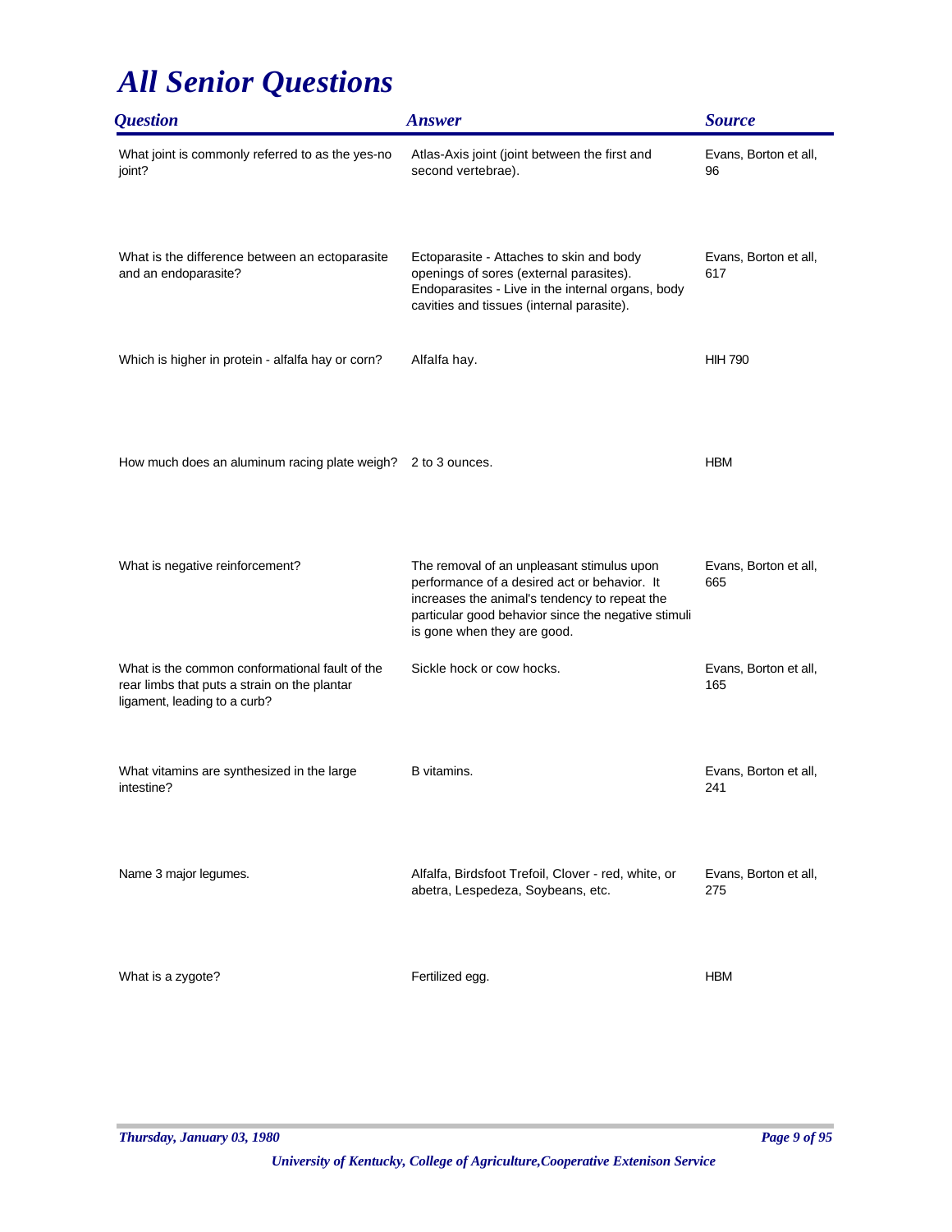# *All Senior Questions*

| *Question* | *Answer* | *Source* |
|---|---|---|
| What joint is commonly referred to as the yes-no joint? | Atlas-Axis joint (joint between the first and second vertebrae). | Evans, Borton et all, 96 |
| What is the difference between an ectoparasite and an endoparasite? | Ectoparasite - Attaches to skin and body openings of sores (external parasites). Endoparasites - Live in the internal organs, body cavities and tissues (internal parasite). | Evans, Borton et all, 617 |
| Which is higher in protein - alfalfa hay or corn? | Alfalfa hay. | HIH 790 |
| How much does an aluminum racing plate weigh? | 2 to 3 ounces. | HBM |
| What is negative reinforcement? | The removal of an unpleasant stimulus upon performance of a desired act or behavior. It increases the animal's tendency to repeat the particular good behavior since the negative stimuli is gone when they are good. | Evans, Borton et all, 665 |
| What is the common conformational fault of the rear limbs that puts a strain on the plantar ligament, leading to a curb? | Sickle hock or cow hocks. | Evans, Borton et all, 165 |
| What vitamins are synthesized in the large intestine? | B vitamins. | Evans, Borton et all, 241 |
| Name 3 major legumes. | Alfalfa, Birdsfoot Trefoil, Clover - red, white, or abetra, Lespedeza, Soybeans, etc. | Evans, Borton et all, 275 |
| What is a zygote? | Fertilized egg. | HBM |

*Thursday, January 03, 1980*

*University of Kentucky, College of Agriculture,Cooperative Extenison Service*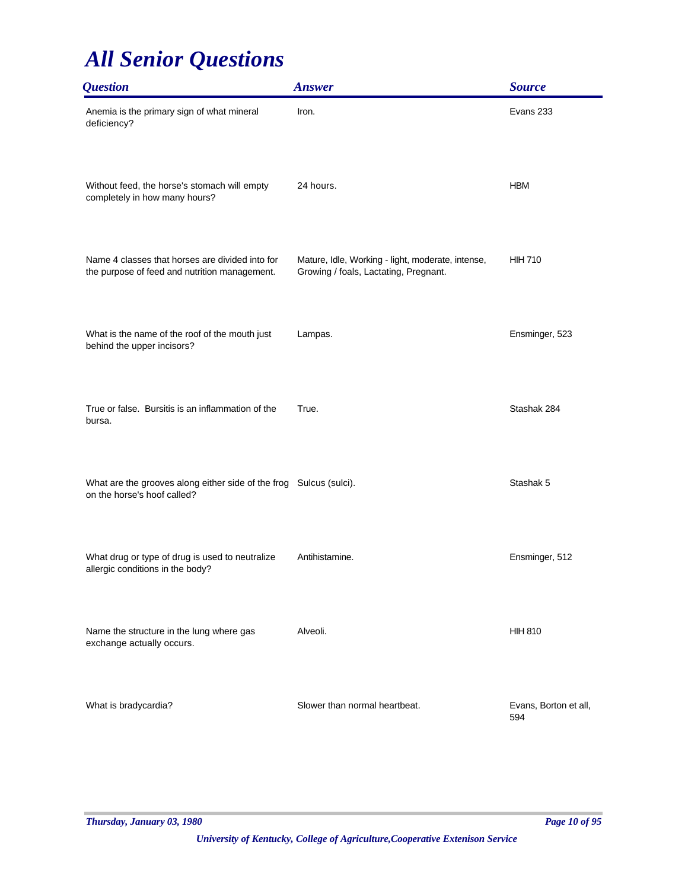# *All Senior Questions*

| *Question* | *Answer* | *Source* |
|---|---|---|
| Anemia is the primary sign of what mineral deficiency? | Iron. | Evans 233 |
| Without feed, the horse's stomach will empty completely in how many hours? | 24 hours. | HBM |
| Name 4 classes that horses are divided into for the purpose of feed and nutrition management. | Mature, Idle, Working - light, moderate, intense, Growing / foals, Lactating, Pregnant. | HIH 710 |
| What is the name of the roof of the mouth just behind the upper incisors? | Lampas. | Ensminger, 523 |
| True or false. Bursitis is an inflammation of the bursa. | True. | Stashak 284 |
| What are the grooves along either side of the frog on the horse's hoof called? | Sulcus (sulci). | Stashak 5 |
| What drug or type of drug is used to neutralize allergic conditions in the body? | Antihistamine. | Ensminger, 512 |
| Name the structure in the lung where gas exchange actually occurs. | Alveoli. | HIH 810 |
| What is bradycardia? | Slower than normal heartbeat. | Evans, Borton et all, 594 |

*Thursday, January 03, 1980*

*University of Kentucky, College of Agriculture,Cooperative Extenison Service*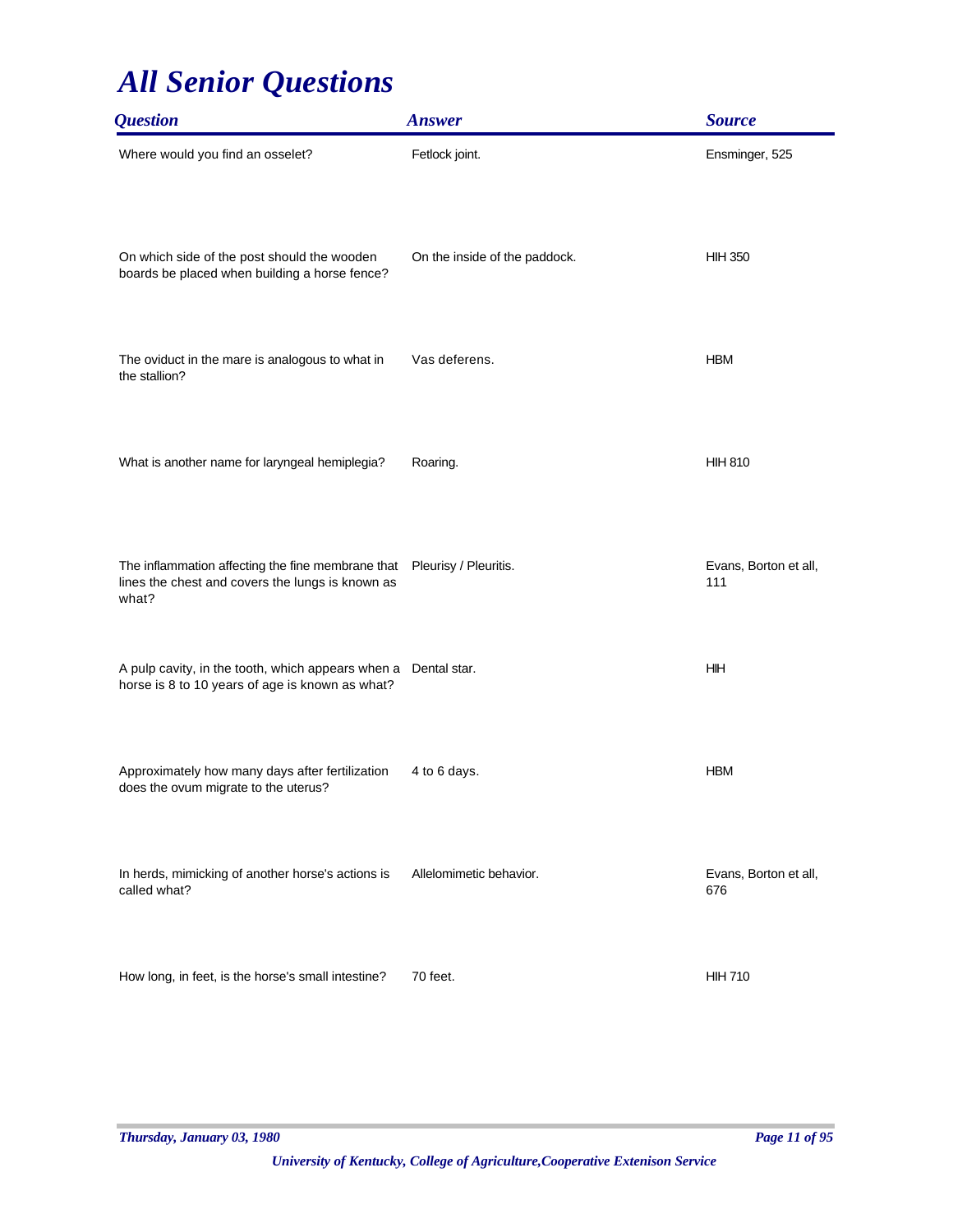# All Senior Questions

| Question | Answer | Source |
|---|---|---|
| Where would you find an osselet? | Fetlock joint. | Ensminger, 525 |
| On which side of the post should the wooden boards be placed when building a horse fence? | On the inside of the paddock. | HIH 350 |
| The oviduct in the mare is analogous to what in the stallion? | Vas deferens. | HBM |
| What is another name for laryngeal hemiplegia? | Roaring. | HIH 810 |
| The inflammation affecting the fine membrane that lines the chest and covers the lungs is known as what? | Pleurisy / Pleuritis. | Evans, Borton et all, 111 |
| A pulp cavity, in the tooth, which appears when a horse is 8 to 10 years of age is known as what? | Dental star. | HIH |
| Approximately how many days after fertilization does the ovum migrate to the uterus? | 4 to 6 days. | HBM |
| In herds, mimicking of another horse's actions is called what? | Allelomimetic behavior. | Evans, Borton et all, 676 |
| How long, in feet, is the horse's small intestine? | 70 feet. | HIH 710 |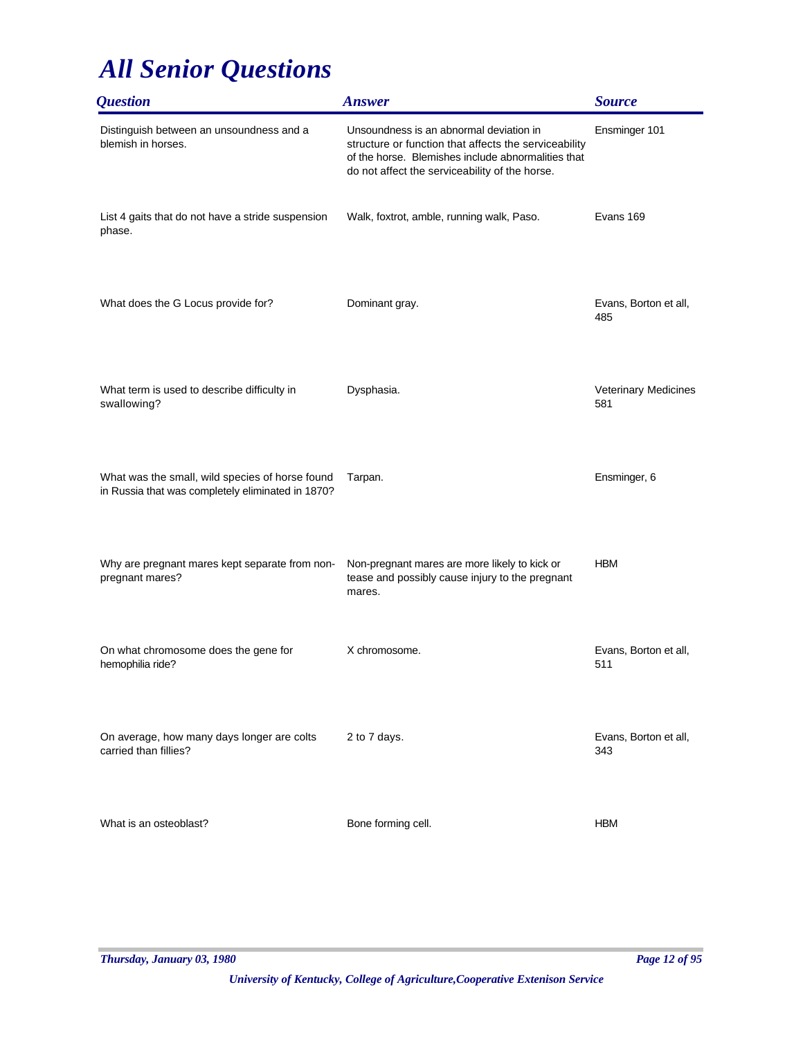# All Senior Questions

| Question | Answer | Source |
| --- | --- | --- |
| Distinguish between an unsoundness and a blemish in horses. | Unsoundness is an abnormal deviation in structure or function that affects the serviceability of the horse. Blemishes include abnormalities that do not affect the serviceability of the horse. | Ensminger 101 |
| List 4 gaits that do not have a stride suspension phase. | Walk, foxtrot, amble, running walk, Paso. | Evans 169 |
| What does the G Locus provide for? | Dominant gray. | Evans, Borton et all, 485 |
| What term is used to describe difficulty in swallowing? | Dysphasia. | Veterinary Medicines 581 |
| What was the small, wild species of horse found in Russia that was completely eliminated in 1870? | Tarpan. | Ensminger, 6 |
| Why are pregnant mares kept separate from non-pregnant mares? | Non-pregnant mares are more likely to kick or tease and possibly cause injury to the pregnant mares. | HBM |
| On what chromosome does the gene for hemophilia ride? | X chromosome. | Evans, Borton et all, 511 |
| On average, how many days longer are colts carried than fillies? | 2 to 7 days. | Evans, Borton et all, 343 |
| What is an osteoblast? | Bone forming cell. | HBM |

*Thursday, January 03, 1980*

*University of Kentucky, College of Agriculture,Cooperative Extenison Service*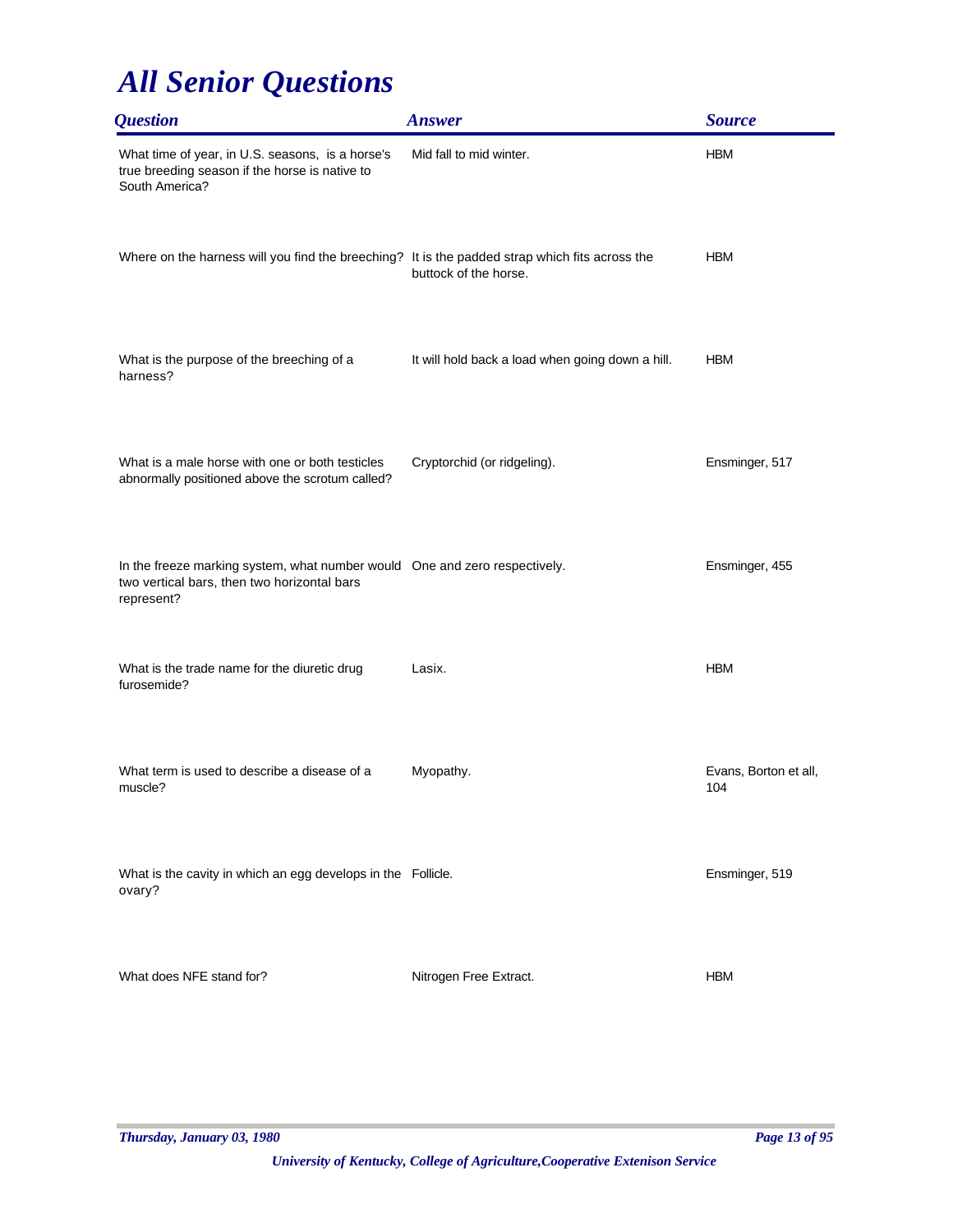# All Senior Questions

| Question | Answer | Source |
| --- | --- | --- |
| What time of year, in U.S. seasons, is a horse's true breeding season if the horse is native to South America? | Mid fall to mid winter. | HBM |
| Where on the harness will you find the breeching? | It is the padded strap which fits across the buttock of the horse. | HBM |
| What is the purpose of the breeching of a harness? | It will hold back a load when going down a hill. | HBM |
| What is a male horse with one or both testicles abnormally positioned above the scrotum called? | Cryptorchid (or ridgeling). | Ensminger, 517 |
| In the freeze marking system, what number would two vertical bars, then two horizontal bars represent? | One and zero respectively. | Ensminger, 455 |
| What is the trade name for the diuretic drug furosemide? | Lasix. | HBM |
| What term is used to describe a disease of a muscle? | Myopathy. | Evans, Borton et all, 104 |
| What is the cavity in which an egg develops in the ovary? | Follicle. | Ensminger, 519 |
| What does NFE stand for? | Nitrogen Free Extract. | HBM |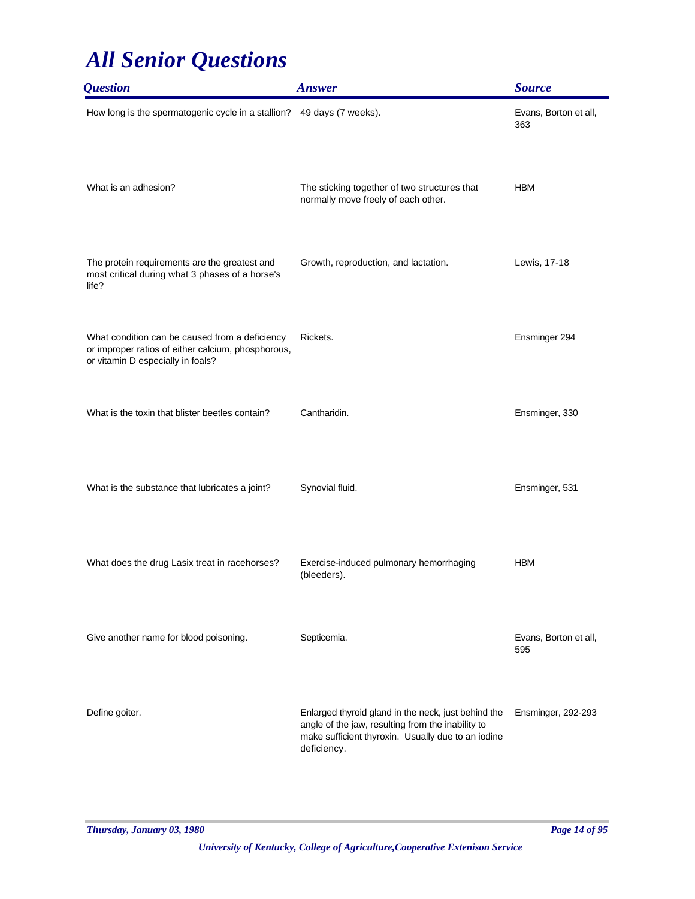# All Senior Questions

| Question | Answer | Source |
|---|---|---|
| How long is the spermatogenic cycle in a stallion? | 49 days (7 weeks). | Evans, Borton et all, 363 |
| What is an adhesion? | The sticking together of two structures that normally move freely of each other. | HBM |
| The protein requirements are the greatest and most critical during what 3 phases of a horse's life? | Growth, reproduction, and lactation. | Lewis, 17-18 |
| What condition can be caused from a deficiency or improper ratios of either calcium, phosphorous, or vitamin D especially in foals? | Rickets. | Ensminger 294 |
| What is the toxin that blister beetles contain? | Cantharidin. | Ensminger, 330 |
| What is the substance that lubricates a joint? | Synovial fluid. | Ensminger, 531 |
| What does the drug Lasix treat in racehorses? | Exercise-induced pulmonary hemorrhaging (bleeders). | HBM |
| Give another name for blood poisoning. | Septicemia. | Evans, Borton et all, 595 |
| Define goiter. | Enlarged thyroid gland in the neck, just behind the angle of the jaw, resulting from the inability to make sufficient thyroxin. Usually due to an iodine deficiency. | Ensminger, 292-293 |

*Thursday, January 03, 1980*

*University of Kentucky, College of Agriculture,Cooperative Extenison Service*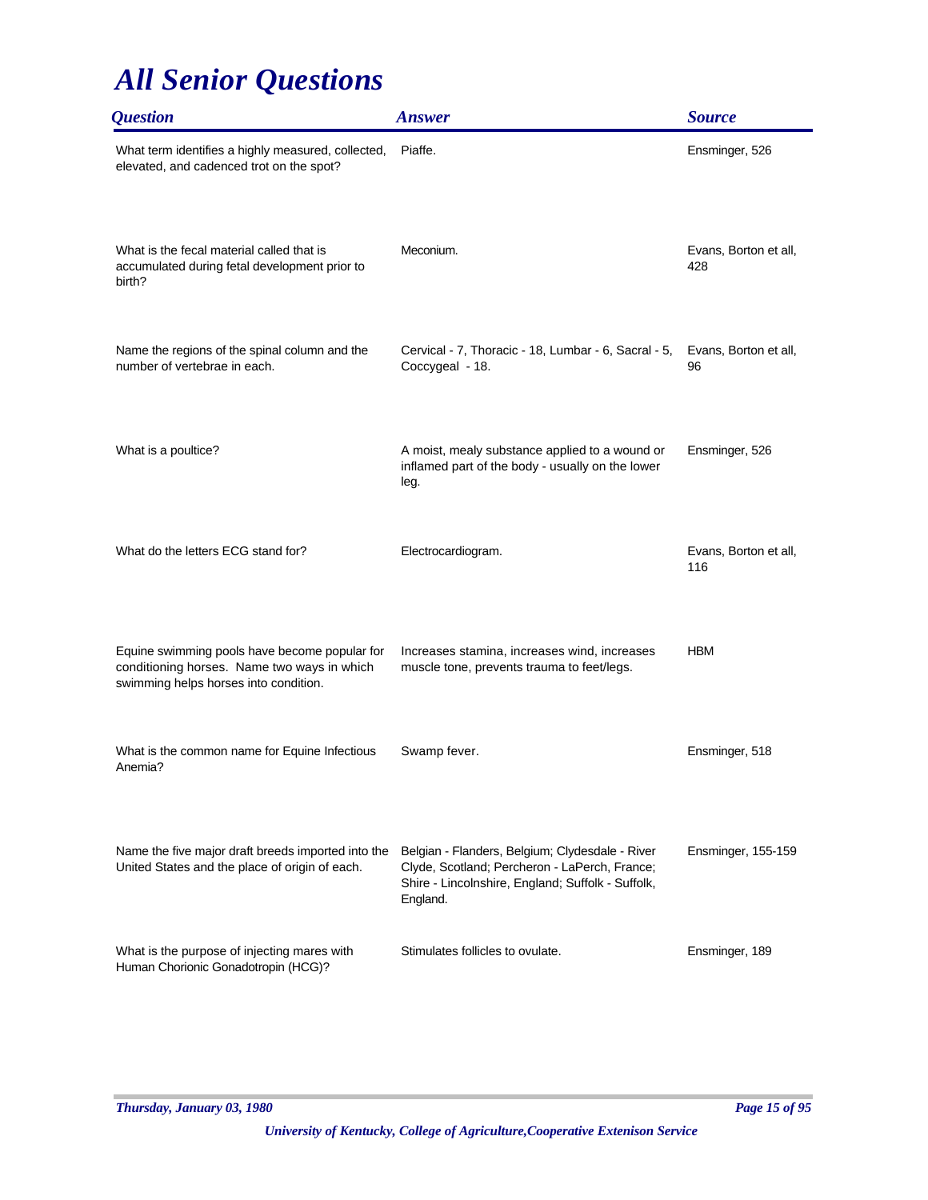# All Senior Questions

| Question | Answer | Source |
|---|---|---|
| What term identifies a highly measured, collected, elevated, and cadenced trot on the spot? | Piaffe. | Ensminger, 526 |
| What is the fecal material called that is accumulated during fetal development prior to birth? | Meconium. | Evans, Borton et all, 428 |
| Name the regions of the spinal column and the number of vertebrae in each. | Cervical - 7, Thoracic - 18, Lumbar - 6, Sacral - 5, Coccygeal - 18. | Evans, Borton et all, 96 |
| What is a poultice? | A moist, mealy substance applied to a wound or inflamed part of the body - usually on the lower leg. | Ensminger, 526 |
| What do the letters ECG stand for? | Electrocardiogram. | Evans, Borton et all, 116 |
| Equine swimming pools have become popular for conditioning horses. Name two ways in which swimming helps horses into condition. | Increases stamina, increases wind, increases muscle tone, prevents trauma to feet/legs. | HBM |
| What is the common name for Equine Infectious Anemia? | Swamp fever. | Ensminger, 518 |
| Name the five major draft breeds imported into the United States and the place of origin of each. | Belgian - Flanders, Belgium; Clydesdale - River Clyde, Scotland; Percheron - LaPerch, France; Shire - Lincolnshire, England; Suffolk - Suffolk, England. | Ensminger, 155-159 |
| What is the purpose of injecting mares with Human Chorionic Gonadotropin (HCG)? | Stimulates follicles to ovulate. | Ensminger, 189 |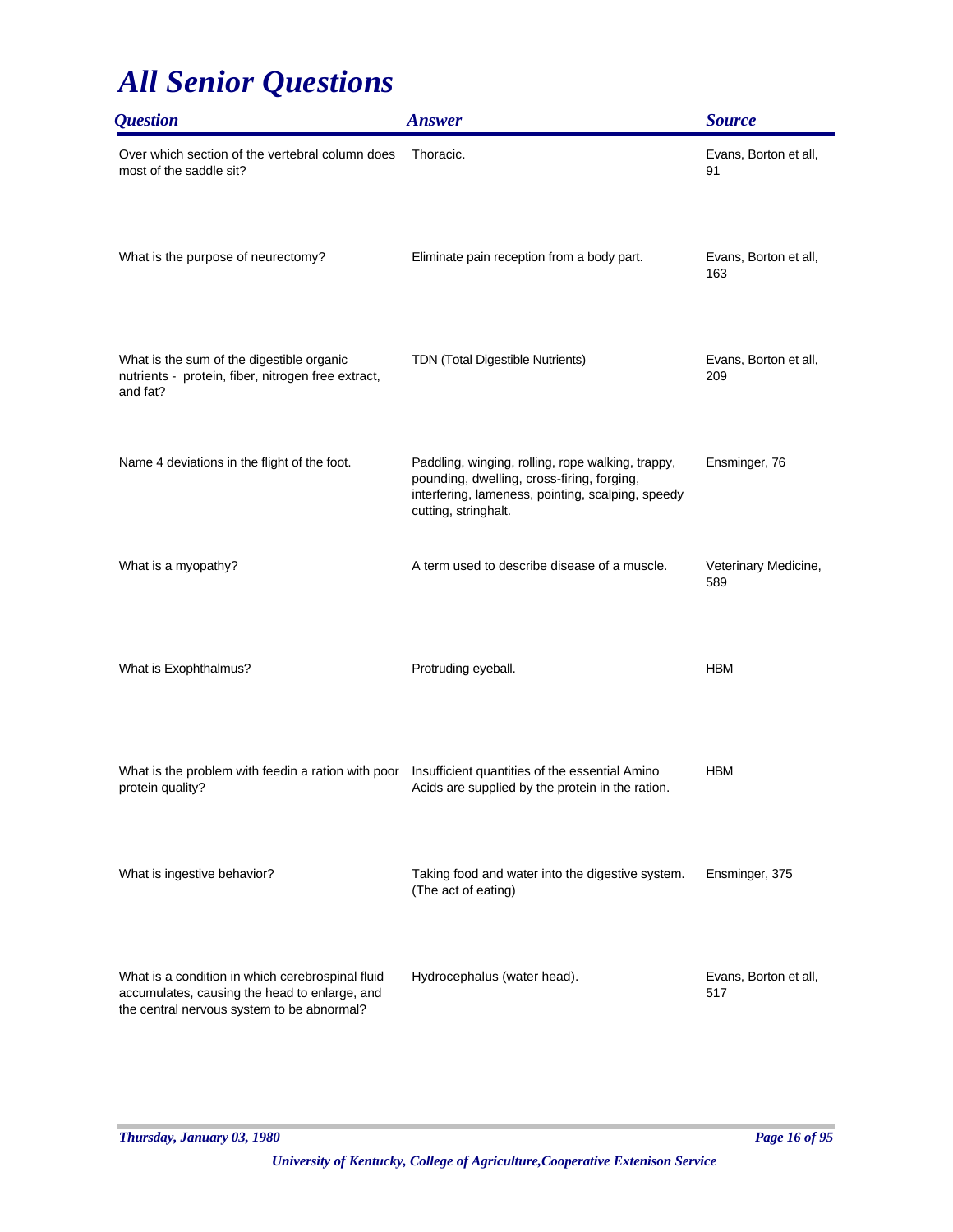# All Senior Questions

| Question | Answer | Source |
| --- | --- | --- |
| Over which section of the vertebral column does most of the saddle sit? | Thoracic. | Evans, Borton et all, 91 |
| What is the purpose of neurectomy? | Eliminate pain reception from a body part. | Evans, Borton et all, 163 |
| What is the sum of the digestible organic nutrients -  protein, fiber, nitrogen free extract, and fat? | TDN (Total Digestible Nutrients) | Evans, Borton et all, 209 |
| Name 4 deviations in the flight of the foot. | Paddling, winging, rolling, rope walking, trappy, pounding, dwelling, cross-firing, forging, interfering, lameness, pointing, scalping, speedy cutting, stringhalt. | Ensminger, 76 |
| What is a myopathy? | A term used to describe disease of a muscle. | Veterinary Medicine, 589 |
| What is Exophthalmus? | Protruding eyeball. | HBM |
| What is the problem with feedin a ration with poor protein quality? | Insufficient quantities of the essential Amino Acids are supplied by the protein in the ration. | HBM |
| What is ingestive behavior? | Taking food and water into the digestive system. (The act of eating) | Ensminger, 375 |
| What is a condition in which cerebrospinal fluid accumulates, causing the head to enlarge, and the central nervous system to be abnormal? | Hydrocephalus (water head). | Evans, Borton et all, 517 |

*Thursday, January 03, 1980*

*University of Kentucky, College of Agriculture,Cooperative Extenison Service*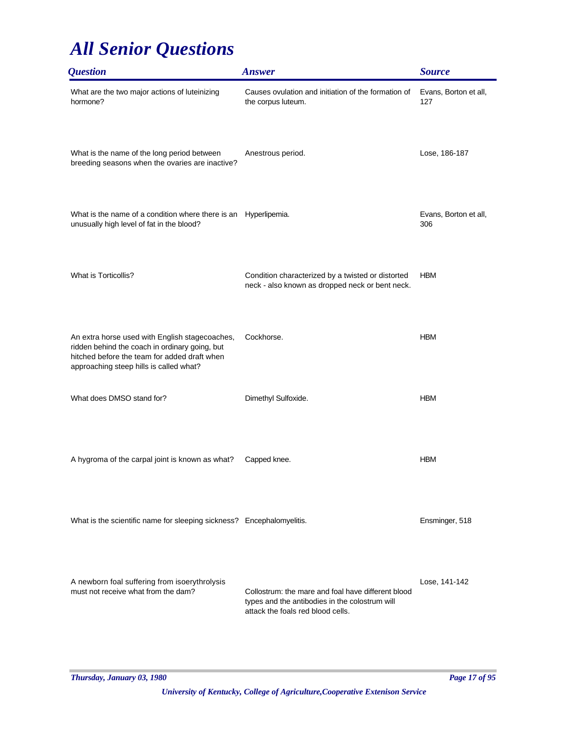# All Senior Questions

| Question | Answer | Source |
| --- | --- | --- |
| What are the two major actions of luteinizing hormone? | Causes ovulation and initiation of the formation of the corpus luteum. | Evans, Borton et all, 127 |
| What is the name of the long period between breeding seasons when the ovaries are inactive? | Anestrous period. | Lose, 186-187 |
| What is the name of a condition where there is an unusually high level of fat in the blood? | Hyperlipemia. | Evans, Borton et all, 306 |
| What is Torticollis? | Condition characterized by a twisted or distorted neck - also known as dropped neck or bent neck. | HBM |
| An extra horse used with English stagecoaches, ridden behind the coach in ordinary going, but hitched before the team for added draft when approaching steep hills is called what? | Cockhorse. | HBM |
| What does DMSO stand for? | Dimethyl Sulfoxide. | HBM |
| A hygroma of the carpal joint is known as what? | Capped knee. | HBM |
| What is the scientific name for sleeping sickness? | Encephalomyelitis. | Ensminger, 518 |
| A newborn foal suffering from isoerythrolysis must not receive what from the dam? | Collostrum: the mare and foal have different blood types and the antibodies in the colostrum will attack the foals red blood cells. | Lose, 141-142 |

*Thursday, January 03, 1980*

*University of Kentucky, College of Agriculture,Cooperative Extenison Service*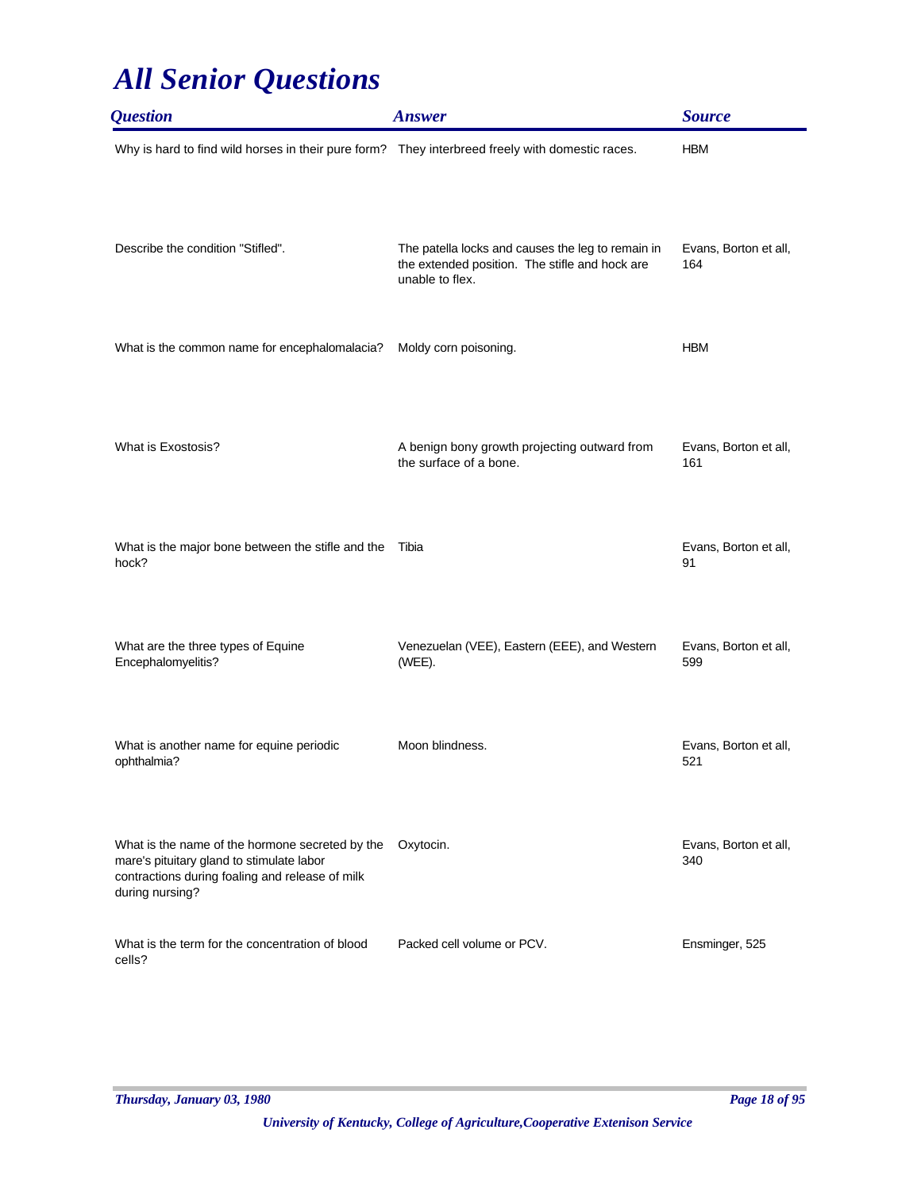# *All Senior Questions*

| *Question* | *Answer* | *Source* |
|---|---|---|
| Why is hard to find wild horses in their pure form? | They interbreed freely with domestic races. | HBM |
| Describe the condition "Stifled". | The patella locks and causes the leg to remain in the extended position. The stifle and hock are unable to flex. | Evans, Borton et all, 164 |
| What is the common name for encephalomalacia? | Moldy corn poisoning. | HBM |
| What is Exostosis? | A benign bony growth projecting outward from the surface of a bone. | Evans, Borton et all, 161 |
| What is the major bone between the stifle and the hock? | Tibia | Evans, Borton et all, 91 |
| What are the three types of Equine Encephalomyelitis? | Venezuelan (VEE), Eastern (EEE), and Western (WEE). | Evans, Borton et all, 599 |
| What is another name for equine periodic ophthalmia? | Moon blindness. | Evans, Borton et all, 521 |
| What is the name of the hormone secreted by the mare's pituitary gland to stimulate labor contractions during foaling and release of milk during nursing? | Oxytocin. | Evans, Borton et all, 340 |
| What is the term for the concentration of blood cells? | Packed cell volume or PCV. | Ensminger, 525 |

*Thursday, January 03, 1980*

*University of Kentucky, College of Agriculture,Cooperative Extenison Service*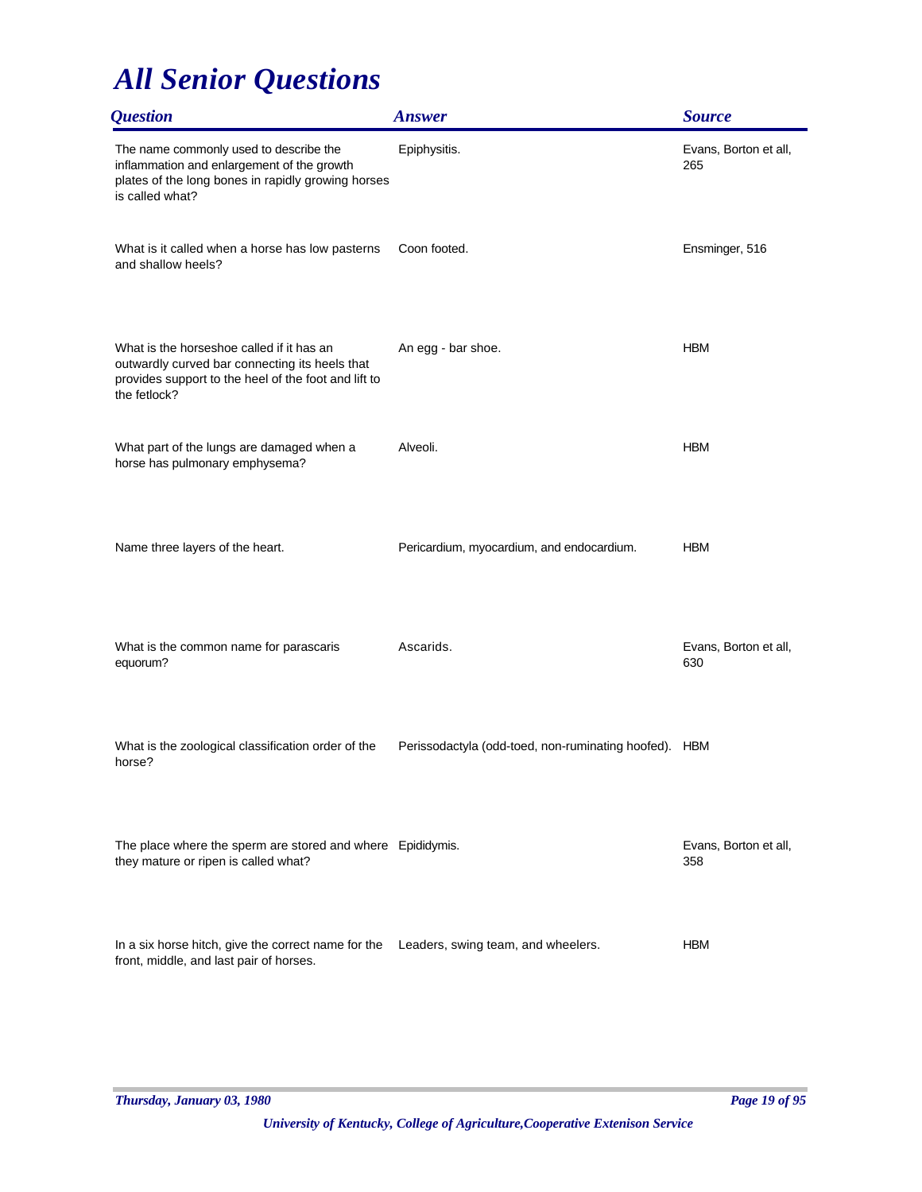# *All Senior Questions*

| *Question* | *Answer* | *Source* |
|---|---|---|
| The name commonly used to describe the inflammation and enlargement of the growth plates of the long bones in rapidly growing horses is called what? | Epiphysitis. | Evans, Borton et all, 265 |
| What is it called when a horse has low pasterns and shallow heels? | Coon footed. | Ensminger, 516 |
| What is the horseshoe called if it has an outwardly curved bar connecting its heels that provides support to the heel of the foot and lift to the fetlock? | An egg - bar shoe. | HBM |
| What part of the lungs are damaged when a horse has pulmonary emphysema? | Alveoli. | HBM |
| Name three layers of the heart. | Pericardium, myocardium, and endocardium. | HBM |
| What is the common name for parascaris equorum? | Ascarids. | Evans, Borton et all, 630 |
| What is the zoological classification order of the horse? | Perissodactyla (odd-toed, non-ruminating hoofed). | HBM |
| The place where the sperm are stored and where they mature or ripen is called what? | Epididymis. | Evans, Borton et all, 358 |
| In a six horse hitch, give the correct name for the front, middle, and last pair of horses. | Leaders, swing team, and wheelers. | HBM |

*Thursday, January 03, 1980*

*University of Kentucky, College of Agriculture,Cooperative Extenison Service*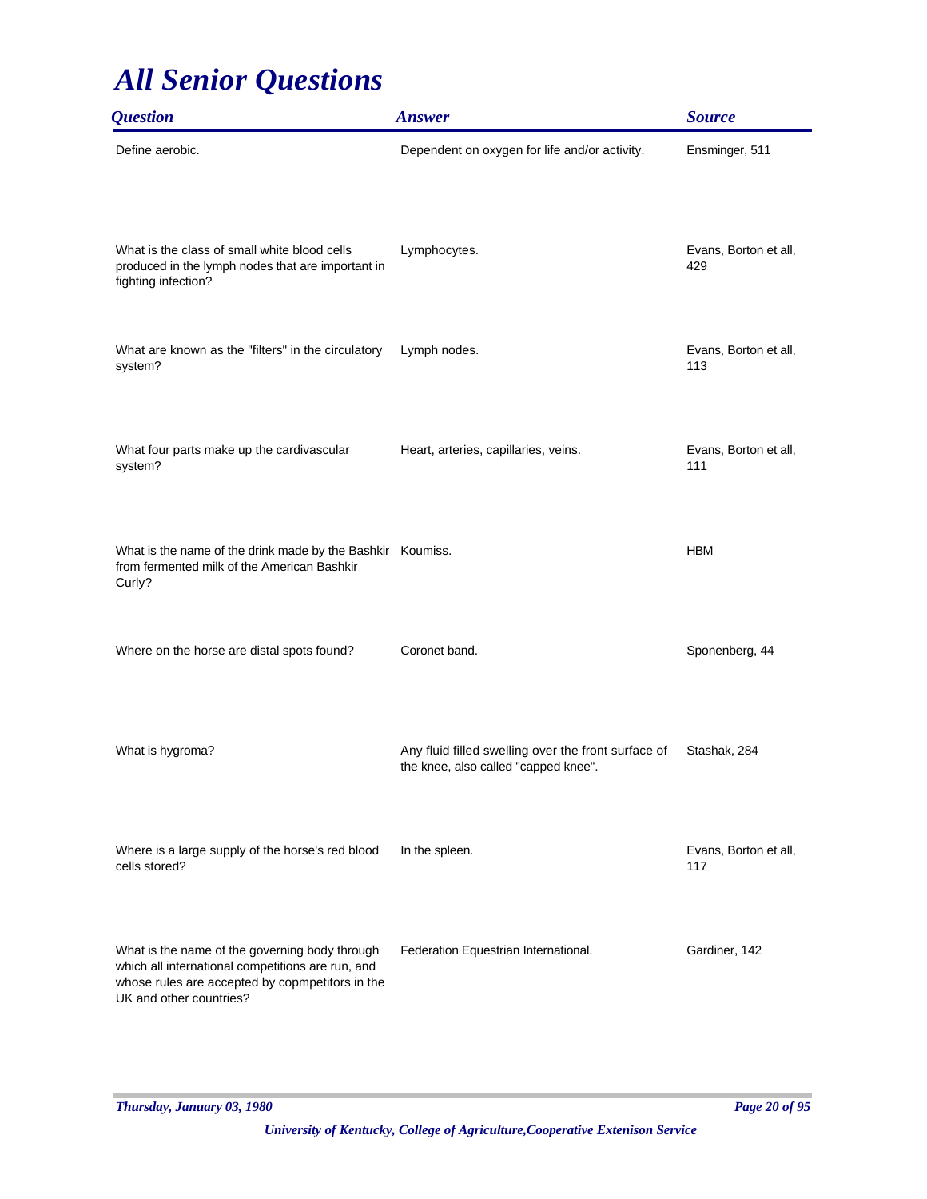# All Senior Questions

| Question | Answer | Source |
|---|---|---|
| Define aerobic. | Dependent on oxygen for life and/or activity. | Ensminger, 511 |
| What is the class of small white blood cells produced in the lymph nodes that are important in fighting infection? | Lymphocytes. | Evans, Borton et all, 429 |
| What are known as the "filters" in the circulatory system? | Lymph nodes. | Evans, Borton et all, 113 |
| What four parts make up the cardivascular system? | Heart, arteries, capillaries, veins. | Evans, Borton et all, 111 |
| What is the name of the drink made by the Bashkir from fermented milk of the American Bashkir Curly? | Koumiss. | HBM |
| Where on the horse are distal spots found? | Coronet band. | Sponenberg, 44 |
| What is hygroma? | Any fluid filled swelling over the front surface of the knee, also called "capped knee". | Stashak, 284 |
| Where is a large supply of the horse's red blood cells stored? | In the spleen. | Evans, Borton et all, 117 |
| What is the name of the governing body through which all international competitions are run, and whose rules are accepted by copmpetitors in the UK and other countries? | Federation Equestrian International. | Gardiner, 142 |

*University of Kentucky, College of Agriculture,Cooperative Extenison Service*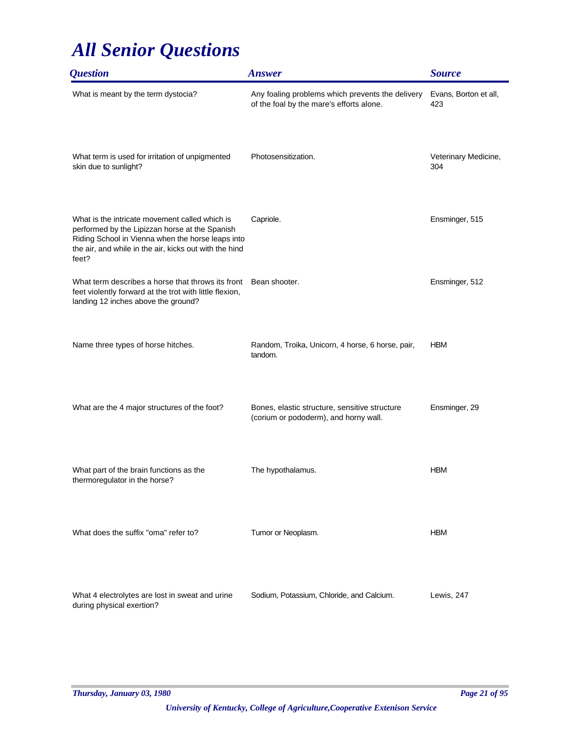# All Senior Questions

| Question | Answer | Source |
|---|---|---|
| What is meant by the term dystocia? | Any foaling problems which prevents the delivery of the foal by the mare's efforts alone. | Evans, Borton et all, 423 |
| What term is used for irritation of unpigmented skin due to sunlight? | Photosensitization. | Veterinary Medicine, 304 |
| What is the intricate movement called which is performed by the Lipizzan horse at the Spanish Riding School in Vienna when the horse leaps into the air, and while in the air, kicks out with the hind feet? | Capriole. | Ensminger, 515 |
| What term describes a horse that throws its front feet violently forward at the trot with little flexion, landing 12 inches above the ground? | Bean shooter. | Ensminger, 512 |
| Name three types of horse hitches. | Random, Troika, Unicorn, 4 horse, 6 horse, pair, tandom. | HBM |
| What are the 4 major structures of the foot? | Bones, elastic structure, sensitive structure (corium or pododerm), and horny wall. | Ensminger, 29 |
| What part of the brain functions as the thermoregulator in the horse? | The hypothalamus. | HBM |
| What does the suffix "oma" refer to? | Tumor or Neoplasm. | HBM |
| What 4 electrolytes are lost in sweat and urine during physical exertion? | Sodium, Potassium, Chloride, and Calcium. | Lewis, 247 |

*Thursday, January 03, 1980*

*University of Kentucky, College of Agriculture,Cooperative Extenison Service*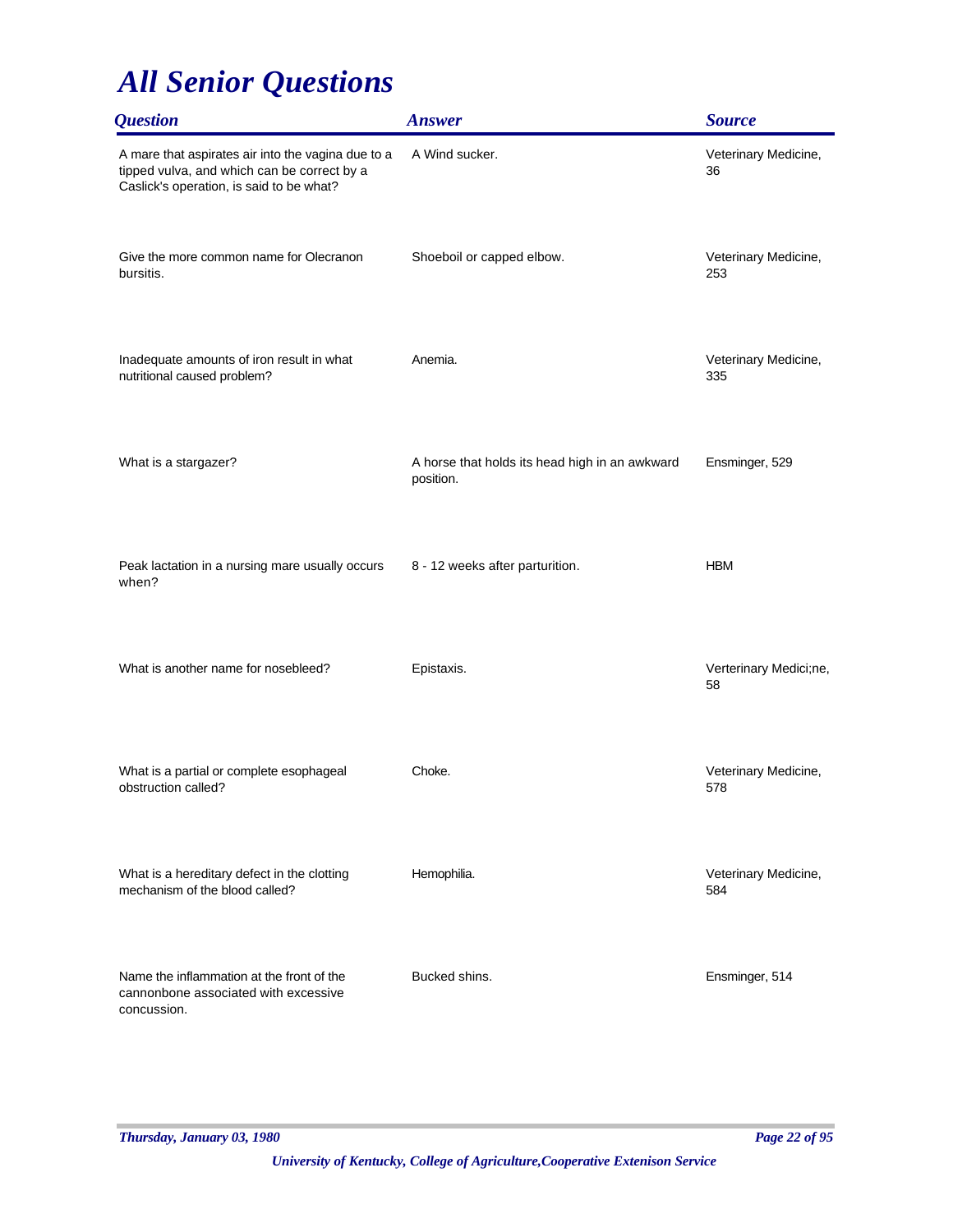# All Senior Questions

| Question | Answer | Source |
|---|---|---|
| A mare that aspirates air into the vagina due to a tipped vulva, and which can be correct by a Caslick's operation, is said to be what? | A Wind sucker. | Veterinary Medicine, 36 |
| Give the more common name for Olecranon bursitis. | Shoeboil or capped elbow. | Veterinary Medicine, 253 |
| Inadequate amounts of iron result in what nutritional caused problem? | Anemia. | Veterinary Medicine, 335 |
| What is a stargazer? | A horse that holds its head high in an awkward position. | Ensminger, 529 |
| Peak lactation in a nursing mare usually occurs when? | 8 - 12 weeks after parturition. | HBM |
| What is another name for nosebleed? | Epistaxis. | Verterinary Medici;ne, 58 |
| What is a partial or complete esophageal obstruction called? | Choke. | Veterinary Medicine, 578 |
| What is a hereditary defect in the clotting mechanism of the blood called? | Hemophilia. | Veterinary Medicine, 584 |
| Name the inflammation at the front of the cannonbone associated with excessive concussion. | Bucked shins. | Ensminger, 514 |

*Thursday, January 03, 1980*

*University of Kentucky, College of Agriculture,Cooperative Extenison Service*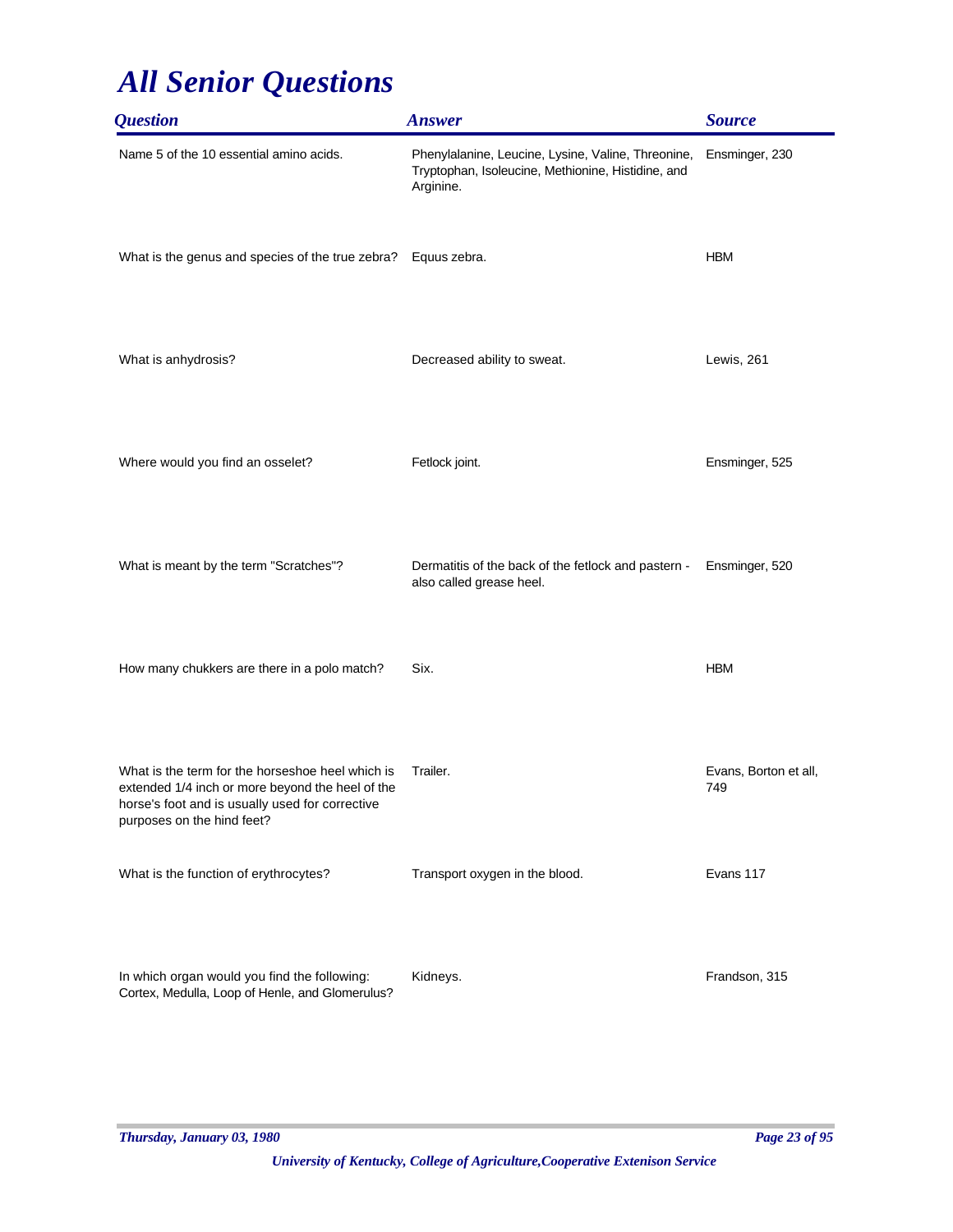# *All Senior Questions*

| *Question* | *Answer* | *Source* |
|---|---|---|
| Name 5 of the 10 essential amino acids. | Phenylalanine, Leucine, Lysine, Valine, Threonine, Tryptophan, Isoleucine, Methionine, Histidine, and Arginine. | Ensminger, 230 |
| What is the genus and species of the true zebra? | Equus zebra. | HBM |
| What is anhydrosis? | Decreased ability to sweat. | Lewis, 261 |
| Where would you find an osselet? | Fetlock joint. | Ensminger, 525 |
| What is meant by the term "Scratches"? | Dermatitis of the back of the fetlock and pastern - also called grease heel. | Ensminger, 520 |
| How many chukkers are there in a polo match? | Six. | HBM |
| What is the term for the horseshoe heel which is extended 1/4 inch or more beyond the heel of the horse's foot and is usually used for corrective purposes on the hind feet? | Trailer. | Evans, Borton et all, 749 |
| What is the function of erythrocytes? | Transport oxygen in the blood. | Evans 117 |
| In which organ would you find the following: Cortex, Medulla, Loop of Henle, and Glomerulus? | Kidneys. | Frandson, 315 |

*Thursday, January 03, 1980*

*University of Kentucky, College of Agriculture,Cooperative Extenison Service*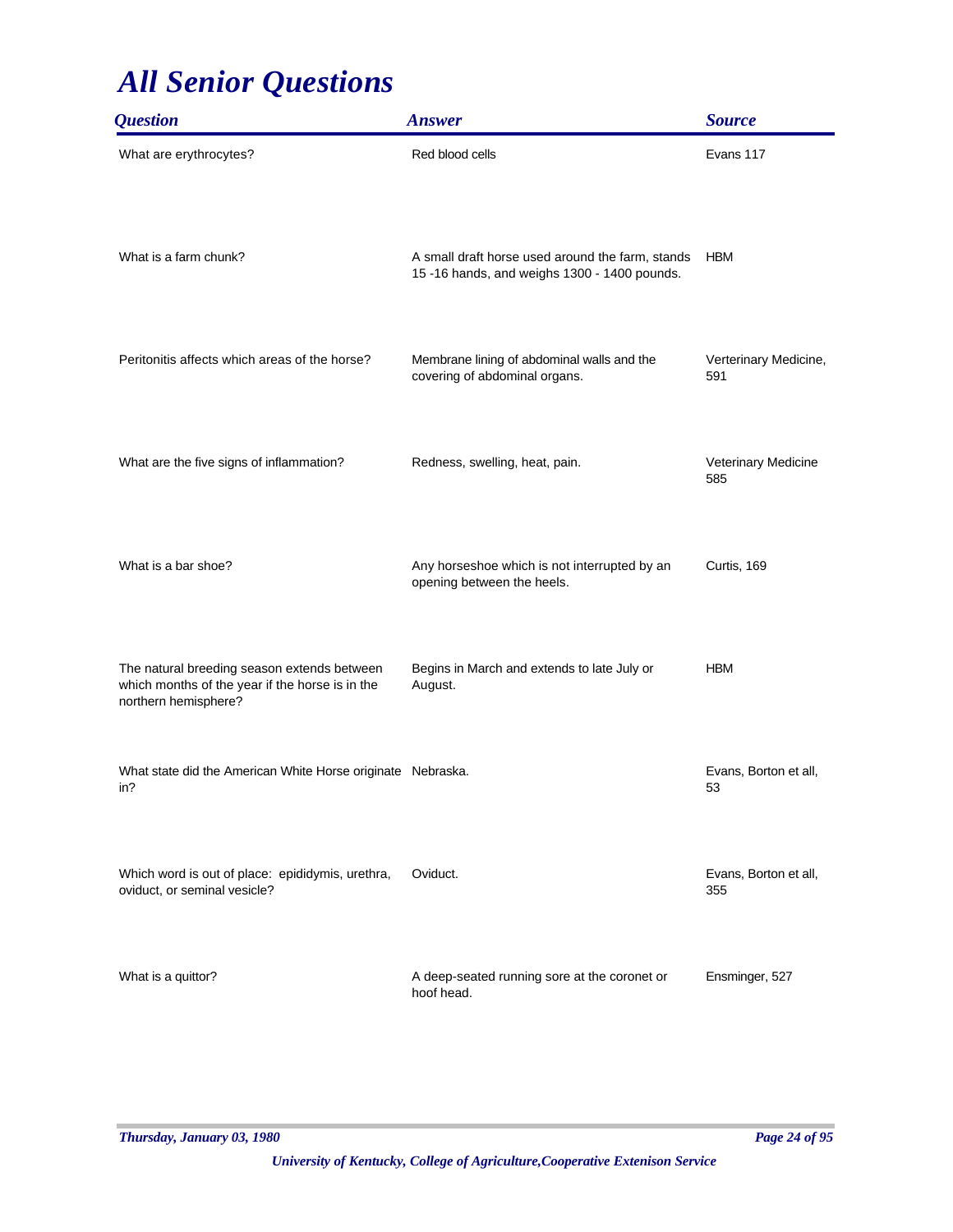# *All Senior Questions*

| *Question* | *Answer* | *Source* |
|---|---|---|
| What are erythrocytes? | Red blood cells | Evans 117 |
| What is a farm chunk? | A small draft horse used around the farm, stands 15 -16 hands, and weighs 1300 - 1400 pounds. | HBM |
| Peritonitis affects which areas of the horse? | Membrane lining of abdominal walls and the covering of abdominal organs. | Verterinary Medicine, 591 |
| What are the five signs of inflammation? | Redness, swelling, heat, pain. | Veterinary Medicine 585 |
| What is a bar shoe? | Any horseshoe which is not interrupted by an opening between the heels. | Curtis, 169 |
| The natural breeding season extends between which months of the year if the horse is in the northern hemisphere? | Begins in March and extends to late July or August. | HBM |
| What state did the American White Horse originate in? | Nebraska. | Evans, Borton et all, 53 |
| Which word is out of place: epididymis, urethra, oviduct, or seminal vesicle? | Oviduct. | Evans, Borton et all, 355 |
| What is a quittor? | A deep-seated running sore at the coronet or hoof head. | Ensminger, 527 |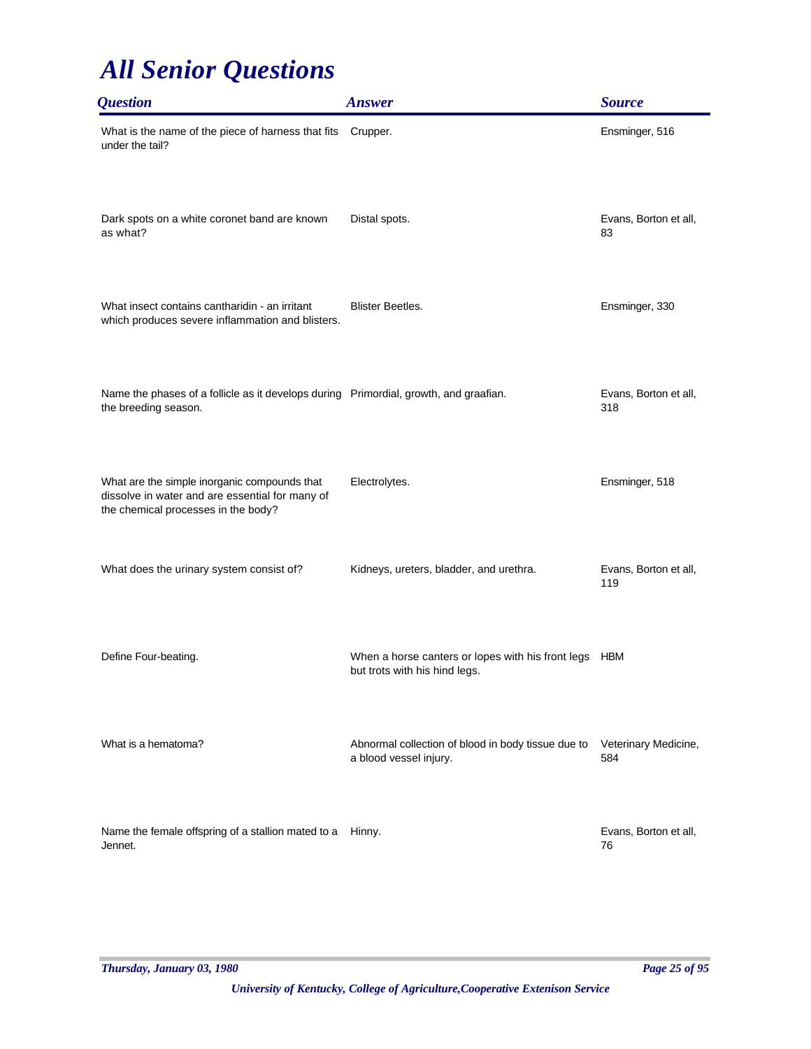# *All Senior Questions*

| *Question* | *Answer* | *Source* |
|---|---|---|
| What is the name of the piece of harness that fits under the tail? | Crupper. | Ensminger, 516 |
| Dark spots on a white coronet band are known as what? | Distal spots. | Evans, Borton et all, 83 |
| What insect contains cantharidin - an irritant which produces severe inflammation and blisters. | Blister Beetles. | Ensminger, 330 |
| Name the phases of a follicle as it develops during the breeding season. | Primordial, growth, and graafian. | Evans, Borton et all, 318 |
| What are the simple inorganic compounds that dissolve in water and are essential for many of the chemical processes in the body? | Electrolytes. | Ensminger, 518 |
| What does the urinary system consist of? | Kidneys, ureters, bladder, and urethra. | Evans, Borton et all, 119 |
| Define Four-beating. | When a horse canters or lopes with his front legs but trots with his hind legs. | HBM |
| What is a hematoma? | Abnormal collection of blood in body tissue due to a blood vessel injury. | Veterinary Medicine, 584 |
| Name the female offspring of a stallion mated to a Jennet. | Hinny. | Evans, Borton et all, 76 |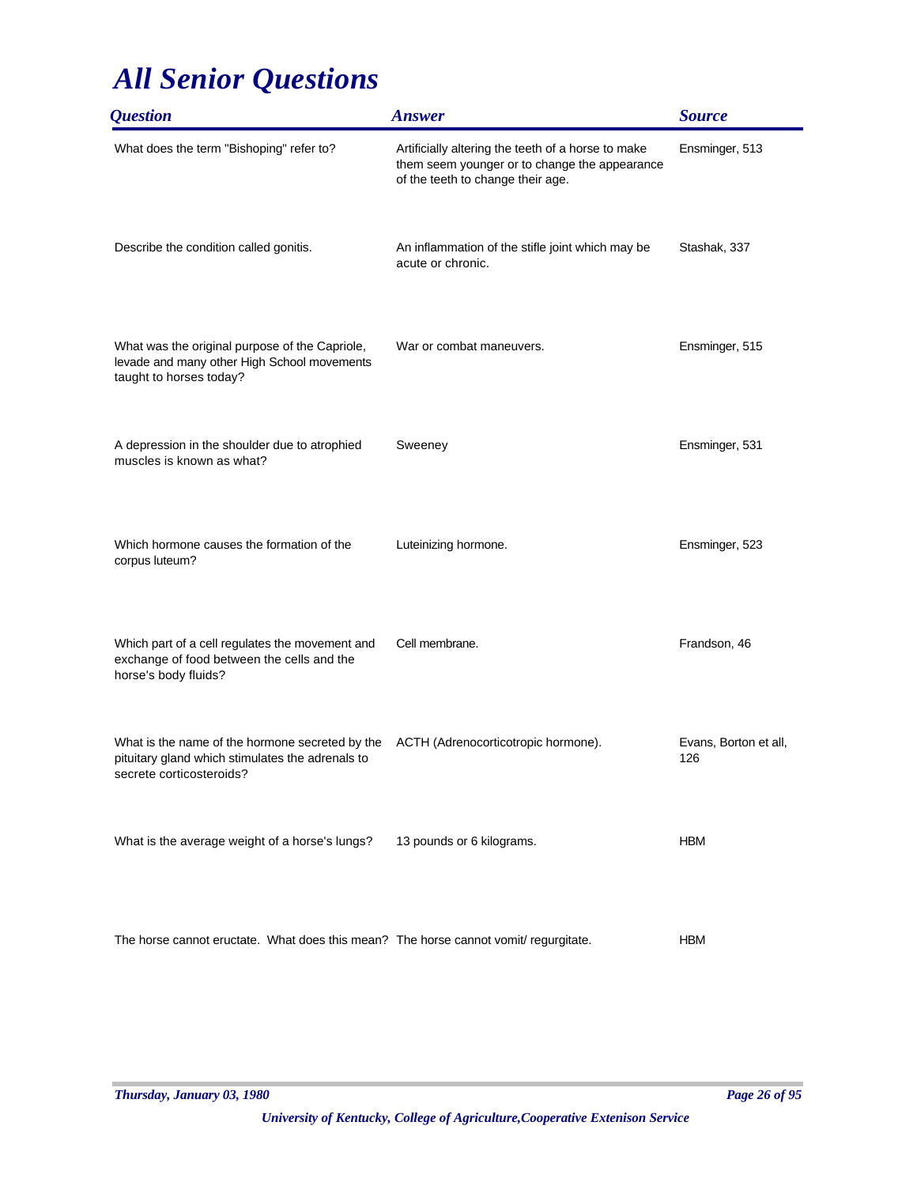# All Senior Questions

| Question | Answer | Source |
|---|---|---|
| What does the term "Bishoping" refer to? | Artificially altering the teeth of a horse to make them seem younger or to change the appearance of the teeth to change their age. | Ensminger, 513 |
| Describe the condition called gonitis. | An inflammation of the stifle joint which may be acute or chronic. | Stashak, 337 |
| What was the original purpose of the Capriole, levade and many other High School movements taught to horses today? | War or combat maneuvers. | Ensminger, 515 |
| A depression in the shoulder due to atrophied muscles is known as what? | Sweeney | Ensminger, 531 |
| Which hormone causes the formation of the corpus luteum? | Luteinizing hormone. | Ensminger, 523 |
| Which part of a cell regulates the movement and exchange of food between the cells and the horse's body fluids? | Cell membrane. | Frandson, 46 |
| What is the name of the hormone secreted by the pituitary gland which stimulates the adrenals to secrete corticosteroids? | ACTH (Adrenocorticotropic hormone). | Evans, Borton et all, 126 |
| What is the average weight of a horse's lungs? | 13 pounds or 6 kilograms. | HBM |
| The horse cannot eructate. What does this mean? | The horse cannot vomit/ regurgitate. | HBM |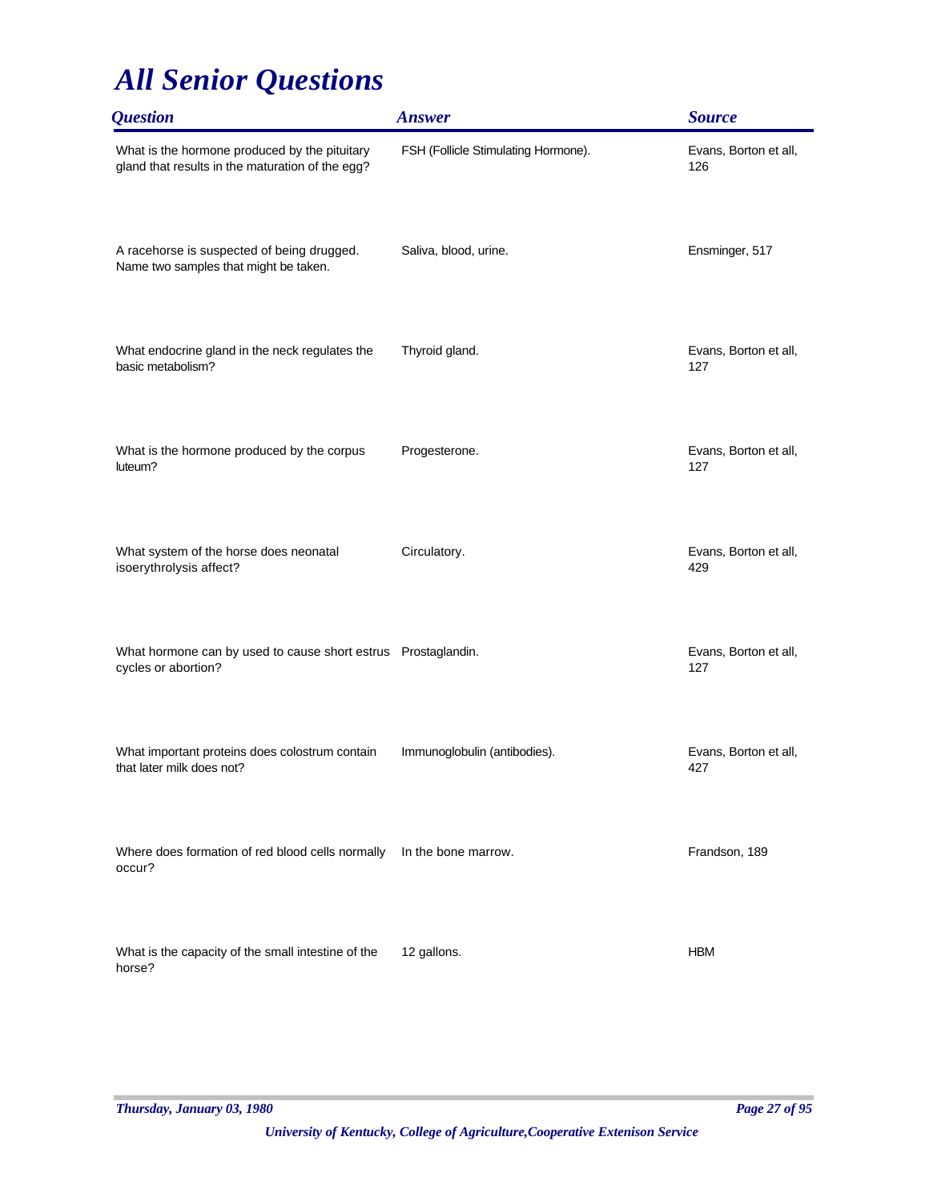# *All Senior Questions*

| Question | Answer | Source |
| --- | --- | --- |
| What is the hormone produced by the pituitary gland that results in the maturation of the egg? | FSH (Follicle Stimulating Hormone). | Evans, Borton et all, 126 |
| A racehorse is suspected of being drugged. Name two samples that might be taken. | Saliva, blood, urine. | Ensminger, 517 |
| What endocrine gland in the neck regulates the basic metabolism? | Thyroid gland. | Evans, Borton et all, 127 |
| What is the hormone produced by the corpus luteum? | Progesterone. | Evans, Borton et all, 127 |
| What system of the horse does neonatal isoerythrolysis affect? | Circulatory. | Evans, Borton et all, 429 |
| What hormone can by used to cause short estrus cycles or abortion? | Prostaglandin. | Evans, Borton et all, 127 |
| What important proteins does colostrum contain that later milk does not? | Immunoglobulin (antibodies). | Evans, Borton et all, 427 |
| Where does formation of red blood cells normally occur? | In the bone marrow. | Frandson, 189 |
| What is the capacity of the small intestine of the horse? | 12 gallons. | HBM |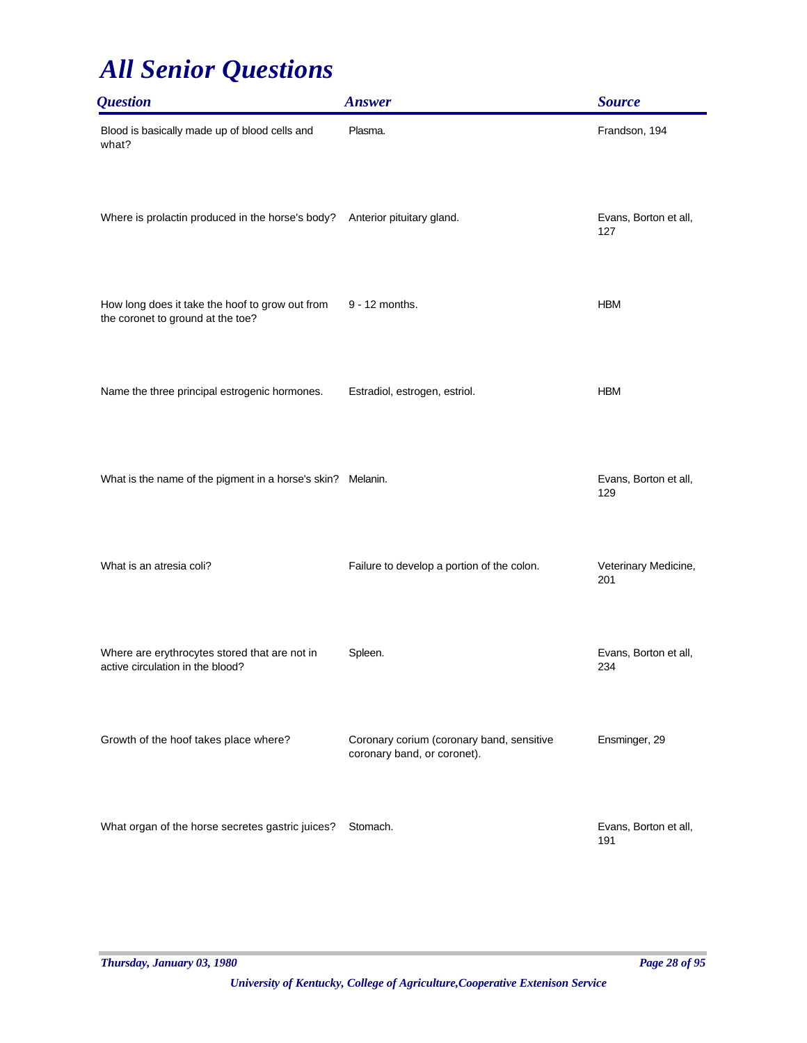# *All Senior Questions*

| *Question* | *Answer* | *Source* |
|---|---|---|
| Blood is basically made up of blood cells and what? | Plasma. | Frandson, 194 |
| Where is prolactin produced in the horse's body? | Anterior pituitary gland. | Evans, Borton et all, 127 |
| How long does it take the hoof to grow out from the coronet to ground at the toe? | 9 - 12 months. | HBM |
| Name the three principal estrogenic hormones. | Estradiol, estrogen, estriol. | HBM |
| What is the name of the pigment in a horse's skin? | Melanin. | Evans, Borton et all, 129 |
| What is an atresia coli? | Failure to develop a portion of the colon. | Veterinary Medicine, 201 |
| Where are erythrocytes stored that are not in active circulation in the blood? | Spleen. | Evans, Borton et all, 234 |
| Growth of the hoof takes place where? | Coronary corium (coronary band, sensitive coronary band, or coronet). | Ensminger, 29 |
| What organ of the horse secretes gastric juices? | Stomach. | Evans, Borton et all, 191 |

*Thursday, January 03, 1980*

*University of Kentucky, College of Agriculture,Cooperative Extenison Service*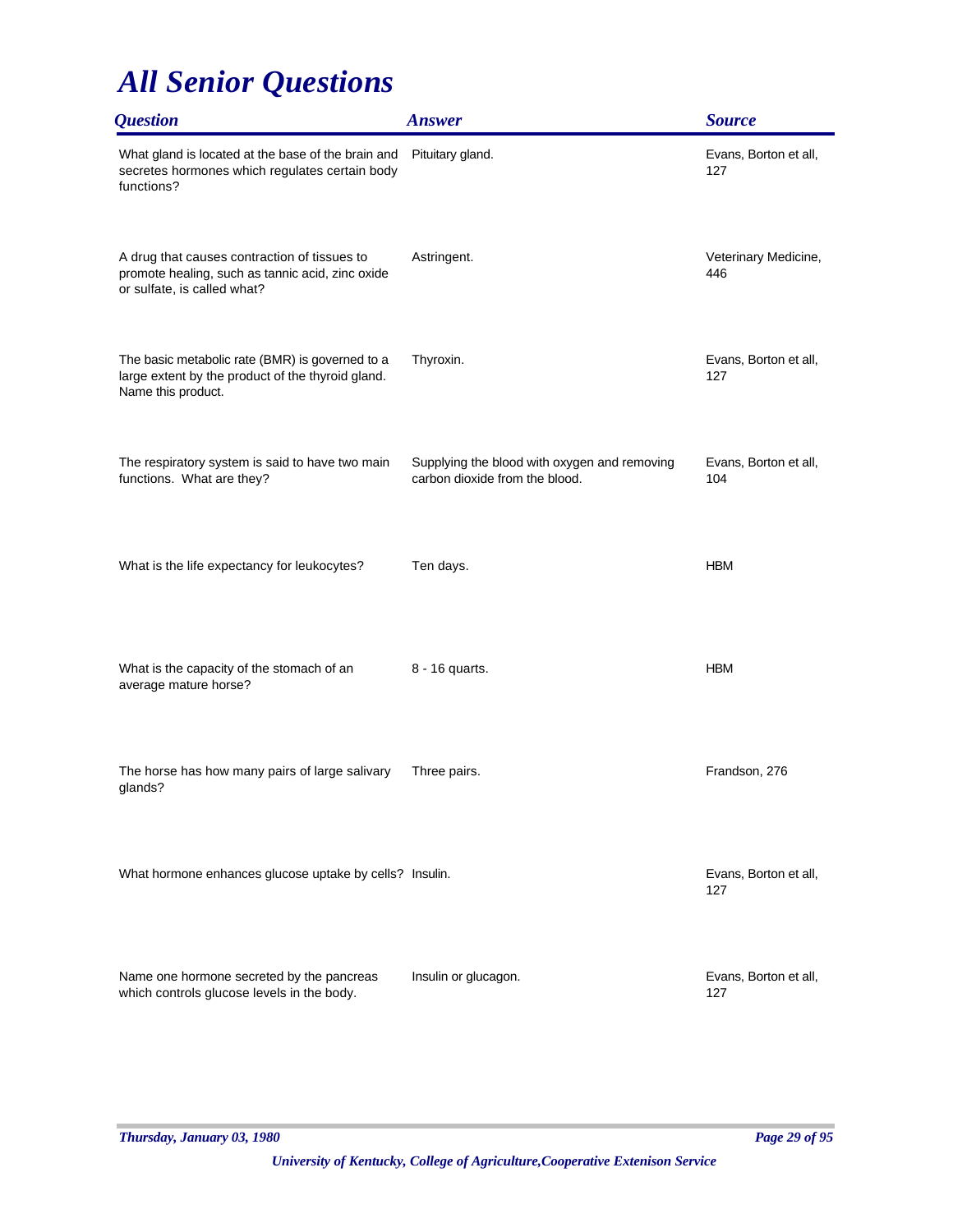# All Senior Questions

| Question | Answer | Source |
| --- | --- | --- |
| What gland is located at the base of the brain and secretes hormones which regulates certain body functions? | Pituitary gland. | Evans, Borton et all, 127 |
| A drug that causes contraction of tissues to promote healing, such as tannic acid, zinc oxide or sulfate, is called what? | Astringent. | Veterinary Medicine, 446 |
| The basic metabolic rate (BMR) is governed to a large extent by the product of the thyroid gland. Name this product. | Thyroxin. | Evans, Borton et all, 127 |
| The respiratory system is said to have two main functions. What are they? | Supplying the blood with oxygen and removing carbon dioxide from the blood. | Evans, Borton et all, 104 |
| What is the life expectancy for leukocytes? | Ten days. | HBM |
| What is the capacity of the stomach of an average mature horse? | 8 - 16 quarts. | HBM |
| The horse has how many pairs of large salivary glands? | Three pairs. | Frandson, 276 |
| What hormone enhances glucose uptake by cells? | Insulin. | Evans, Borton et all, 127 |
| Name one hormone secreted by the pancreas which controls glucose levels in the body. | Insulin or glucagon. | Evans, Borton et all, 127 |

*University of Kentucky, College of Agriculture,Cooperative Extenison Service*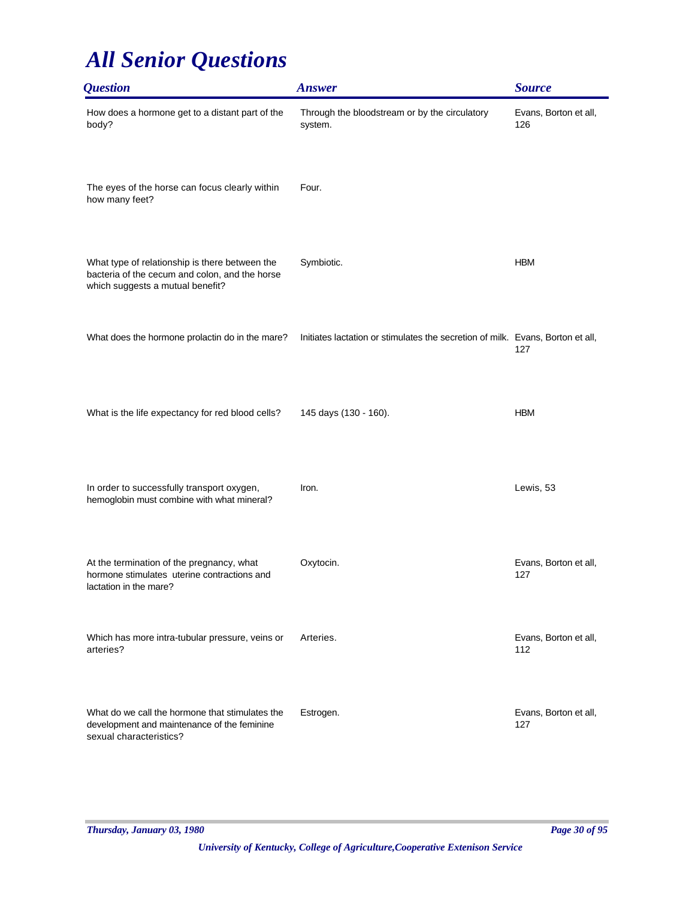# All Senior Questions

| Question | Answer | Source |
| --- | --- | --- |
| How does a hormone get to a distant part of the body? | Through the bloodstream or by the circulatory system. | Evans, Borton et all, 126 |
| The eyes of the horse can focus clearly within how many feet? | Four. | |
| What type of relationship is there between the bacteria of the cecum and colon, and the horse which suggests a mutual benefit? | Symbiotic. | HBM |
| What does the hormone prolactin do in the mare? | Initiates lactation or stimulates the secretion of milk. | Evans, Borton et all, 127 |
| What is the life expectancy for red blood cells? | 145 days (130 - 160). | HBM |
| In order to successfully transport oxygen, hemoglobin must combine with what mineral? | Iron. | Lewis, 53 |
| At the termination of the pregnancy, what hormone stimulates uterine contractions and lactation in the mare? | Oxytocin. | Evans, Borton et all, 127 |
| Which has more intra-tubular pressure, veins or arteries? | Arteries. | Evans, Borton et all, 112 |
| What do we call the hormone that stimulates the development and maintenance of the feminine sexual characteristics? | Estrogen. | Evans, Borton et all, 127 |

*Thursday, January 03, 1980*

*University of Kentucky, College of Agriculture,Cooperative Extenison Service*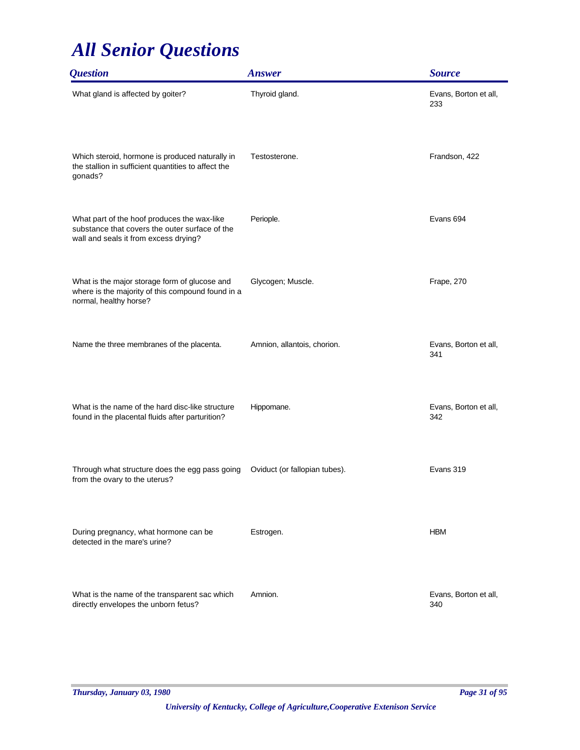# All Senior Questions

| Question | Answer | Source |
| --- | --- | --- |
| What gland is affected by goiter? | Thyroid gland. | Evans, Borton et all, 233 |
| Which steroid, hormone is produced naturally in the stallion in sufficient quantities to affect the gonads? | Testosterone. | Frandson, 422 |
| What part of the hoof produces the wax-like substance that covers the outer surface of the wall and seals it from excess drying? | Periople. | Evans 694 |
| What is the major storage form of glucose and where is the majority of this compound found in a normal, healthy horse? | Glycogen; Muscle. | Frape, 270 |
| Name the three membranes of the placenta. | Amnion, allantois, chorion. | Evans, Borton et all, 341 |
| What is the name of the hard disc-like structure found in the placental fluids after parturition? | Hippomane. | Evans, Borton et all, 342 |
| Through what structure does the egg pass going from the ovary to the uterus? | Oviduct (or fallopian tubes). | Evans 319 |
| During pregnancy, what hormone can be detected in the mare's urine? | Estrogen. | HBM |
| What is the name of the transparent sac which directly envelopes the unborn fetus? | Amnion. | Evans, Borton et all, 340 |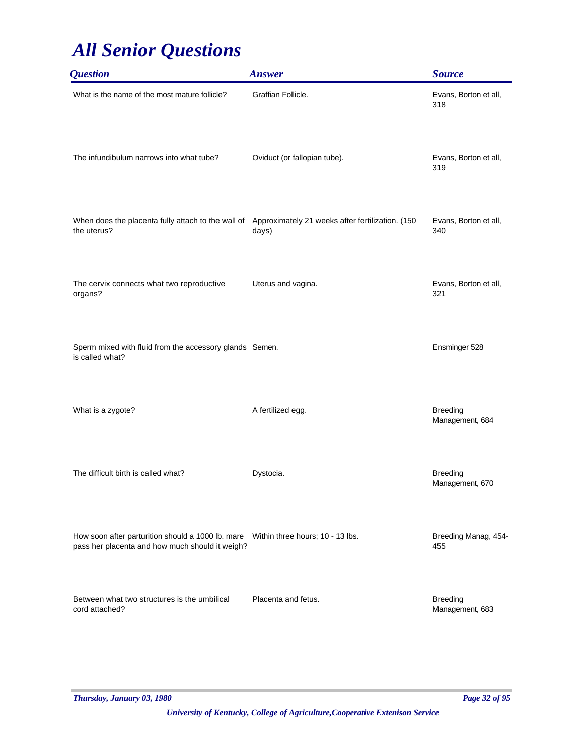# *All Senior Questions*

| *Question* | *Answer* | *Source* |
|---|---|---|
| What is the name of the most mature follicle? | Graffian Follicle. | Evans, Borton et all, 318 |
| The infundibulum narrows into what tube? | Oviduct (or fallopian tube). | Evans, Borton et all, 319 |
| When does the placenta fully attach to the wall of the uterus? | Approximately 21 weeks after fertilization. (150 days) | Evans, Borton et all, 340 |
| The cervix connects what two reproductive organs? | Uterus and vagina. | Evans, Borton et all, 321 |
| Sperm mixed with fluid from the accessory glands is called what? | Semen. | Ensminger 528 |
| What is a zygote? | A fertilized egg. | Breeding Management, 684 |
| The difficult birth is called what? | Dystocia. | Breeding Management, 670 |
| How soon after parturition should a 1000 lb. mare pass her placenta and how much should it weigh? | Within three hours; 10 - 13 lbs. | Breeding Manag, 454-455 |
| Between what two structures is the umbilical cord attached? | Placenta and fetus. | Breeding Management, 683 |

*University of Kentucky, College of Agriculture,Cooperative Extenison Service*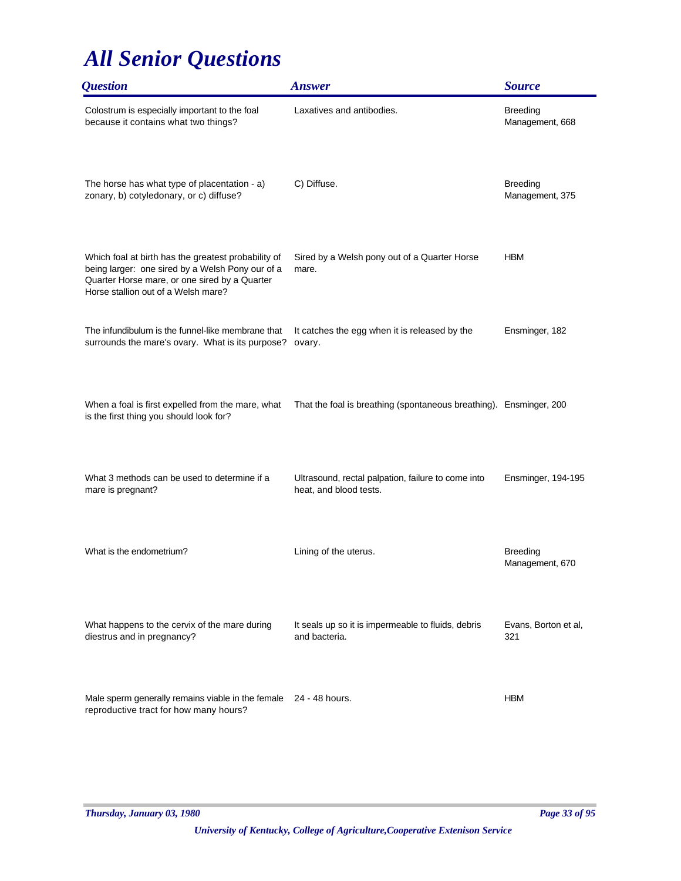# All Senior Questions

| Question | Answer | Source |
|---|---|---|
| Colostrum is especially important to the foal because it contains what two things? | Laxatives and antibodies. | Breeding Management, 668 |
| The horse has what type of placentation - a) zonary, b) cotyledonary, or c) diffuse? | C) Diffuse. | Breeding Management, 375 |
| Which foal at birth has the greatest probability of being larger: one sired by a Welsh Pony our of a Quarter Horse mare, or one sired by a Quarter Horse stallion out of a Welsh mare? | Sired by a Welsh pony out of a Quarter Horse mare. | HBM |
| The infundibulum is the funnel-like membrane that surrounds the mare's ovary. What is its purpose? | It catches the egg when it is released by the ovary. | Ensminger, 182 |
| When a foal is first expelled from the mare, what is the first thing you should look for? | That the foal is breathing (spontaneous breathing). | Ensminger, 200 |
| What 3 methods can be used to determine if a mare is pregnant? | Ultrasound, rectal palpation, failure to come into heat, and blood tests. | Ensminger, 194-195 |
| What is the endometrium? | Lining of the uterus. | Breeding Management, 670 |
| What happens to the cervix of the mare during diestrus and in pregnancy? | It seals up so it is impermeable to fluids, debris and bacteria. | Evans, Borton et al, 321 |
| Male sperm generally remains viable in the female reproductive tract for how many hours? | 24 - 48 hours. | HBM |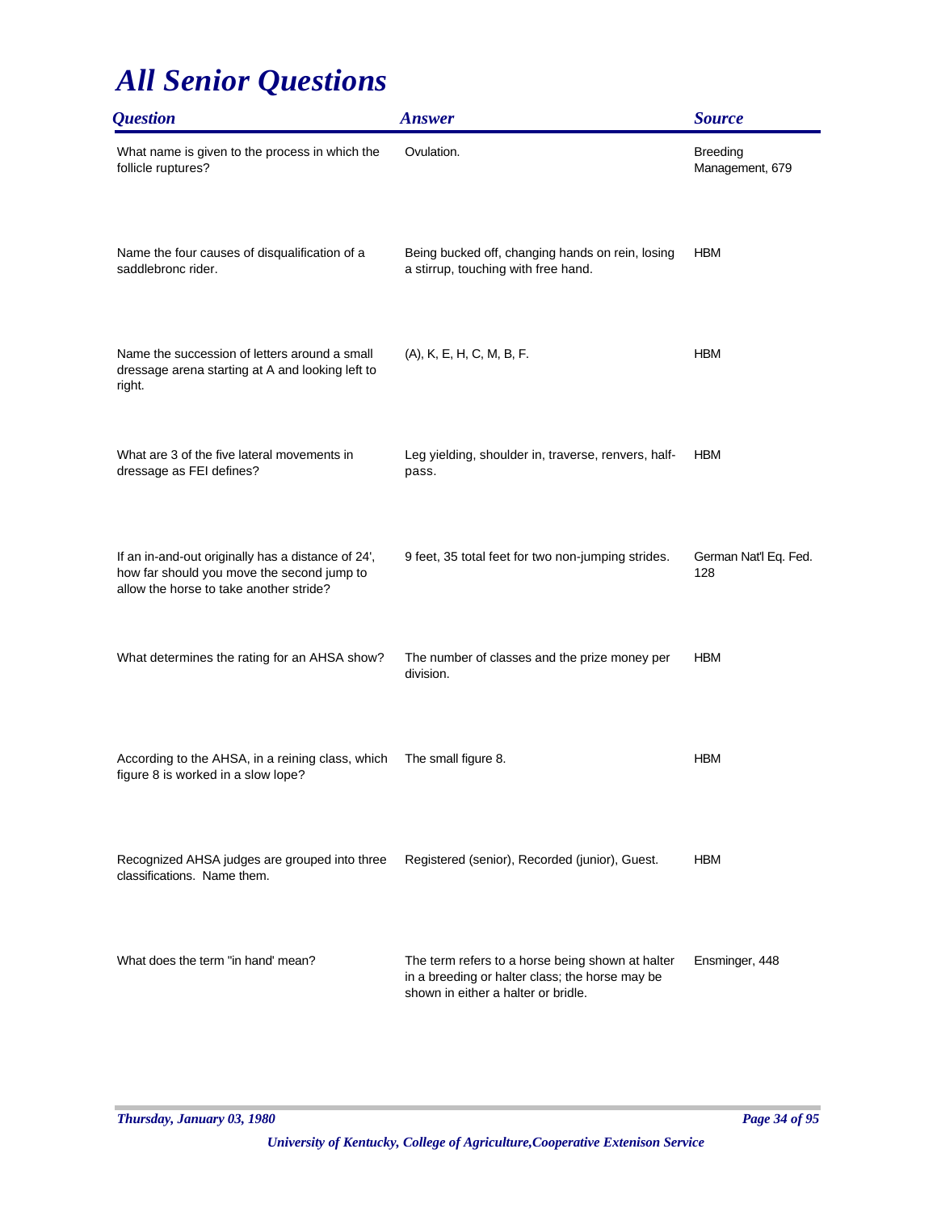# All Senior Questions

| Question | Answer | Source |
|---|---|---|
| What name is given to the process in which the follicle ruptures? | Ovulation. | Breeding Management, 679 |
| Name the four causes of disqualification of a saddlebronc rider. | Being bucked off, changing hands on rein, losing a stirrup, touching with free hand. | HBM |
| Name the succession of letters around a small dressage arena starting at A and looking left to right. | (A), K, E, H, C, M, B, F. | HBM |
| What are 3 of the five lateral movements in dressage as FEI defines? | Leg yielding, shoulder in, traverse, renvers, half-pass. | HBM |
| If an in-and-out originally has a distance of 24', how far should you move the second jump to allow the horse to take another stride? | 9 feet, 35 total feet for two non-jumping strides. | German Nat'l Eq. Fed. 128 |
| What determines the rating for an AHSA show? | The number of classes and the prize money per division. | HBM |
| According to the AHSA, in a reining class, which figure 8 is worked in a slow lope? | The small figure 8. | HBM |
| Recognized AHSA judges are grouped into three classifications. Name them. | Registered (senior), Recorded (junior), Guest. | HBM |
| What does the term "in hand' mean? | The term refers to a horse being shown at halter in a breeding or halter class; the horse may be shown in either a halter or bridle. | Ensminger, 448 |

*Thursday, January 03, 1980*

*University of Kentucky, College of Agriculture,Cooperative Extenison Service*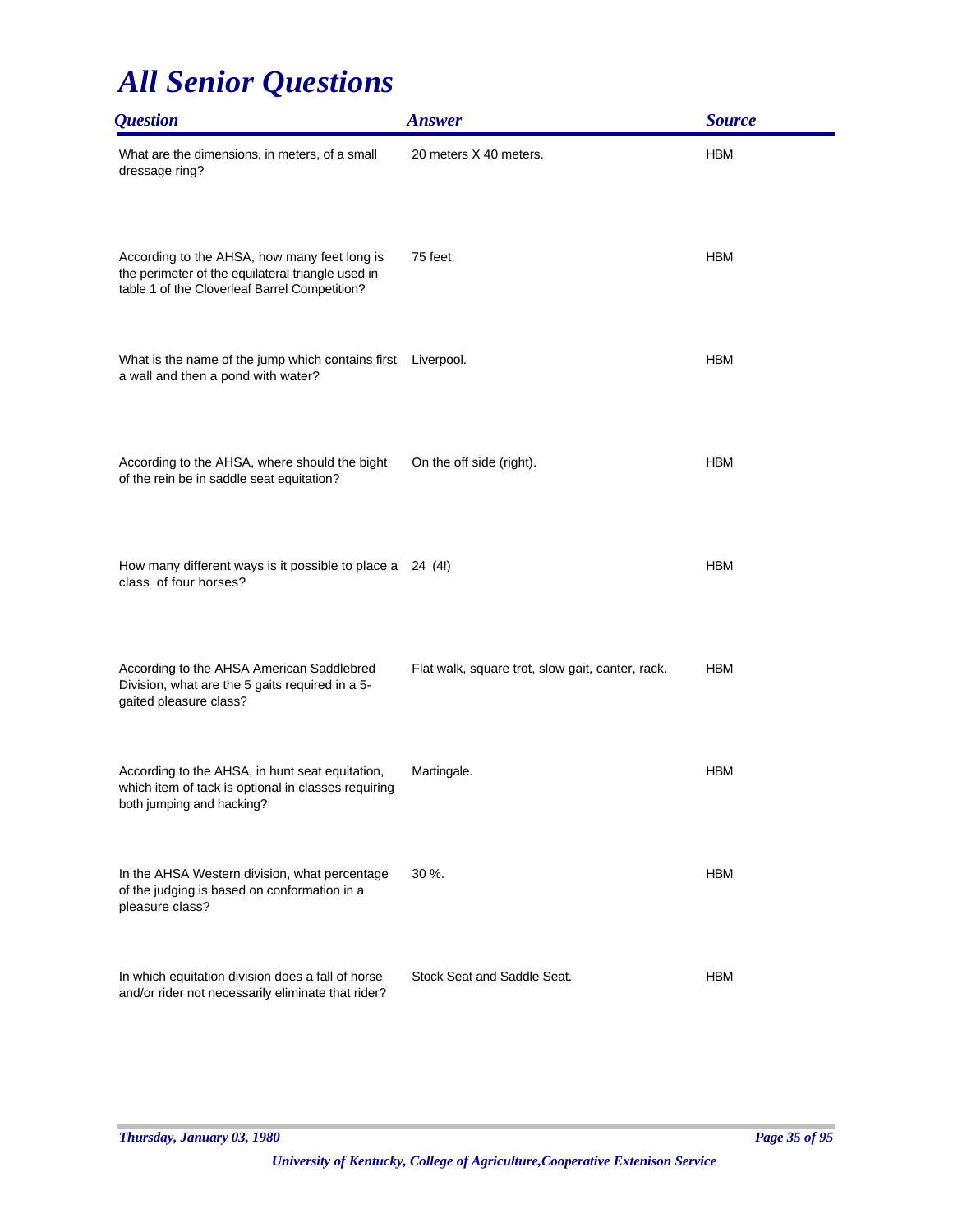# *All Senior Questions*

| *Question* | *Answer* | *Source* |
|---|---|---|
| What are the dimensions, in meters, of a small dressage ring? | 20 meters X 40 meters. | HBM |
| According to the AHSA, how many feet long is the perimeter of the equilateral triangle used in table 1 of the Cloverleaf Barrel Competition? | 75 feet. | HBM |
| What is the name of the jump which contains first a wall and then a pond with water? | Liverpool. | HBM |
| According to the AHSA, where should the bight of the rein be in saddle seat equitation? | On the off side (right). | HBM |
| How many different ways is it possible to place a class of four horses? | 24 (4!) | HBM |
| According to the AHSA American Saddlebred Division, what are the 5 gaits required in a 5-gaited pleasure class? | Flat walk, square trot, slow gait, canter, rack. | HBM |
| According to the AHSA, in hunt seat equitation, which item of tack is optional in classes requiring both jumping and hacking? | Martingale. | HBM |
| In the AHSA Western division, what percentage of the judging is based on conformation in a pleasure class? | 30 %. | HBM |
| In which equitation division does a fall of horse and/or rider not necessarily eliminate that rider? | Stock Seat and Saddle Seat. | HBM |

*Thursday, January 03, 1980*

*University of Kentucky, College of Agriculture,Cooperative Extenison Service*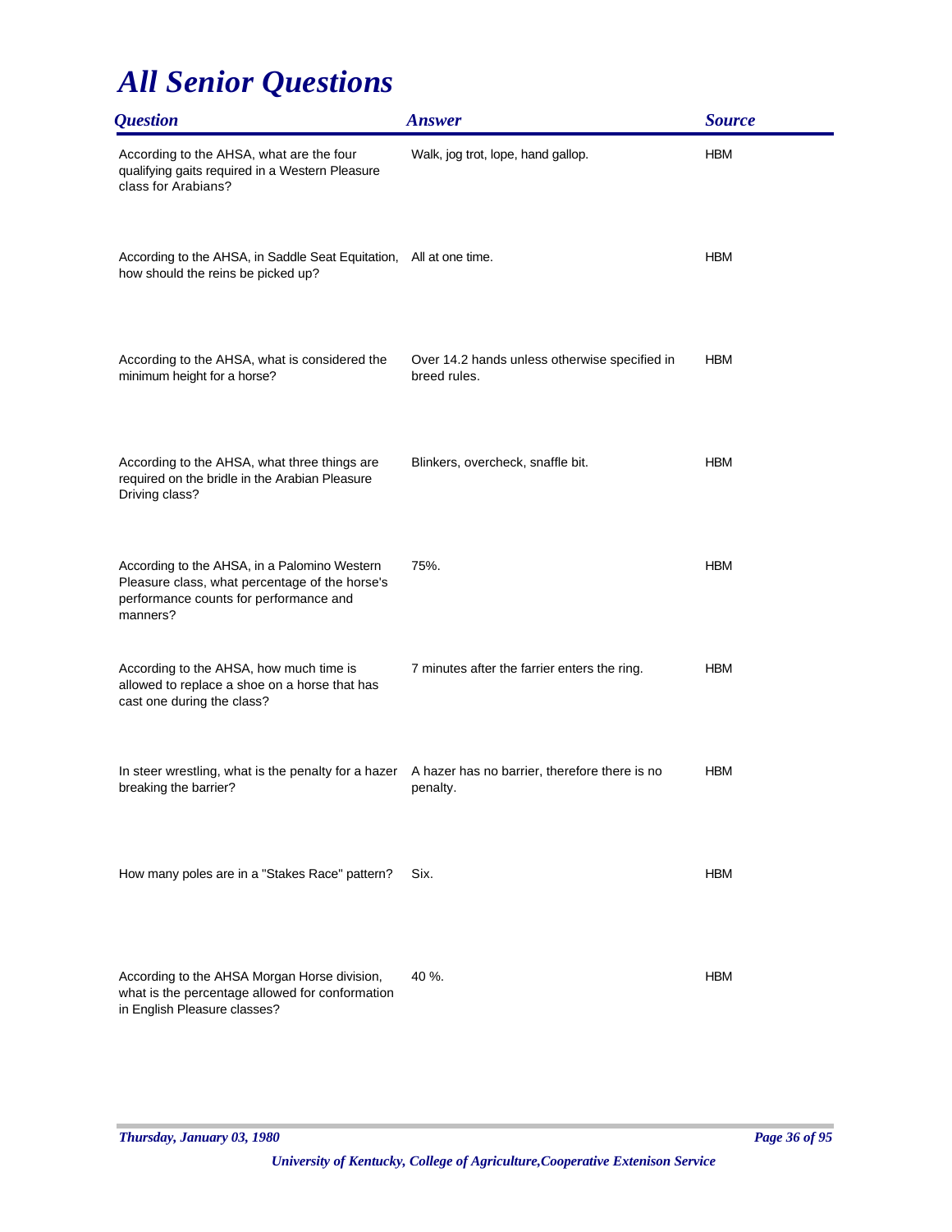# All Senior Questions

| Question | Answer | Source |
|---|---|---|
| According to the AHSA, what are the four qualifying gaits required in a Western Pleasure class for Arabians? | Walk, jog trot, lope, hand gallop. | HBM |
| According to the AHSA, in Saddle Seat Equitation, how should the reins be picked up? | All at one time. | HBM |
| According to the AHSA, what is considered the minimum height for a horse? | Over 14.2 hands unless otherwise specified in breed rules. | HBM |
| According to the AHSA, what three things are required on the bridle in the Arabian Pleasure Driving class? | Blinkers, overcheck, snaffle bit. | HBM |
| According to the AHSA, in a Palomino Western Pleasure class, what percentage of the horse's performance counts for performance and manners? | 75%. | HBM |
| According to the AHSA, how much time is allowed to replace a shoe on a horse that has cast one during the class? | 7 minutes after the farrier enters the ring. | HBM |
| In steer wrestling, what is the penalty for a hazer breaking the barrier? | A hazer has no barrier, therefore there is no penalty. | HBM |
| How many poles are in a "Stakes Race" pattern? | Six. | HBM |
| According to the AHSA Morgan Horse division, what is the percentage allowed for conformation in English Pleasure classes? | 40 %. | HBM |

*Thursday, January 03, 1980*

*University of Kentucky, College of Agriculture,Cooperative Extenison Service*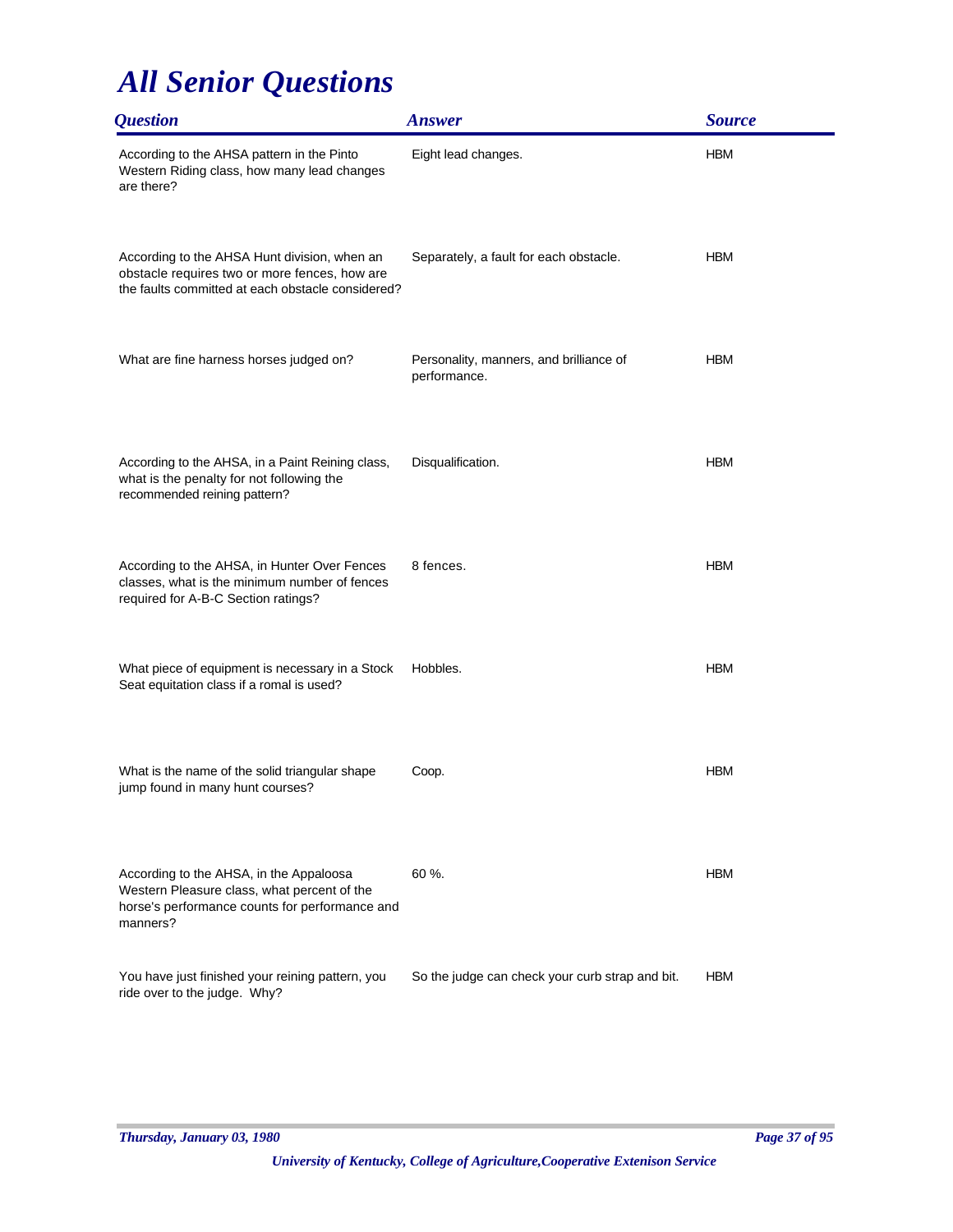# All Senior Questions

| Question | Answer | Source |
|---|---|---|
| According to the AHSA pattern in the Pinto Western Riding class, how many lead changes are there? | Eight lead changes. | HBM |
| According to the AHSA Hunt division, when an obstacle requires two or more fences, how are the faults committed at each obstacle considered? | Separately, a fault for each obstacle. | HBM |
| What are fine harness horses judged on? | Personality, manners, and brilliance of performance. | HBM |
| According to the AHSA, in a Paint Reining class, what is the penalty for not following the recommended reining pattern? | Disqualification. | HBM |
| According to the AHSA, in Hunter Over Fences classes, what is the minimum number of fences required for A-B-C Section ratings? | 8 fences. | HBM |
| What piece of equipment is necessary in a Stock Seat equitation class if a romal is used? | Hobbles. | HBM |
| What is the name of the solid triangular shape jump found in many hunt courses? | Coop. | HBM |
| According to the AHSA, in the Appaloosa Western Pleasure class, what percent of the horse's performance counts for performance and manners? | 60 %. | HBM |
| You have just finished your reining pattern, you ride over to the judge. Why? | So the judge can check your curb strap and bit. | HBM |

*Thursday, January 03, 1980*

*University of Kentucky, College of Agriculture,Cooperative Extenison Service*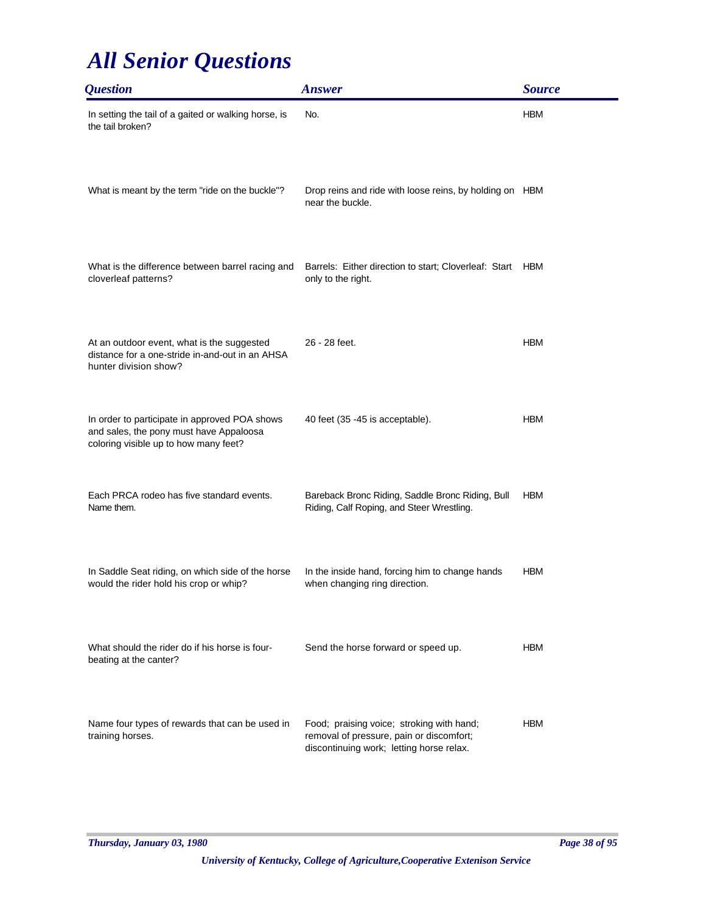# *All Senior Questions*

| *Question* | *Answer* | *Source* |
|---|---|---|
| In setting the tail of a gaited or walking horse, is the tail broken? | No. | HBM |
| What is meant by the term "ride on the buckle"? | Drop reins and ride with loose reins, by holding on near the buckle. | HBM |
| What is the difference between barrel racing and cloverleaf patterns? | Barrels: Either direction to start; Cloverleaf: Start only to the right. | HBM |
| At an outdoor event, what is the suggested distance for a one-stride in-and-out in an AHSA hunter division show? | 26 - 28 feet. | HBM |
| In order to participate in approved POA shows and sales, the pony must have Appaloosa coloring visible up to how many feet? | 40 feet (35 -45 is acceptable). | HBM |
| Each PRCA rodeo has five standard events. Name them. | Bareback Bronc Riding, Saddle Bronc Riding, Bull Riding, Calf Roping, and Steer Wrestling. | HBM |
| In Saddle Seat riding, on which side of the horse would the rider hold his crop or whip? | In the inside hand, forcing him to change hands when changing ring direction. | HBM |
| What should the rider do if his horse is four-beating at the canter? | Send the horse forward or speed up. | HBM |
| Name four types of rewards that can be used in training horses. | Food; praising voice; stroking with hand; removal of pressure, pain or discomfort; discontinuing work; letting horse relax. | HBM |

*Thursday, January 03, 1980*

*University of Kentucky, College of Agriculture,Cooperative Extenison Service*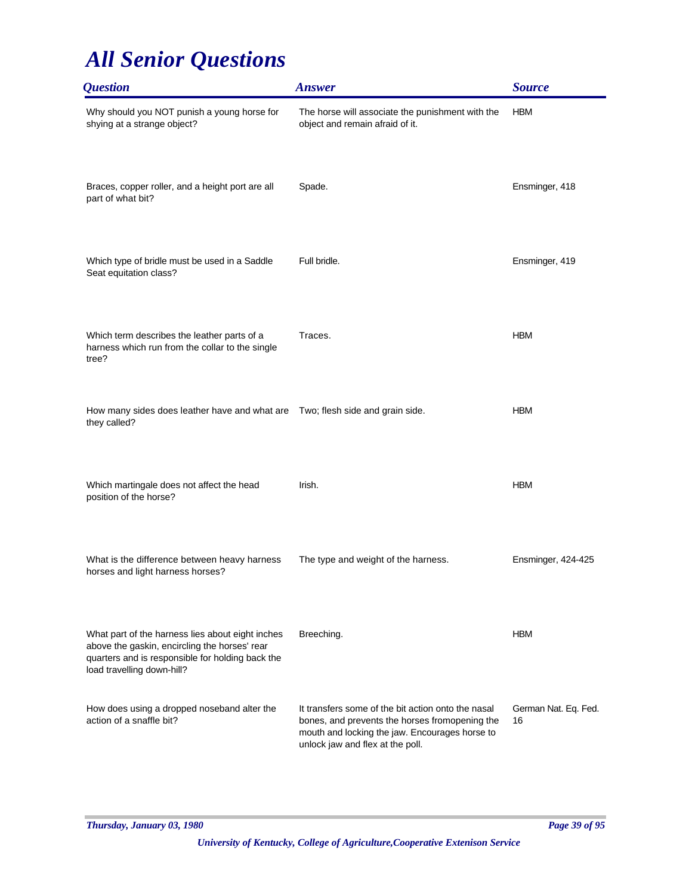# All Senior Questions

| Question | Answer | Source |
|---|---|---|
| Why should you NOT punish a young horse for shying at a strange object? | The horse will associate the punishment with the object and remain afraid of it. | HBM |
| Braces, copper roller, and a height port are all part of what bit? | Spade. | Ensminger, 418 |
| Which type of bridle must be used in a Saddle Seat equitation class? | Full bridle. | Ensminger, 419 |
| Which term describes the leather parts of a harness which run from the collar to the single tree? | Traces. | HBM |
| How many sides does leather have and what are they called? | Two; flesh side and grain side. | HBM |
| Which martingale does not affect the head position of the horse? | Irish. | HBM |
| What is the difference between heavy harness horses and light harness horses? | The type and weight of the harness. | Ensminger, 424-425 |
| What part of the harness lies about eight inches above the gaskin, encircling the horses' rear quarters and is responsible for holding back the load travelling down-hill? | Breeching. | HBM |
| How does using a dropped noseband alter the action of a snaffle bit? | It transfers some of the bit action onto the nasal bones, and prevents the horses fromopening the mouth and locking the jaw. Encourages horse to unlock jaw and flex at the poll. | German Nat. Eq. Fed. 16 |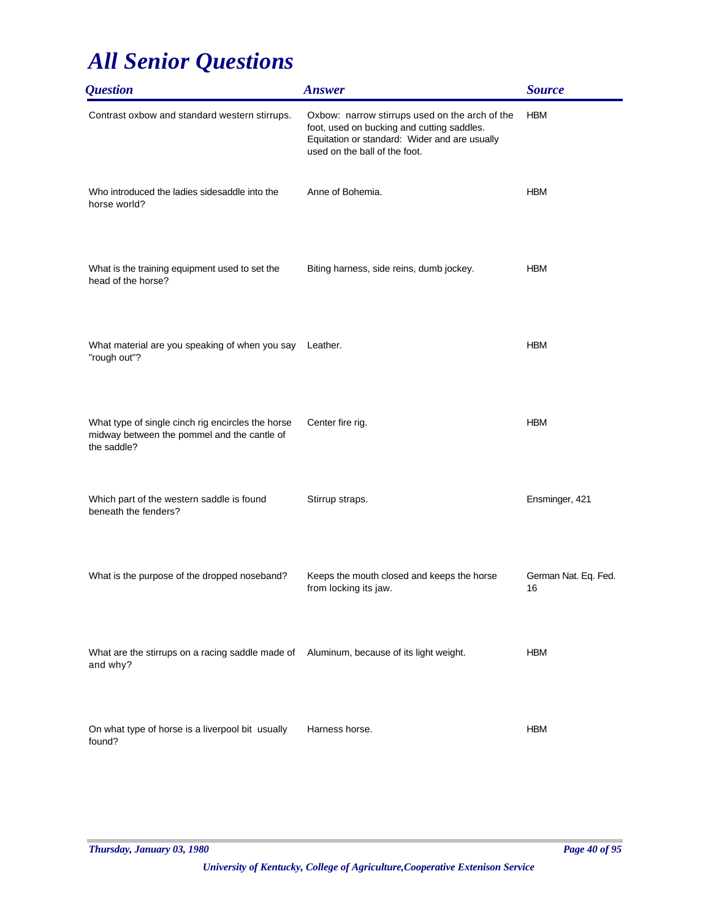# *All Senior Questions*

| *Question* | *Answer* | *Source* |
|---|---|---|
| Contrast oxbow and standard western stirrups. | Oxbow: narrow stirrups used on the arch of the foot, used on bucking and cutting saddles. Equitation or standard: Wider and are usually used on the ball of the foot. | HBM |
| Who introduced the ladies sidesaddle into the horse world? | Anne of Bohemia. | HBM |
| What is the training equipment used to set the head of the horse? | Biting harness, side reins, dumb jockey. | HBM |
| What material are you speaking of when you say "rough out"? | Leather. | HBM |
| What type of single cinch rig encircles the horse midway between the pommel and the cantle of the saddle? | Center fire rig. | HBM |
| Which part of the western saddle is found beneath the fenders? | Stirrup straps. | Ensminger, 421 |
| What is the purpose of the dropped noseband? | Keeps the mouth closed and keeps the horse from locking its jaw. | German Nat. Eq. Fed. 16 |
| What are the stirrups on a racing saddle made of and why? | Aluminum, because of its light weight. | HBM |
| On what type of horse is a liverpool bit usually found? | Harness horse. | HBM |

*Thursday, January 03, 1980*

*University of Kentucky, College of Agriculture,Cooperative Extenison Service*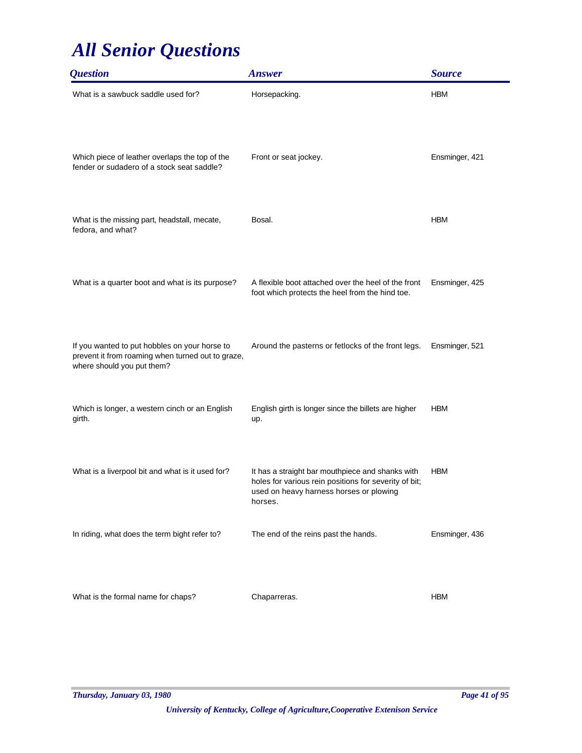# All Senior Questions

| Question | Answer | Source |
|---|---|---|
| What is a sawbuck saddle used for? | Horsepacking. | HBM |
| Which piece of leather overlaps the top of the fender or sudadero of a stock seat saddle? | Front or seat jockey. | Ensminger, 421 |
| What is the missing part, headstall, mecate, fedora, and what? | Bosal. | HBM |
| What is a quarter boot and what is its purpose? | A flexible boot attached over the heel of the front foot which protects the heel from the hind toe. | Ensminger, 425 |
| If you wanted to put hobbles on your horse to prevent it from roaming when turned out to graze, where should you put them? | Around the pasterns or fetlocks of the front legs. | Ensminger, 521 |
| Which is longer, a western cinch or an English girth. | English girth is longer since the billets are higher up. | HBM |
| What is a liverpool bit and what is it used for? | It has a straight bar mouthpiece and shanks with holes for various rein positions for severity of bit; used on heavy harness horses or plowing horses. | HBM |
| In riding, what does the term bight refer to? | The end of the reins past the hands. | Ensminger, 436 |
| What is the formal name for chaps? | Chaparreras. | HBM |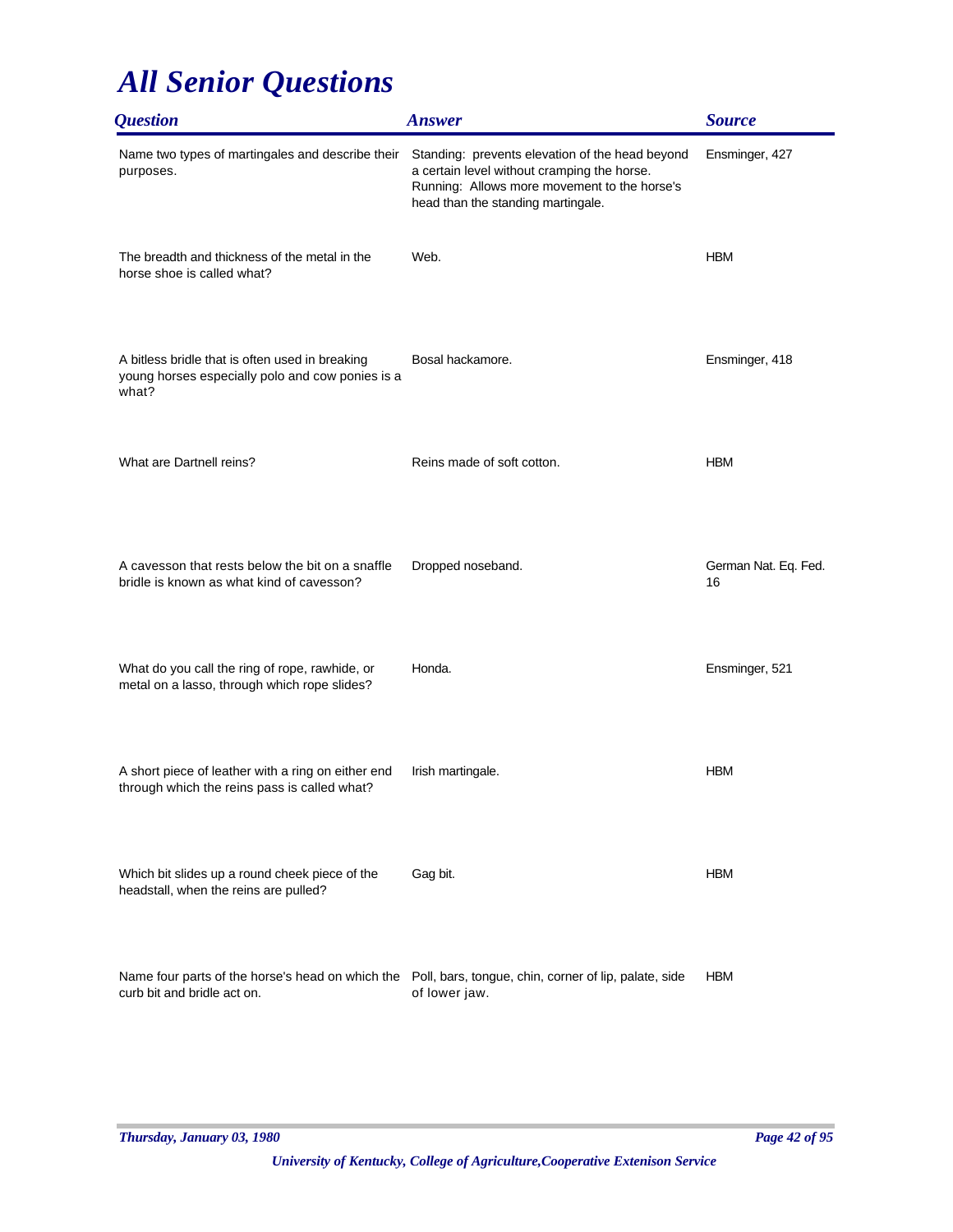# All Senior Questions

| Question | Answer | Source |
|---|---|---|
| Name two types of martingales and describe their purposes. | Standing: prevents elevation of the head beyond a certain level without cramping the horse. Running: Allows more movement to the horse's head than the standing martingale. | Ensminger, 427 |
| The breadth and thickness of the metal in the horse shoe is called what? | Web. | HBM |
| A bitless bridle that is often used in breaking young horses especially polo and cow ponies is a what? | Bosal hackamore. | Ensminger, 418 |
| What are Dartnell reins? | Reins made of soft cotton. | HBM |
| A cavesson that rests below the bit on a snaffle bridle is known as what kind of cavesson? | Dropped noseband. | German Nat. Eq. Fed. 16 |
| What do you call the ring of rope, rawhide, or metal on a lasso, through which rope slides? | Honda. | Ensminger, 521 |
| A short piece of leather with a ring on either end through which the reins pass is called what? | Irish martingale. | HBM |
| Which bit slides up a round cheek piece of the headstall, when the reins are pulled? | Gag bit. | HBM |
| Name four parts of the horse's head on which the curb bit and bridle act on. | Poll, bars, tongue, chin, corner of lip, palate, side of lower jaw. | HBM |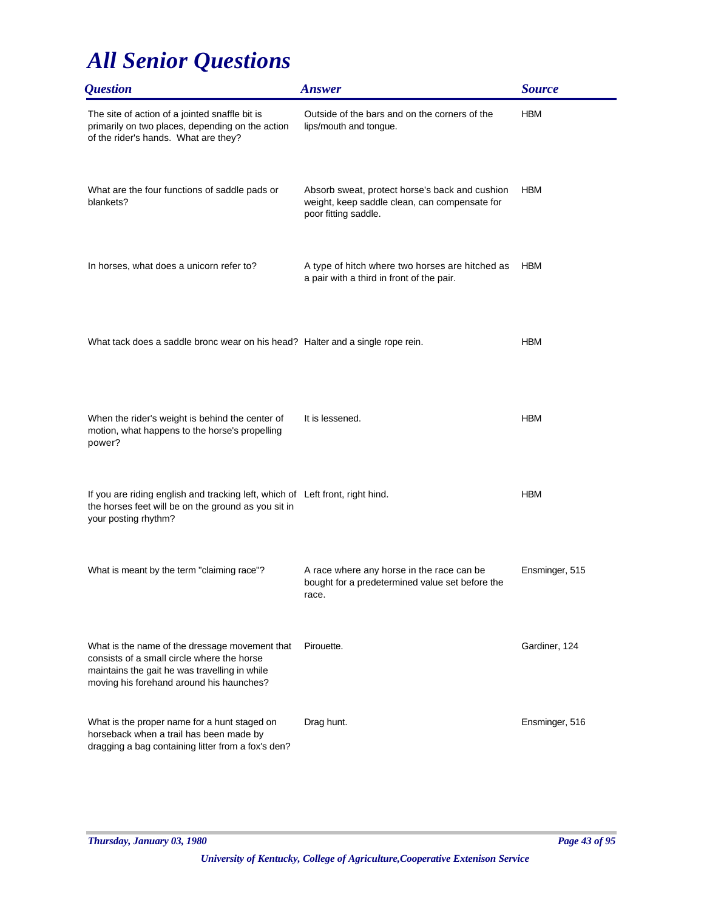# *All Senior Questions*

| *Question* | *Answer* | *Source* |
|---|---|---|
| The site of action of a jointed snaffle bit is primarily on two places, depending on the action of the rider's hands. What are they? | Outside of the bars and on the corners of the lips/mouth and tongue. | HBM |
| What are the four functions of saddle pads or blankets? | Absorb sweat, protect horse's back and cushion weight, keep saddle clean, can compensate for poor fitting saddle. | HBM |
| In horses, what does a unicorn refer to? | A type of hitch where two horses are hitched as a pair with a third in front of the pair. | HBM |
| What tack does a saddle bronc wear on his head? | Halter and a single rope rein. | HBM |
| When the rider's weight is behind the center of motion, what happens to the horse's propelling power? | It is lessened. | HBM |
| If you are riding english and tracking left, which of the horses feet will be on the ground as you sit in your posting rhythm? | Left front, right hind. | HBM |
| What is meant by the term "claiming race"? | A race where any horse in the race can be bought for a predetermined value set before the race. | Ensminger, 515 |
| What is the name of the dressage movement that consists of a small circle where the horse maintains the gait he was travelling in while moving his forehand around his haunches? | Pirouette. | Gardiner, 124 |
| What is the proper name for a hunt staged on horseback when a trail has been made by dragging a bag containing litter from a fox's den? | Drag hunt. | Ensminger, 516 |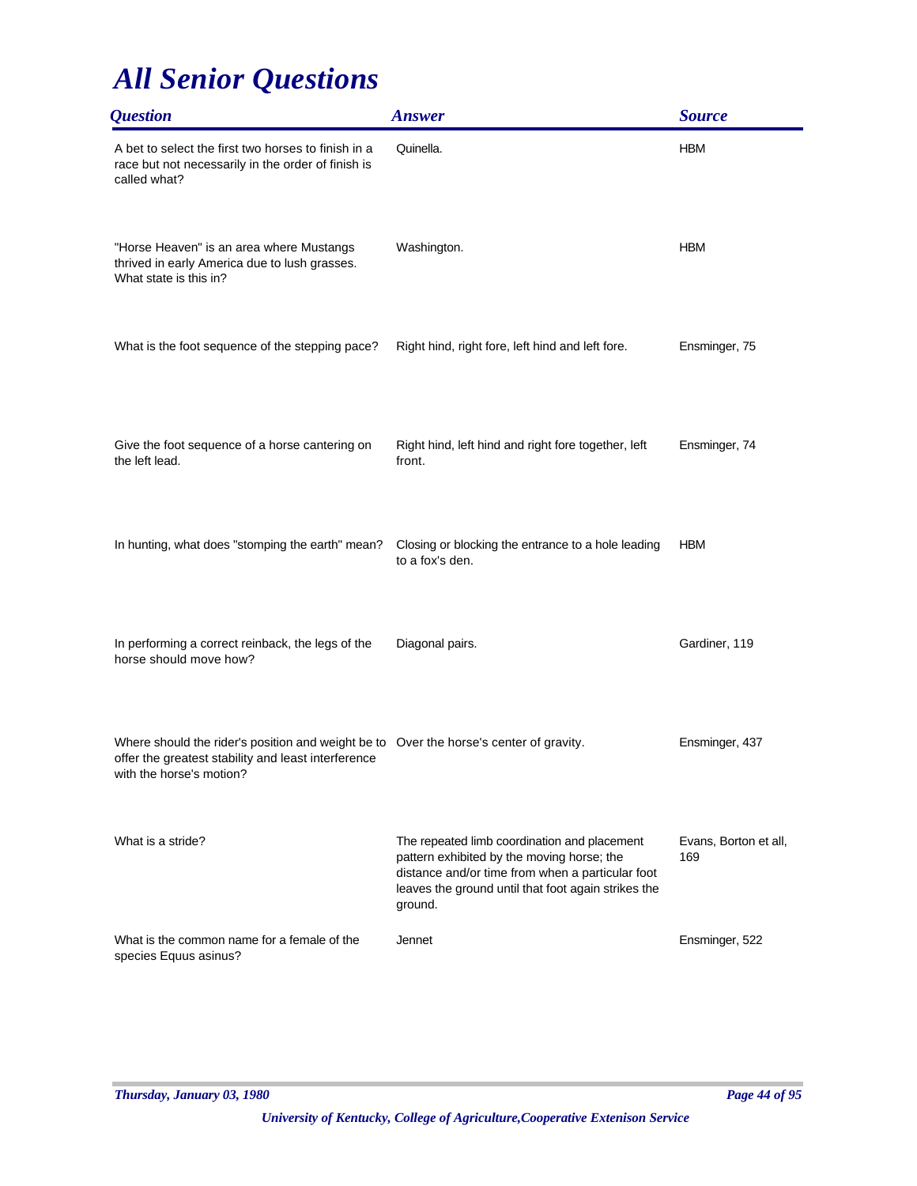# All Senior Questions

| Question | Answer | Source |
| --- | --- | --- |
| A bet to select the first two horses to finish in a race but not necessarily in the order of finish is called what? | Quinella. | HBM |
| "Horse Heaven" is an area where Mustangs thrived in early America due to lush grasses. What state is this in? | Washington. | HBM |
| What is the foot sequence of the stepping pace? | Right hind, right fore, left hind and left fore. | Ensminger, 75 |
| Give the foot sequence of a horse cantering on the left lead. | Right hind, left hind and right fore together, left front. | Ensminger, 74 |
| In hunting, what does "stomping the earth" mean? | Closing or blocking the entrance to a hole leading to a fox's den. | HBM |
| In performing a correct reinback, the legs of the horse should move how? | Diagonal pairs. | Gardiner, 119 |
| Where should the rider's position and weight be to offer the greatest stability and least interference with the horse's motion? | Over the horse's center of gravity. | Ensminger, 437 |
| What is a stride? | The repeated limb coordination and placement pattern exhibited by the moving horse; the distance and/or time from when a particular foot leaves the ground until that foot again strikes the ground. | Evans, Borton et all, 169 |
| What is the common name for a female of the species Equus asinus? | Jennet | Ensminger, 522 |

*Thursday, January 03, 1980*

*University of Kentucky, College of Agriculture,Cooperative Extenison Service*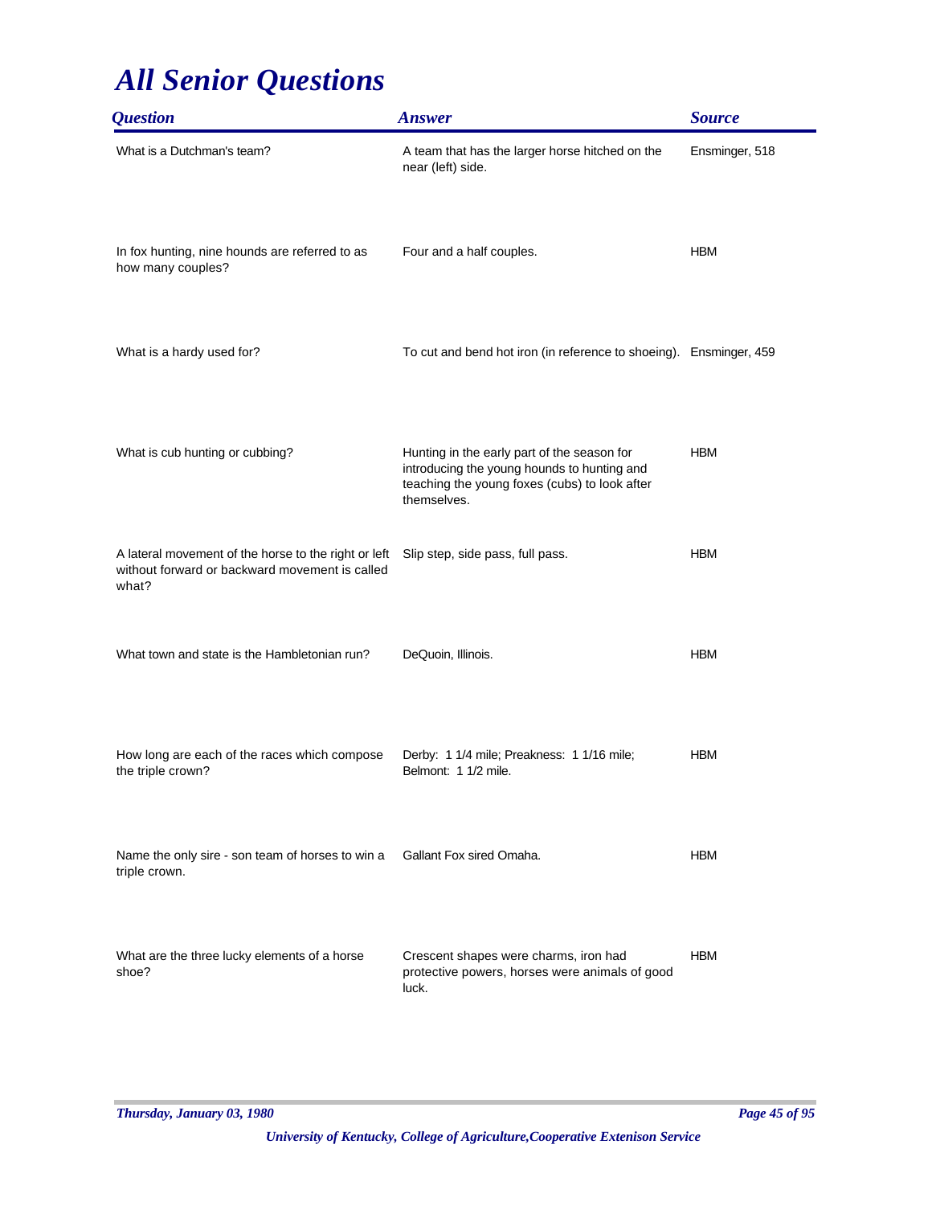# All Senior Questions

| Question | Answer | Source |
|---|---|---|
| What is a Dutchman's team? | A team that has the larger horse hitched on the near (left) side. | Ensminger, 518 |
| In fox hunting, nine hounds are referred to as how many couples? | Four and a half couples. | HBM |
| What is a hardy used for? | To cut and bend hot iron (in reference to shoeing). | Ensminger, 459 |
| What is cub hunting or cubbing? | Hunting in the early part of the season for introducing the young hounds to hunting and teaching the young foxes (cubs) to look after themselves. | HBM |
| A lateral movement of the horse to the right or left without forward or backward movement is called what? | Slip step, side pass, full pass. | HBM |
| What town and state is the Hambletonian run? | DeQuoin, Illinois. | HBM |
| How long are each of the races which compose the triple crown? | Derby: 1 1/4 mile; Preakness: 1 1/16 mile; Belmont: 1 1/2 mile. | HBM |
| Name the only sire - son team of horses to win a triple crown. | Gallant Fox sired Omaha. | HBM |
| What are the three lucky elements of a horse shoe? | Crescent shapes were charms, iron had protective powers, horses were animals of good luck. | HBM |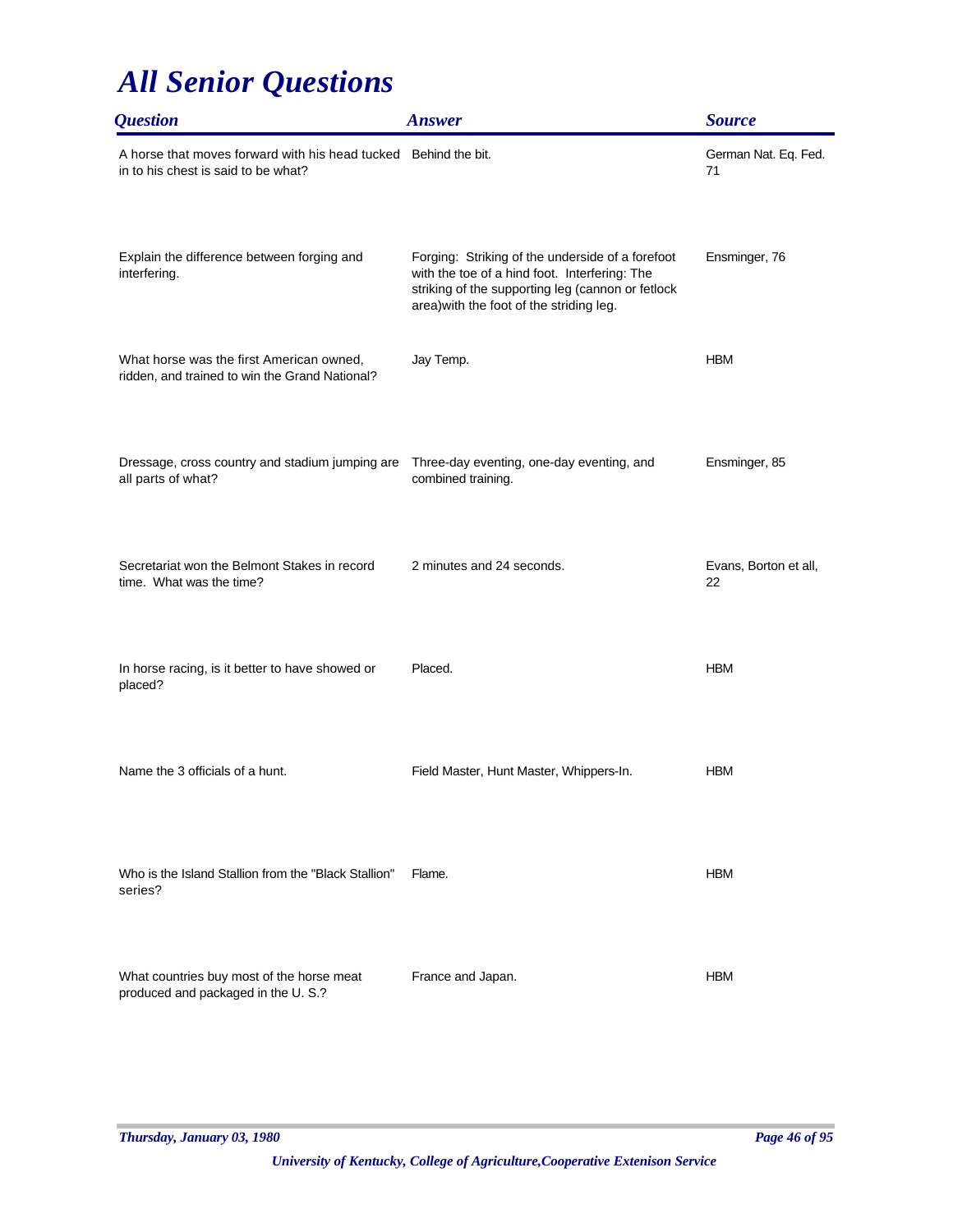# All Senior Questions

| Question | Answer | Source |
|---|---|---|
| A horse that moves forward with his head tucked in to his chest is said to be what? | Behind the bit. | German Nat. Eq. Fed. 71 |
| Explain the difference between forging and interfering. | Forging: Striking of the underside of a forefoot with the toe of a hind foot. Interfering: The striking of the supporting leg (cannon or fetlock area)with the foot of the striding leg. | Ensminger, 76 |
| What horse was the first American owned, ridden, and trained to win the Grand National? | Jay Temp. | HBM |
| Dressage, cross country and stadium jumping are all parts of what? | Three-day eventing, one-day eventing, and combined training. | Ensminger, 85 |
| Secretariat won the Belmont Stakes in record time. What was the time? | 2 minutes and 24 seconds. | Evans, Borton et all, 22 |
| In horse racing, is it better to have showed or placed? | Placed. | HBM |
| Name the 3 officials of a hunt. | Field Master, Hunt Master, Whippers-In. | HBM |
| Who is the Island Stallion from the "Black Stallion" series? | Flame. | HBM |
| What countries buy most of the horse meat produced and packaged in the U. S.? | France and Japan. | HBM |

*Thursday, January 03, 1980*

*University of Kentucky, College of Agriculture,Cooperative Extenison Service*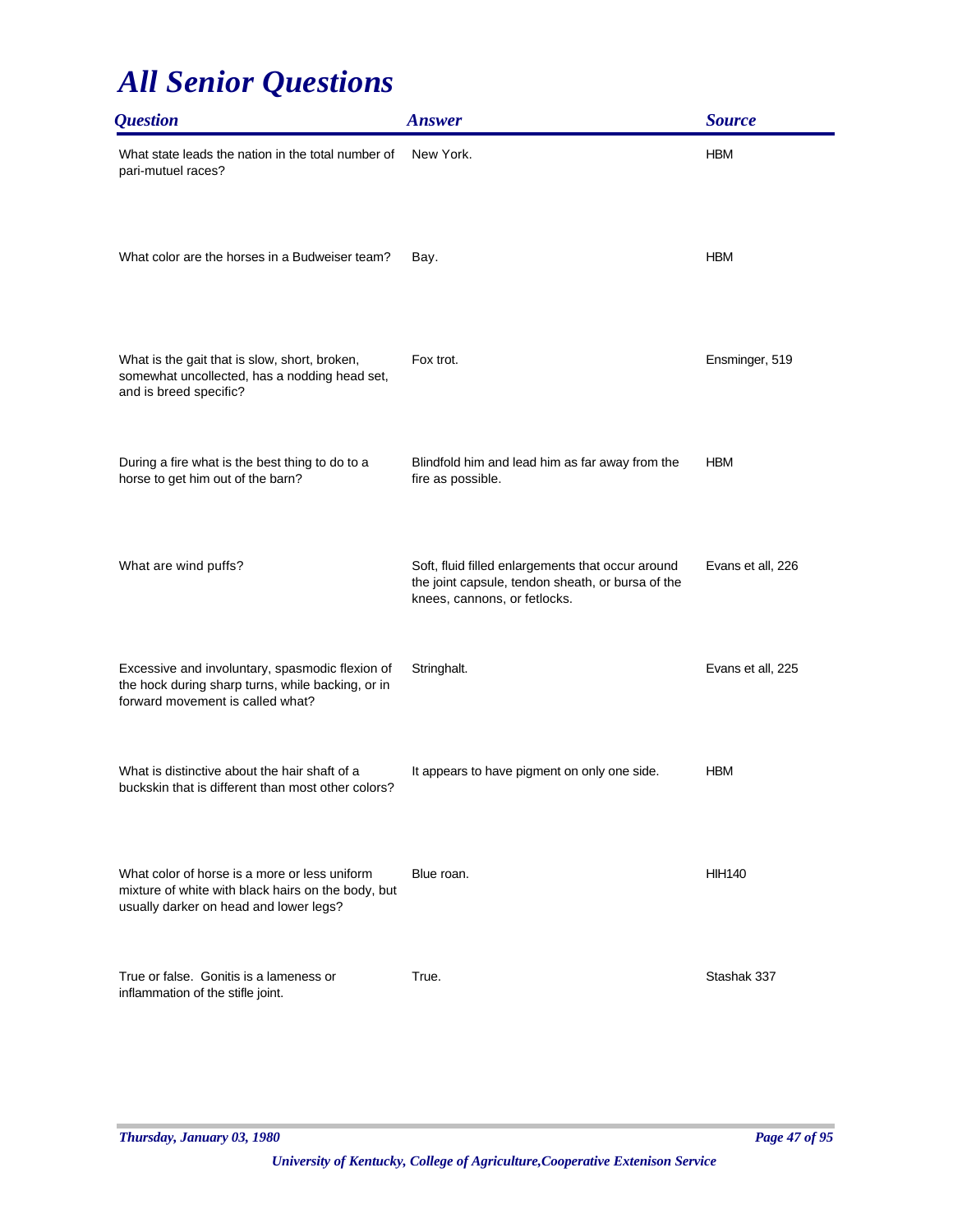# All Senior Questions

| Question | Answer | Source |
| --- | --- | --- |
| What state leads the nation in the total number of pari-mutuel races? | New York. | HBM |
| What color are the horses in a Budweiser team? | Bay. | HBM |
| What is the gait that is slow, short, broken, somewhat uncollected, has a nodding head set, and is breed specific? | Fox trot. | Ensminger, 519 |
| During a fire what is the best thing to do to a horse to get him out of the barn? | Blindfold him and lead him as far away from the fire as possible. | HBM |
| What are wind puffs? | Soft, fluid filled enlargements that occur around the joint capsule, tendon sheath, or bursa of the knees, cannons, or fetlocks. | Evans et all, 226 |
| Excessive and involuntary, spasmodic flexion of the hock during sharp turns, while backing, or in forward movement is called what? | Stringhalt. | Evans et all, 225 |
| What is distinctive about the hair shaft of a buckskin that is different than most other colors? | It appears to have pigment on only one side. | HBM |
| What color of horse is a more or less uniform mixture of white with black hairs on the body, but usually darker on head and lower legs? | Blue roan. | HIH140 |
| True or false. Gonitis is a lameness or inflammation of the stifle joint. | True. | Stashak 337 |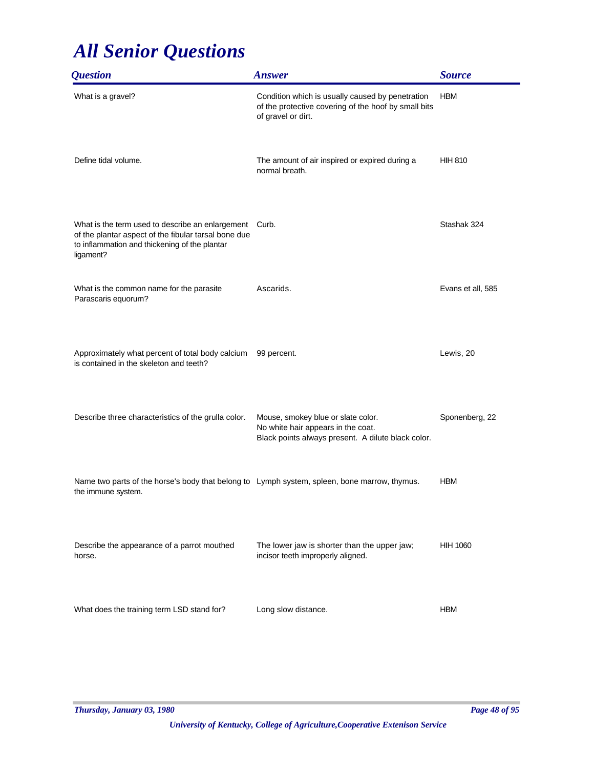# All Senior Questions

| Question | Answer | Source |
|---|---|---|
| What is a gravel? | Condition which is usually caused by penetration of the protective covering of the hoof by small bits of gravel or dirt. | HBM |
| Define tidal volume. | The amount of air inspired or expired during a normal breath. | HIH 810 |
| What is the term used to describe an enlargement of the plantar aspect of the fibular tarsal bone due to inflammation and thickening of the plantar ligament? | Curb. | Stashak 324 |
| What is the common name for the parasite Parascaris equorum? | Ascarids. | Evans et all, 585 |
| Approximately what percent of total body calcium is contained in the skeleton and teeth? | 99 percent. | Lewis, 20 |
| Describe three characteristics of the grulla color. | Mouse, smokey blue or slate color.<br>No white hair appears in the coat.<br>Black points always present. A dilute black color. | Sponenberg, 22 |
| Name two parts of the horse's body that belong to the immune system. | Lymph system, spleen, bone marrow, thymus. | HBM |
| Describe the appearance of a parrot mouthed horse. | The lower jaw is shorter than the upper jaw; incisor teeth improperly aligned. | HIH 1060 |
| What does the training term LSD stand for? | Long slow distance. | HBM |

*Thursday, January 03, 1980*

*University of Kentucky, College of Agriculture,Cooperative Extenison Service*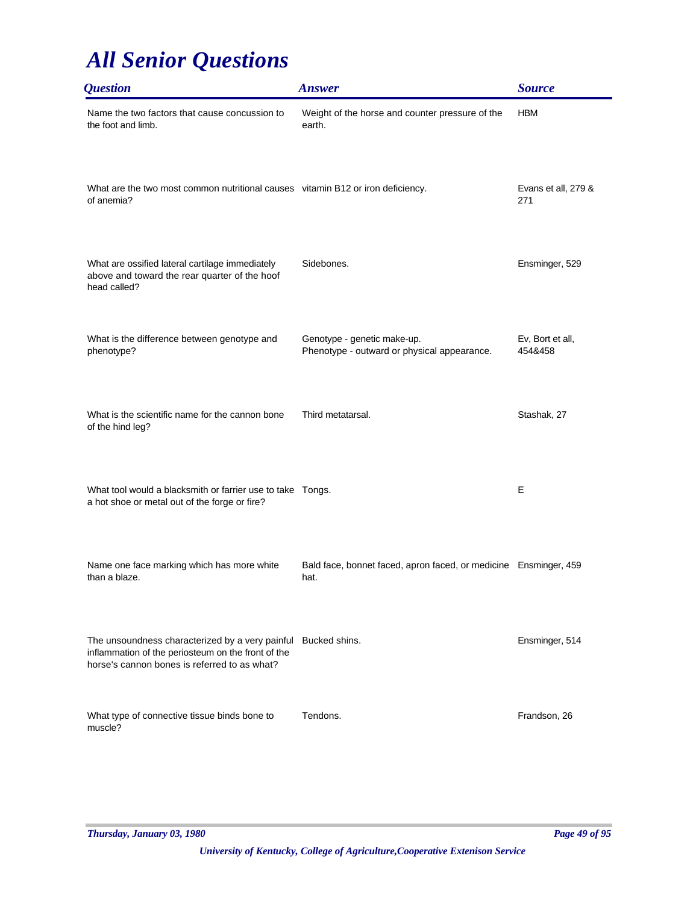# *All Senior Questions*

| *Question* | *Answer* | *Source* |
|---|---|---|
| Name the two factors that cause concussion to the foot and limb. | Weight of the horse and counter pressure of the earth. | HBM |
| What are the two most common nutritional causes of anemia? | vitamin B12 or iron deficiency. | Evans et all, 279 & 271 |
| What are ossified lateral cartilage immediately above and toward the rear quarter of the hoof head called? | Sidebones. | Ensminger, 529 |
| What is the difference between genotype and phenotype? | Genotype - genetic make-up.<br>Phenotype - outward or physical appearance. | Ev, Bort et all, 454&458 |
| What is the scientific name for the cannon bone of the hind leg? | Third metatarsal. | Stashak, 27 |
| What tool would a blacksmith or farrier use to take a hot shoe or metal out of the forge or fire? | Tongs. | E |
| Name one face marking which has more white than a blaze. | Bald face, bonnet faced, apron faced, or medicine hat. | Ensminger, 459 |
| The unsoundness characterized by a very painful inflammation of the periosteum on the front of the horse's cannon bones is referred to as what? | Bucked shins. | Ensminger, 514 |
| What type of connective tissue binds bone to muscle? | Tendons. | Frandson, 26 |

*Thursday, January 03, 1980*

*University of Kentucky, College of Agriculture,Cooperative Extenison Service*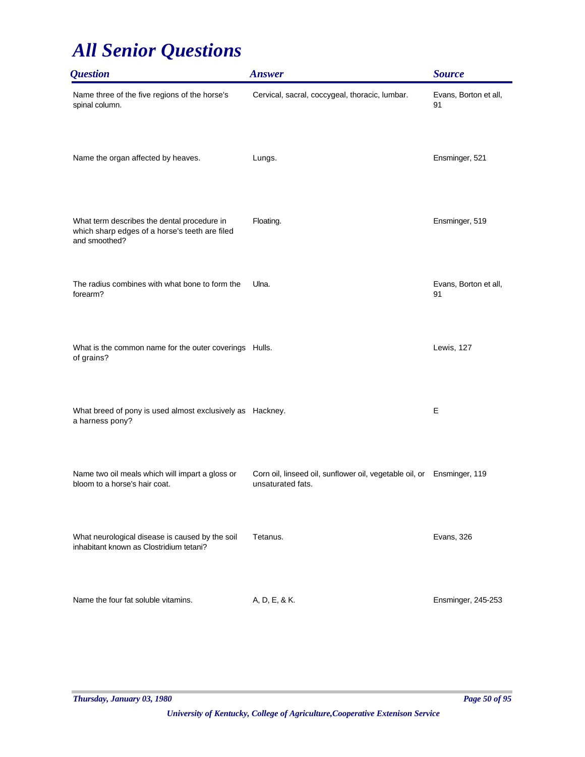# All Senior Questions

| Question | Answer | Source |
| --- | --- | --- |
| Name three of the five regions of the horse's spinal column. | Cervical, sacral, coccygeal, thoracic, lumbar. | Evans, Borton et all, 91 |
| Name the organ affected by heaves. | Lungs. | Ensminger, 521 |
| What term describes the dental procedure in which sharp edges of a horse's teeth are filed and smoothed? | Floating. | Ensminger, 519 |
| The radius combines with what bone to form the forearm? | Ulna. | Evans, Borton et all, 91 |
| What is the common name for the outer coverings of grains? | Hulls. | Lewis, 127 |
| What breed of pony is used almost exclusively as a harness pony? | Hackney. | E |
| Name two oil meals which will impart a gloss or bloom to a horse's hair coat. | Corn oil, linseed oil, sunflower oil, vegetable oil, or unsaturated fats. | Ensminger, 119 |
| What neurological disease is caused by the soil inhabitant known as Clostridium tetani? | Tetanus. | Evans, 326 |
| Name the four fat soluble vitamins. | A, D, E, & K. | Ensminger, 245-253 |

*Thursday, January 03, 1980*

*University of Kentucky, College of Agriculture,Cooperative Extenison Service*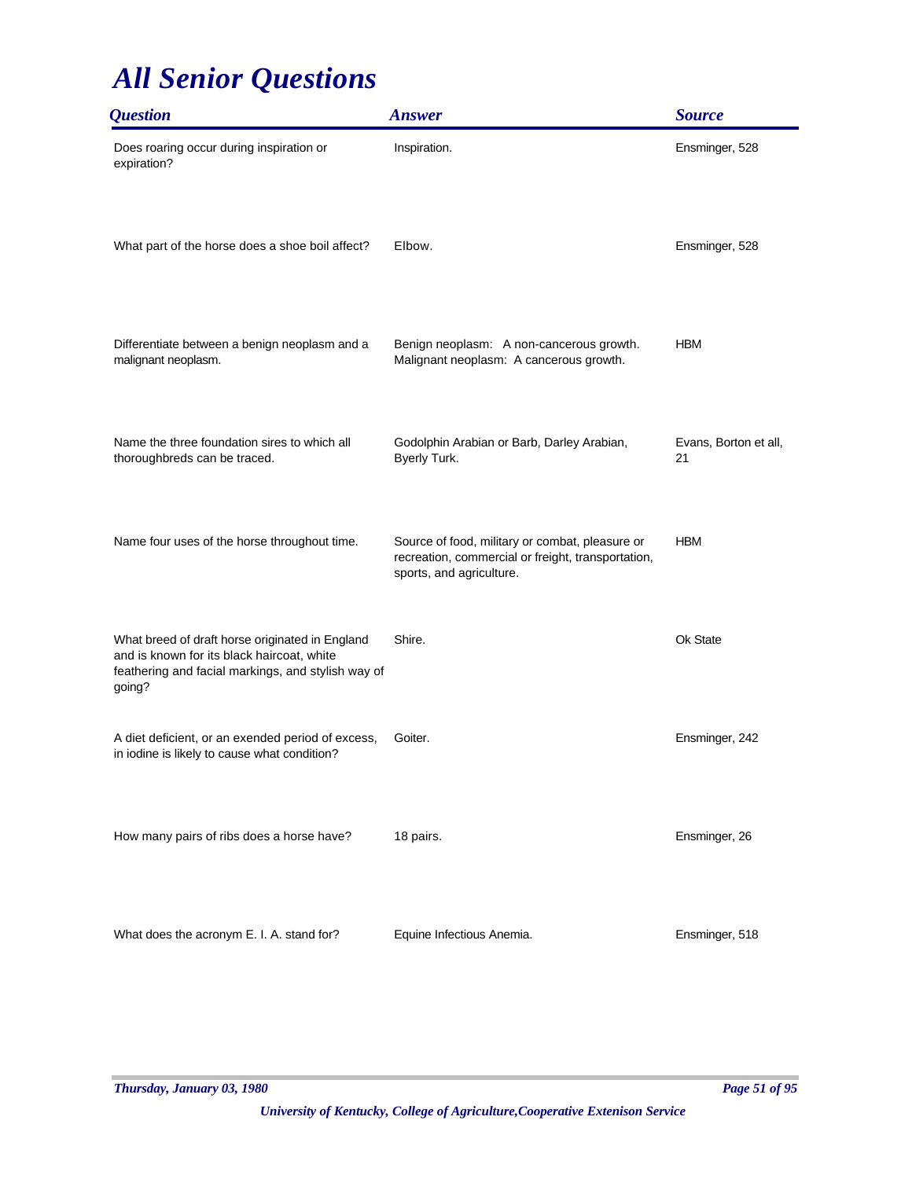# All Senior Questions

| Question | Answer | Source |
|---|---|---|
| Does roaring occur during inspiration or expiration? | Inspiration. | Ensminger, 528 |
| What part of the horse does a shoe boil affect? | Elbow. | Ensminger, 528 |
| Differentiate between a benign neoplasm and a malignant neoplasm. | Benign neoplasm: A non-cancerous growth. Malignant neoplasm: A cancerous growth. | HBM |
| Name the three foundation sires to which all thoroughbreds can be traced. | Godolphin Arabian or Barb, Darley Arabian, Byerly Turk. | Evans, Borton et all, 21 |
| Name four uses of the horse throughout time. | Source of food, military or combat, pleasure or recreation, commercial or freight, transportation, sports, and agriculture. | HBM |
| What breed of draft horse originated in England and is known for its black haircoat, white feathering and facial markings, and stylish way of going? | Shire. | Ok State |
| A diet deficient, or an exended period of excess, in iodine is likely to cause what condition? | Goiter. | Ensminger, 242 |
| How many pairs of ribs does a horse have? | 18 pairs. | Ensminger, 26 |
| What does the acronym E. I. A. stand for? | Equine Infectious Anemia. | Ensminger, 518 |

*University of Kentucky, College of Agriculture,Cooperative Extenison Service*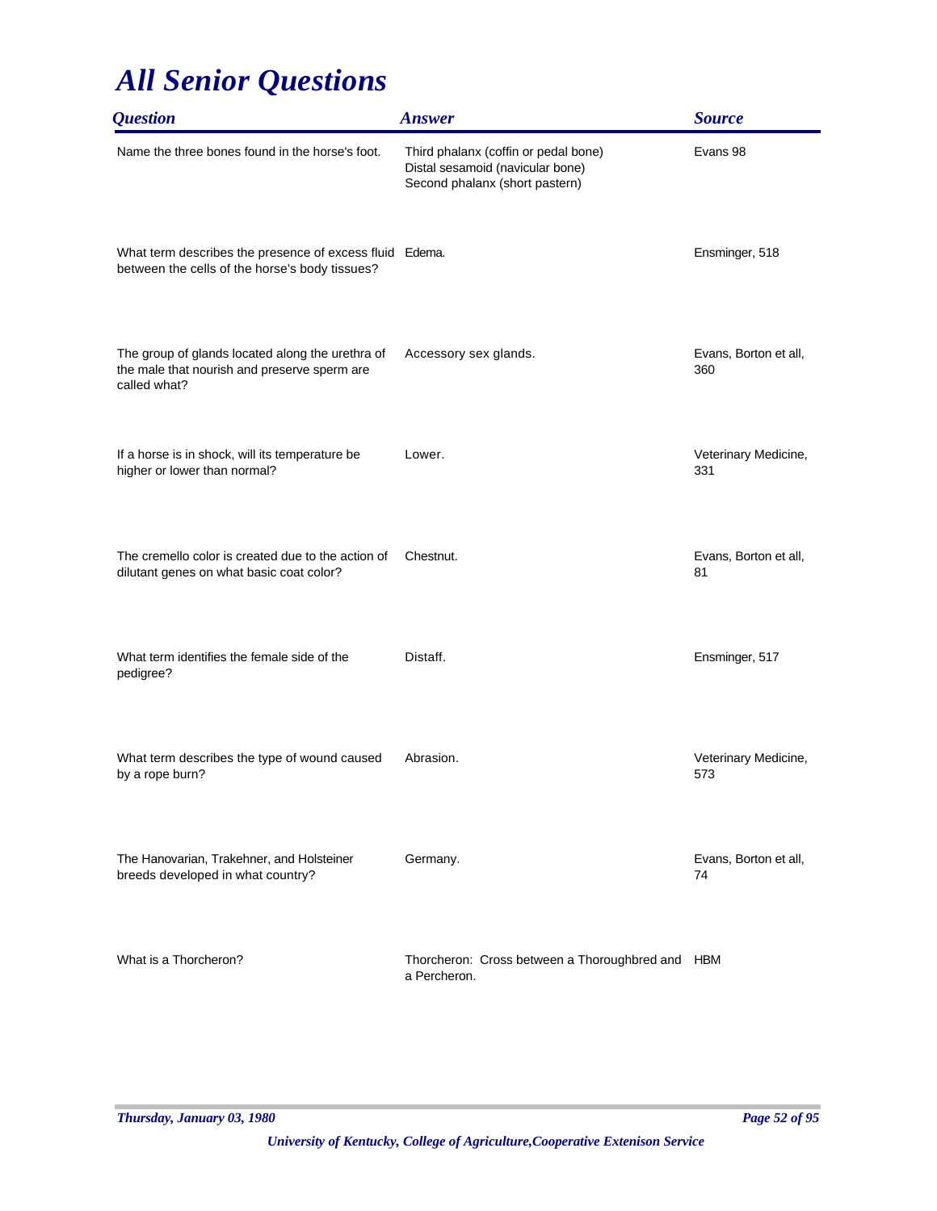# *All Senior Questions*

| Question | Answer | Source |
|---|---|---|
| Name the three bones found in the horse's foot. | Third phalanx (coffin or pedal bone)<br>Distal sesamoid (navicular bone)<br>Second phalanx (short pastern) | Evans 98 |
| What term describes the presence of excess fluid between the cells of the horse's body tissues? | Edema. | Ensminger, 518 |
| The group of glands located along the urethra of the male that nourish and preserve sperm are called what? | Accessory sex glands. | Evans, Borton et all, 360 |
| If a horse is in shock, will its temperature be higher or lower than normal? | Lower. | Veterinary Medicine, 331 |
| The cremello color is created due to the action of dilutant genes on what basic coat color? | Chestnut. | Evans, Borton et all, 81 |
| What term identifies the female side of the pedigree? | Distaff. | Ensminger, 517 |
| What term describes the type of wound caused by a rope burn? | Abrasion. | Veterinary Medicine, 573 |
| The Hanovarian, Trakehner, and Holsteiner breeds developed in what country? | Germany. | Evans, Borton et all, 74 |
| What is a Thorcheron? | Thorcheron: Cross between a Thoroughbred and a Percheron. | HBM |

*Thursday, January 03, 1980*

*University of Kentucky, College of Agriculture,Cooperative Extenison Service*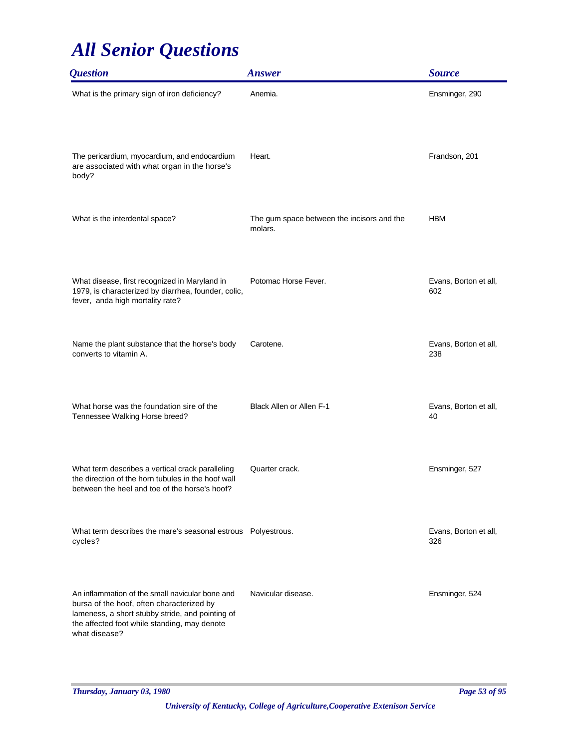# All Senior Questions

| Question | Answer | Source |
|---|---|---|
| What is the primary sign of iron deficiency? | Anemia. | Ensminger, 290 |
| The pericardium, myocardium, and endocardium are associated with what organ in the horse's body? | Heart. | Frandson, 201 |
| What is the interdental space? | The gum space between the incisors and the molars. | HBM |
| What disease, first recognized in Maryland in 1979, is characterized by diarrhea, founder, colic, fever, anda high mortality rate? | Potomac Horse Fever. | Evans, Borton et all, 602 |
| Name the plant substance that the horse's body converts to vitamin A. | Carotene. | Evans, Borton et all, 238 |
| What horse was the foundation sire of the Tennessee Walking Horse breed? | Black Allen or Allen F-1 | Evans, Borton et all, 40 |
| What term describes a vertical crack paralleling the direction of the horn tubules in the hoof wall between the heel and toe of the horse's hoof? | Quarter crack. | Ensminger, 527 |
| What term describes the mare's seasonal estrous cycles? | Polyestrous. | Evans, Borton et all, 326 |
| An inflammation of the small navicular bone and bursa of the hoof, often characterized by lameness, a short stubby stride, and pointing of the affected foot while standing, may denote what disease? | Navicular disease. | Ensminger, 524 |

*Thursday, January 03, 1980*

*University of Kentucky, College of Agriculture,Cooperative Extenison Service*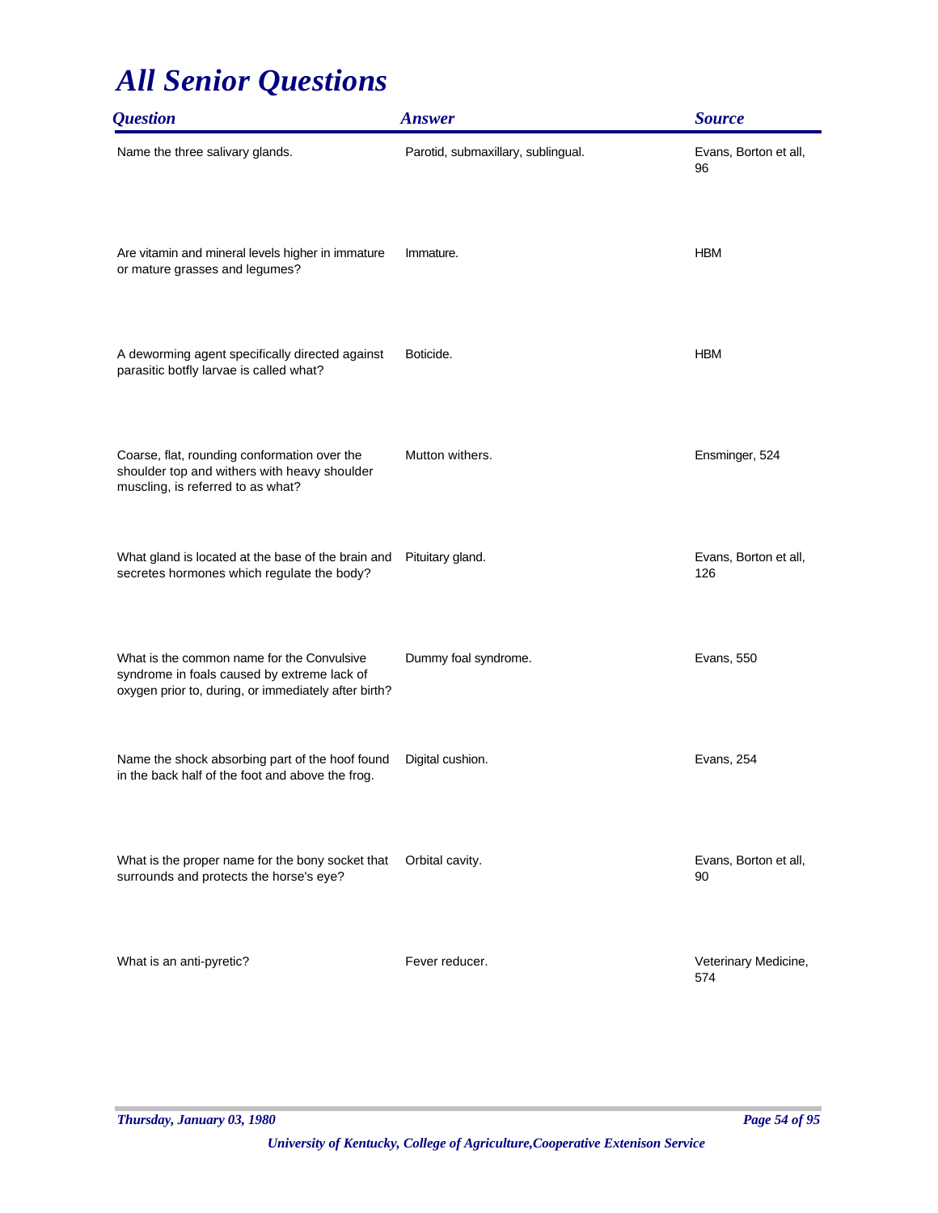# All Senior Questions

| Question | Answer | Source |
| --- | --- | --- |
| Name the three salivary glands. | Parotid, submaxillary, sublingual. | Evans, Borton et all, 96 |
| Are vitamin and mineral levels higher in immature or mature grasses and legumes? | Immature. | HBM |
| A deworming agent specifically directed against parasitic botfly larvae is called what? | Boticide. | HBM |
| Coarse, flat, rounding conformation over the shoulder top and withers with heavy shoulder muscling, is referred to as what? | Mutton withers. | Ensminger, 524 |
| What gland is located at the base of the brain and secretes hormones which regulate the body? | Pituitary gland. | Evans, Borton et all, 126 |
| What is the common name for the Convulsive syndrome in foals caused by extreme lack of oxygen prior to, during, or immediately after birth? | Dummy foal syndrome. | Evans, 550 |
| Name the shock absorbing part of the hoof found in the back half of the foot and above the frog. | Digital cushion. | Evans, 254 |
| What is the proper name for the bony socket that surrounds and protects the horse's eye? | Orbital cavity. | Evans, Borton et all, 90 |
| What is an anti-pyretic? | Fever reducer. | Veterinary Medicine, 574 |

*Thursday, January 03, 1980*

*University of Kentucky, College of Agriculture,Cooperative Extenison Service*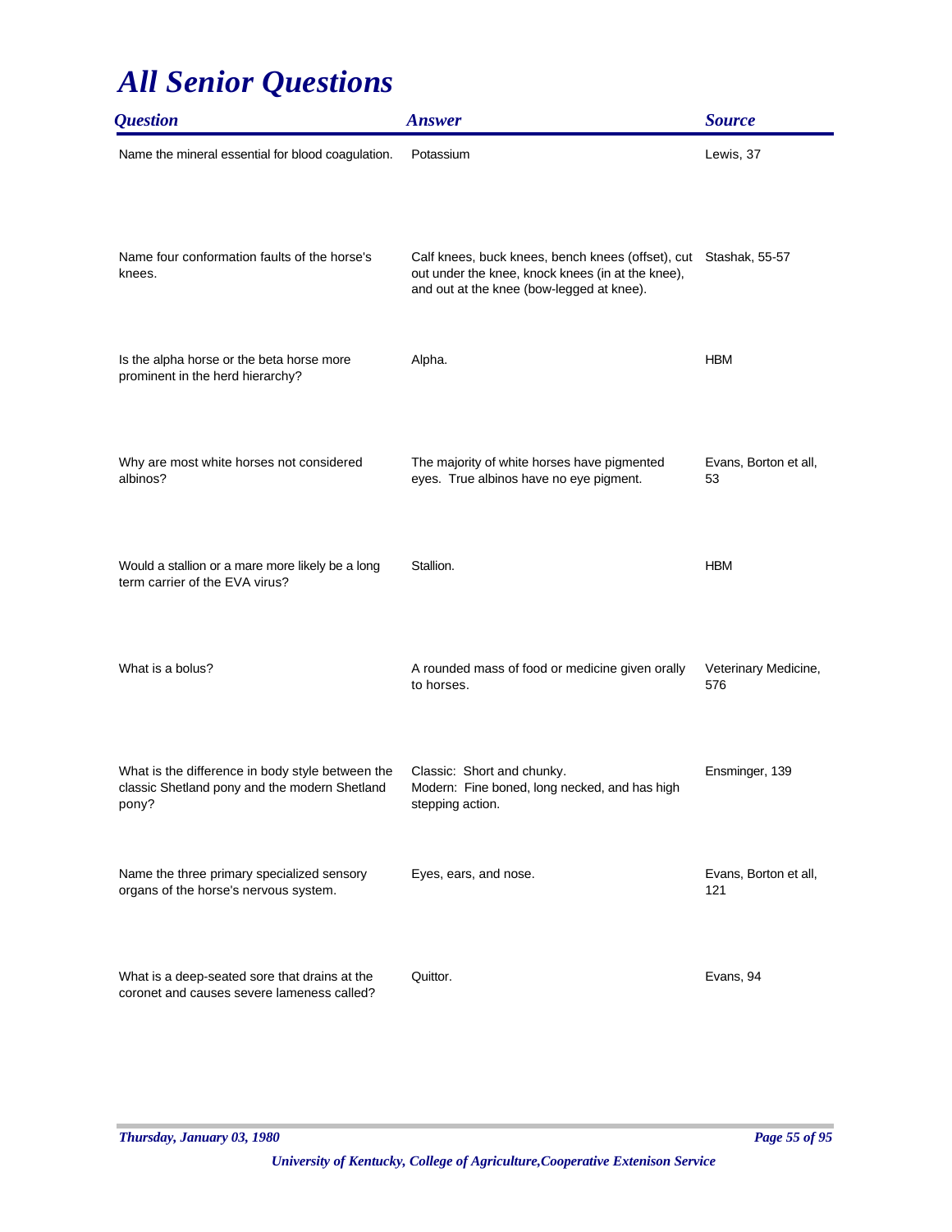# All Senior Questions

| Question | Answer | Source |
|---|---|---|
| Name the mineral essential for blood coagulation. | Potassium | Lewis, 37 |
| Name four conformation faults of the horse's knees. | Calf knees, buck knees, bench knees (offset), cut out under the knee, knock knees (in at the knee), and out at the knee (bow-legged at knee). | Stashak, 55-57 |
| Is the alpha horse or the beta horse more prominent in the herd hierarchy? | Alpha. | HBM |
| Why are most white horses not considered albinos? | The majority of white horses have pigmented eyes. True albinos have no eye pigment. | Evans, Borton et all, 53 |
| Would a stallion or a mare more likely be a long term carrier of the EVA virus? | Stallion. | HBM |
| What is a bolus? | A rounded mass of food or medicine given orally to horses. | Veterinary Medicine, 576 |
| What is the difference in body style between the classic Shetland pony and the modern Shetland pony? | Classic: Short and chunky.<br>Modern: Fine boned, long necked, and has high stepping action. | Ensminger, 139 |
| Name the three primary specialized sensory organs of the horse's nervous system. | Eyes, ears, and nose. | Evans, Borton et all, 121 |
| What is a deep-seated sore that drains at the coronet and causes severe lameness called? | Quittor. | Evans, 94 |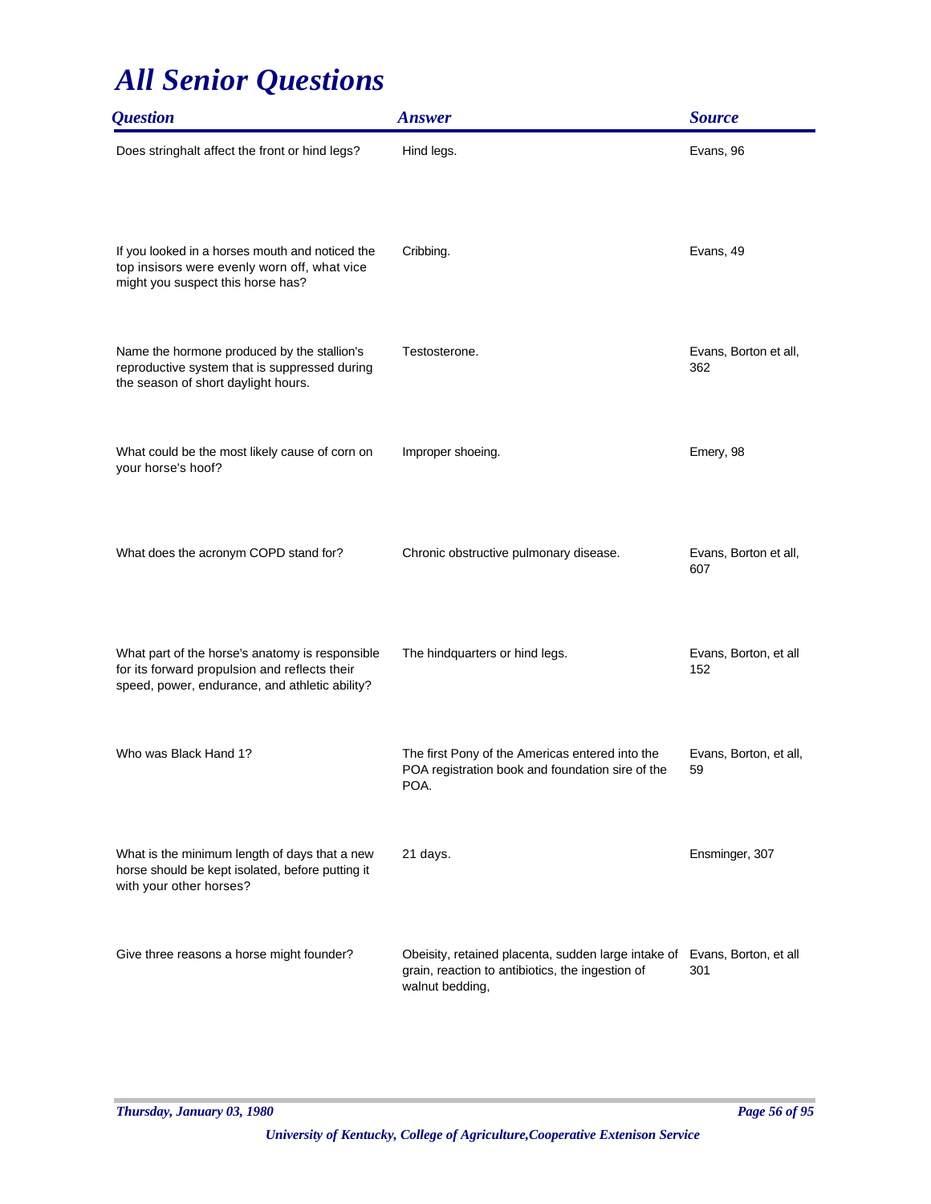# All Senior Questions

| Question | Answer | Source |
|---|---|---|
| Does stringhalt affect the front or hind legs? | Hind legs. | Evans, 96 |
| If you looked in a horses mouth and noticed the top insisors were evenly worn off, what vice might you suspect this horse has? | Cribbing. | Evans, 49 |
| Name the hormone produced by the stallion's reproductive system that is suppressed during the season of short daylight hours. | Testosterone. | Evans, Borton et all, 362 |
| What could be the most likely cause of corn on your horse's hoof? | Improper shoeing. | Emery, 98 |
| What does the acronym COPD stand for? | Chronic obstructive pulmonary disease. | Evans, Borton et all, 607 |
| What part of the horse's anatomy is responsible for its forward propulsion and reflects their speed, power, endurance, and athletic ability? | The hindquarters or hind legs. | Evans, Borton, et all 152 |
| Who was Black Hand 1? | The first Pony of the Americas entered into the POA registration book and foundation sire of the POA. | Evans, Borton, et all, 59 |
| What is the minimum length of days that a new horse should be kept isolated, before putting it with your other horses? | 21 days. | Ensminger, 307 |
| Give three reasons a horse might founder? | Obeisity, retained placenta, sudden large intake of grain, reaction to antibiotics, the ingestion of walnut bedding, | Evans, Borton, et all 301 |

*Thursday, January 03, 1980*

*University of Kentucky, College of Agriculture,Cooperative Extenison Service*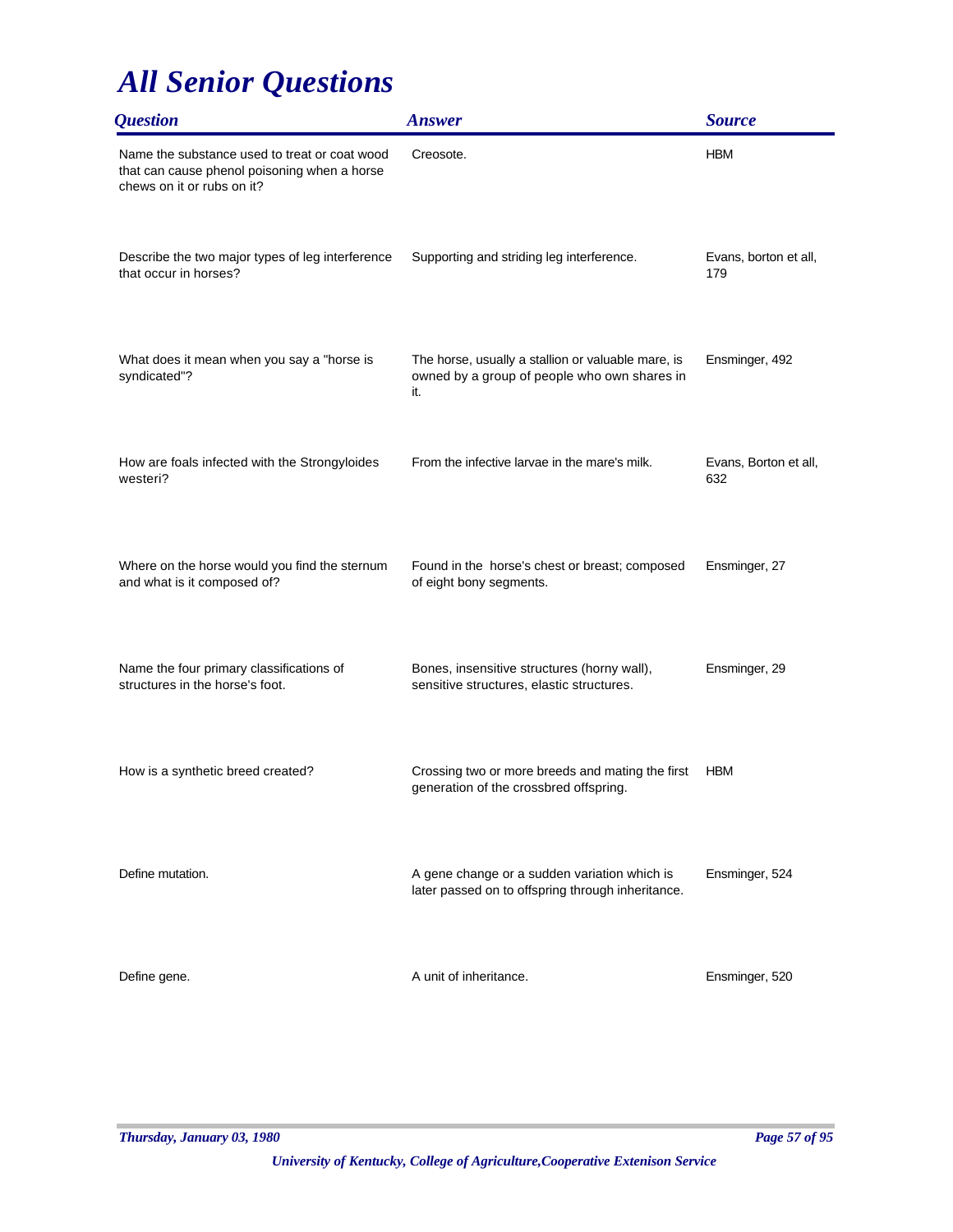# All Senior Questions

| Question | Answer | Source |
|---|---|---|
| Name the substance used to treat or coat wood that can cause phenol poisoning when a horse chews on it or rubs on it? | Creosote. | HBM |
| Describe the two major types of leg interference that occur in horses? | Supporting and striding leg interference. | Evans, borton et all, 179 |
| What does it mean when you say a "horse is syndicated"? | The horse, usually a stallion or valuable mare, is owned by a group of people who own shares in it. | Ensminger, 492 |
| How are foals infected with the Strongyloides westeri? | From the infective larvae in the mare's milk. | Evans, Borton et all, 632 |
| Where on the horse would you find the sternum and what is it composed of? | Found in the horse's chest or breast; composed of eight bony segments. | Ensminger, 27 |
| Name the four primary classifications of structures in the horse's foot. | Bones, insensitive structures (horny wall), sensitive structures, elastic structures. | Ensminger, 29 |
| How is a synthetic breed created? | Crossing two or more breeds and mating the first generation of the crossbred offspring. | HBM |
| Define mutation. | A gene change or a sudden variation which is later passed on to offspring through inheritance. | Ensminger, 524 |
| Define gene. | A unit of inheritance. | Ensminger, 520 |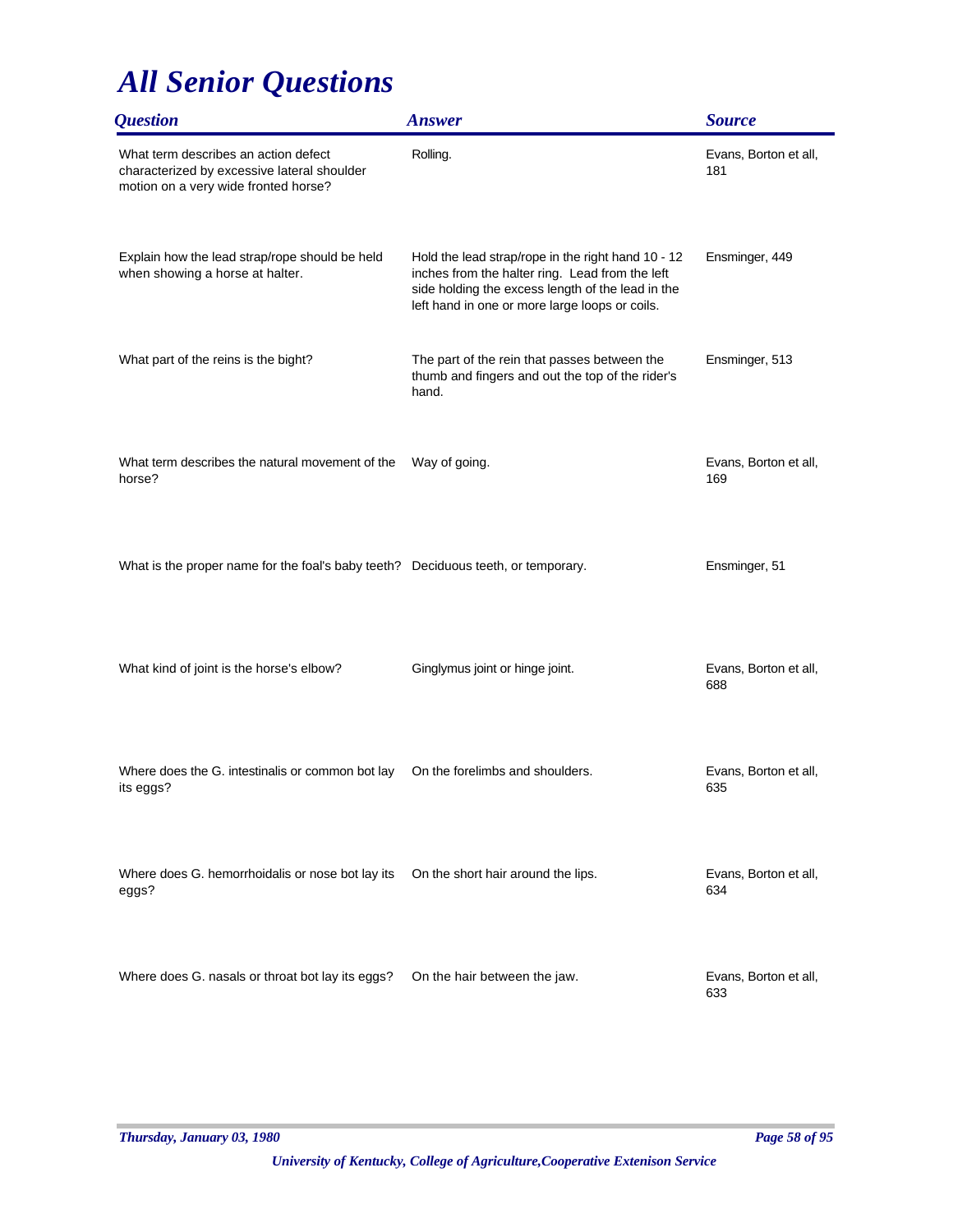# All Senior Questions

| Question | Answer | Source |
|---|---|---|
| What term describes an action defect characterized by excessive lateral shoulder motion on a very wide fronted horse? | Rolling. | Evans, Borton et all, 181 |
| Explain how the lead strap/rope should be held when showing a horse at halter. | Hold the lead strap/rope in the right hand 10 - 12 inches from the halter ring. Lead from the left side holding the excess length of the lead in the left hand in one or more large loops or coils. | Ensminger, 449 |
| What part of the reins is the bight? | The part of the rein that passes between the thumb and fingers and out the top of the rider's hand. | Ensminger, 513 |
| What term describes the natural movement of the horse? | Way of going. | Evans, Borton et all, 169 |
| What is the proper name for the foal's baby teeth? | Deciduous teeth, or temporary. | Ensminger, 51 |
| What kind of joint is the horse's elbow? | Ginglymus joint or hinge joint. | Evans, Borton et all, 688 |
| Where does the G. intestinalis or common bot lay its eggs? | On the forelimbs and shoulders. | Evans, Borton et all, 635 |
| Where does G. hemorrhoidalis or nose bot lay its eggs? | On the short hair around the lips. | Evans, Borton et all, 634 |
| Where does G. nasals or throat bot lay its eggs? | On the hair between the jaw. | Evans, Borton et all, 633 |

*Thursday, January 03, 1980*

*University of Kentucky, College of Agriculture,Cooperative Extenison Service*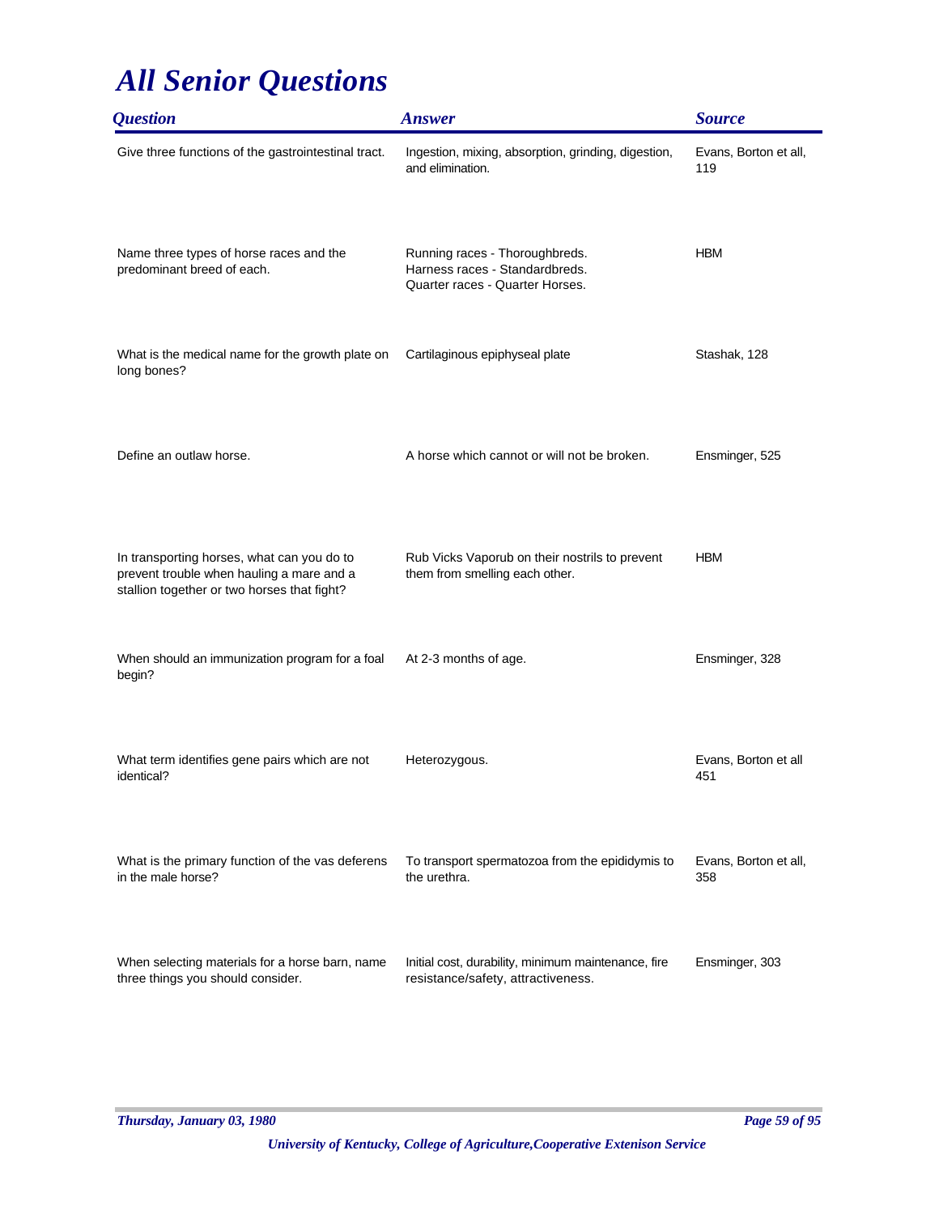# All Senior Questions

| Question | Answer | Source |
|---|---|---|
| Give three functions of the gastrointestinal tract. | Ingestion, mixing, absorption, grinding, digestion, and elimination. | Evans, Borton et all, 119 |
| Name three types of horse races and the predominant breed of each. | Running races - Thoroughbreds.<br>Harness races - Standardbreds.<br>Quarter races - Quarter Horses. | HBM |
| What is the medical name for the growth plate on long bones? | Cartilaginous epiphyseal plate | Stashak, 128 |
| Define an outlaw horse. | A horse which cannot or will not be broken. | Ensminger, 525 |
| In transporting horses, what can you do to prevent trouble when hauling a mare and a stallion together or two horses that fight? | Rub Vicks Vaporub on their nostrils to prevent them from smelling each other. | HBM |
| When should an immunization program for a foal begin? | At 2-3 months of age. | Ensminger, 328 |
| What term identifies gene pairs which are not identical? | Heterozygous. | Evans, Borton et all 451 |
| What is the primary function of the vas deferens in the male horse? | To transport spermatozoa from the epididymis to the urethra. | Evans, Borton et all, 358 |
| When selecting materials for a horse barn, name three things you should consider. | Initial cost, durability, minimum maintenance, fire resistance/safety, attractiveness. | Ensminger, 303 |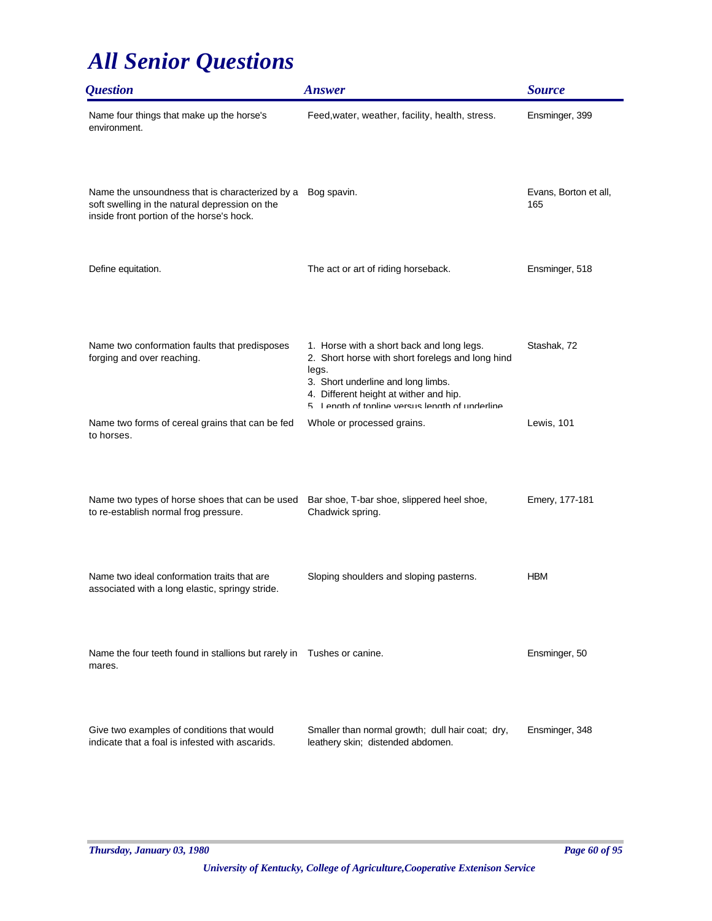# All Senior Questions

| Question | Answer | Source |
|---|---|---|
| Name four things that make up the horse's environment. | Feed,water, weather, facility, health, stress. | Ensminger, 399 |
| Name the unsoundness that is characterized by a soft swelling in the natural depression on the inside front portion of the horse's hock. | Bog spavin. | Evans, Borton et all, 165 |
| Define equitation. | The act or art of riding horseback. | Ensminger, 518 |
| Name two conformation faults that predisposes forging and over reaching. | 1. Horse with a short back and long legs. 2. Short horse with short forelegs and long hind legs. 3. Short underline and long limbs. 4. Different height at wither and hip. 5. Length of topline versus length of underline | Stashak, 72 |
| Name two forms of cereal grains that can be fed to horses. | Whole or processed grains. | Lewis, 101 |
| Name two types of horse shoes that can be used to re-establish normal frog pressure. | Bar shoe, T-bar shoe, slippered heel shoe, Chadwick spring. | Emery, 177-181 |
| Name two ideal conformation traits that are associated with a long elastic, springy stride. | Sloping shoulders and sloping pasterns. | HBM |
| Name the four teeth found in stallions but rarely in mares. | Tushes or canine. | Ensminger, 50 |
| Give two examples of conditions that would indicate that a foal is infested with ascarids. | Smaller than normal growth; dull hair coat; dry, leathery skin; distended abdomen. | Ensminger, 348 |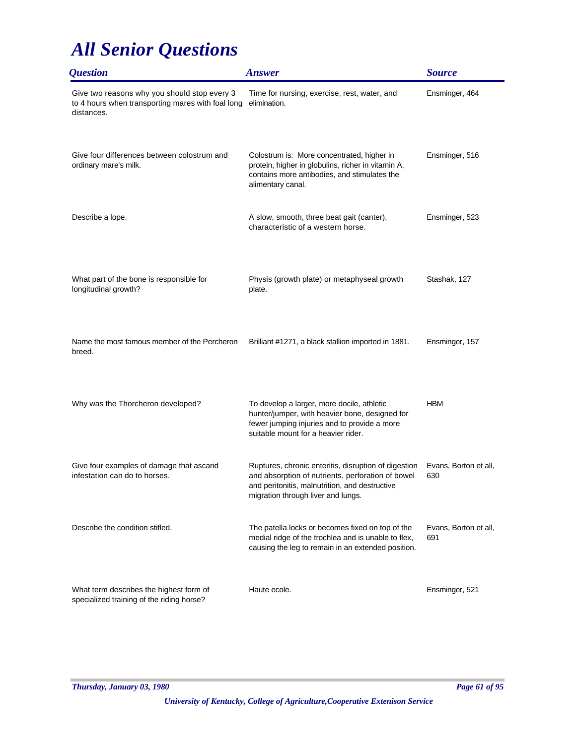# All Senior Questions

| Question | Answer | Source |
| --- | --- | --- |
| Give two reasons why you should stop every 3 to 4 hours when transporting mares with foal long distances. | Time for nursing, exercise, rest, water, and elimination. | Ensminger, 464 |
| Give four differences between colostrum and ordinary mare's milk. | Colostrum is: More concentrated, higher in protein, higher in globulins, richer in vitamin A, contains more antibodies, and stimulates the alimentary canal. | Ensminger, 516 |
| Describe a lope. | A slow, smooth, three beat gait (canter), characteristic of a western horse. | Ensminger, 523 |
| What part of the bone is responsible for longitudinal growth? | Physis (growth plate) or metaphyseal growth plate. | Stashak, 127 |
| Name the most famous member of the Percheron breed. | Brilliant #1271, a black stallion imported in 1881. | Ensminger, 157 |
| Why was the Thorcheron developed? | To develop a larger, more docile, athletic hunter/jumper, with heavier bone, designed for fewer jumping injuries and to provide a more suitable mount for a heavier rider. | HBM |
| Give four examples of damage that ascarid infestation can do to horses. | Ruptures, chronic enteritis, disruption of digestion and absorption of nutrients, perforation of bowel and peritonitis, malnutrition, and destructive migration through liver and lungs. | Evans, Borton et all, 630 |
| Describe the condition stifled. | The patella locks or becomes fixed on top of the medial ridge of the trochlea and is unable to flex, causing the leg to remain in an extended position. | Evans, Borton et all, 691 |
| What term describes the highest form of specialized training of the riding horse? | Haute ecole. | Ensminger, 521 |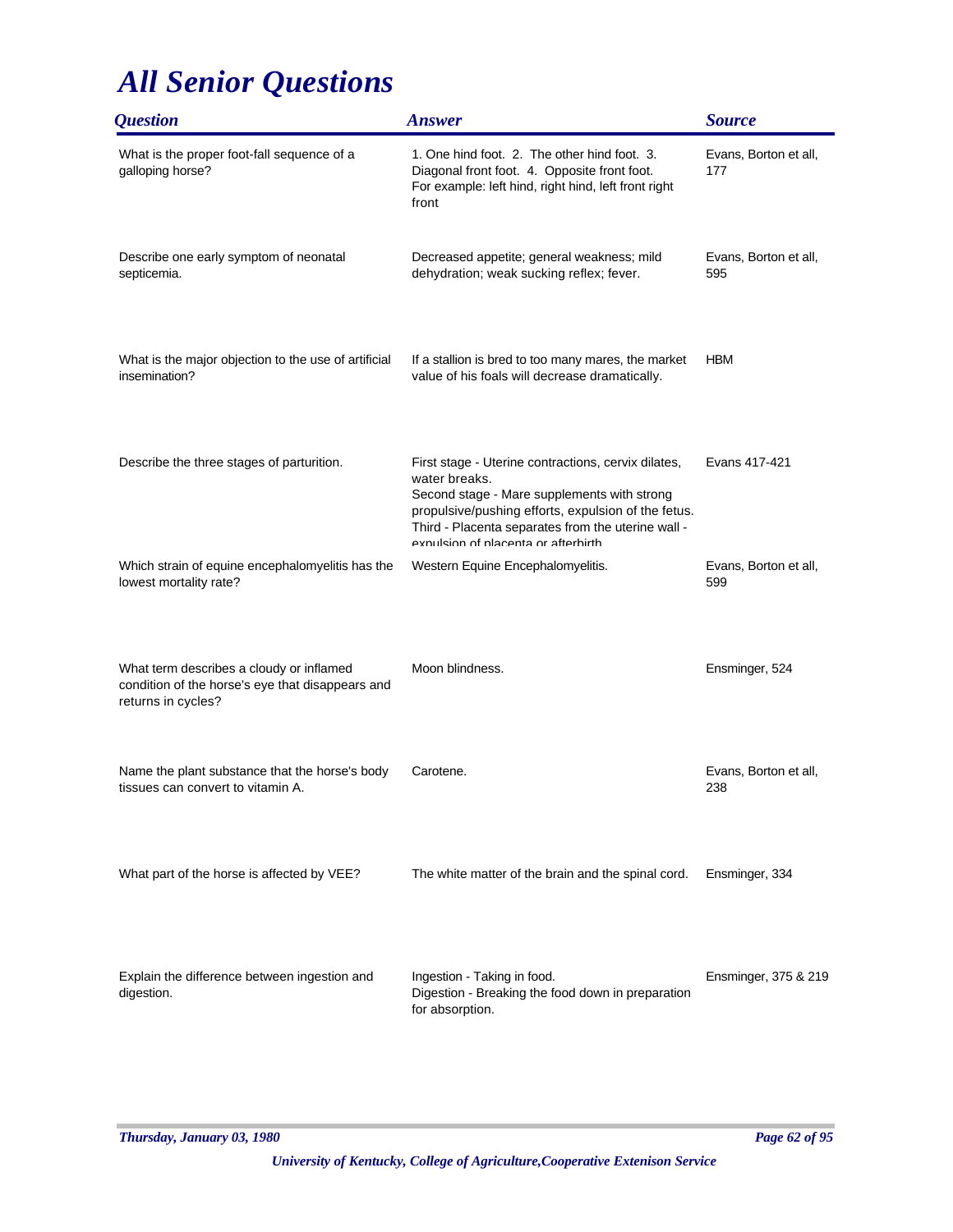# All Senior Questions

| Question | Answer | Source |
| --- | --- | --- |
| What is the proper foot-fall sequence of a galloping horse? | 1. One hind foot. 2. The other hind foot. 3. Diagonal front foot. 4. Opposite front foot. For example: left hind, right hind, left front right front | Evans, Borton et all, 177 |
| Describe one early symptom of neonatal septicemia. | Decreased appetite; general weakness; mild dehydration; weak sucking reflex; fever. | Evans, Borton et all, 595 |
| What is the major objection to the use of artificial insemination? | If a stallion is bred to too many mares, the market value of his foals will decrease dramatically. | HBM |
| Describe the three stages of parturition. | First stage - Uterine contractions, cervix dilates, water breaks.<br>Second stage - Mare supplements with strong propulsive/pushing efforts, expulsion of the fetus.<br>Third - Placenta separates from the uterine wall - expulsion of placenta or afterbirth | Evans 417-421 |
| Which strain of equine encephalomyelitis has the lowest mortality rate? | Western Equine Encephalomyelitis. | Evans, Borton et all, 599 |
| What term describes a cloudy or inflamed condition of the horse's eye that disappears and returns in cycles? | Moon blindness. | Ensminger, 524 |
| Name the plant substance that the horse's body tissues can convert to vitamin A. | Carotene. | Evans, Borton et all, 238 |
| What part of the horse is affected by VEE? | The white matter of the brain and the spinal cord. | Ensminger, 334 |
| Explain the difference between ingestion and digestion. | Ingestion - Taking in food.<br>Digestion - Breaking the food down in preparation for absorption. | Ensminger, 375 & 219 |

*Thursday, January 03, 1980*

*University of Kentucky, College of Agriculture,Cooperative Extenison Service*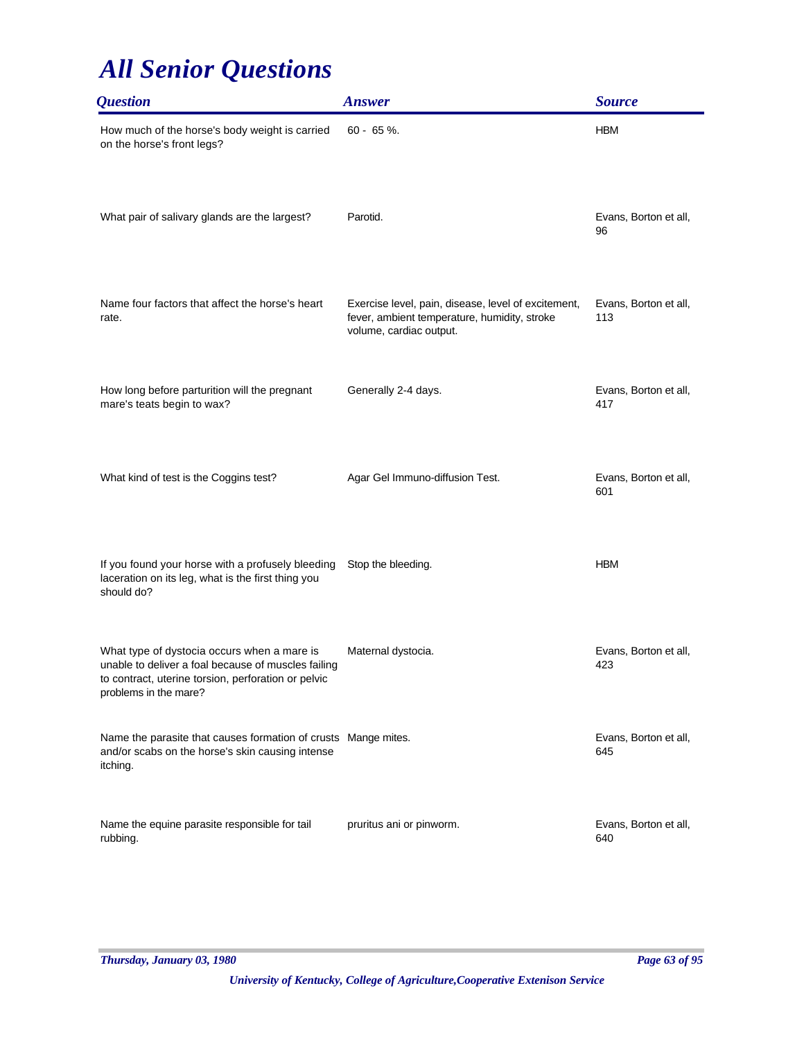# All Senior Questions

| Question | Answer | Source |
|---|---|---|
| How much of the horse's body weight is carried on the horse's front legs? | 60 - 65 %. | HBM |
| What pair of salivary glands are the largest? | Parotid. | Evans, Borton et all, 96 |
| Name four factors that affect the horse's heart rate. | Exercise level, pain, disease, level of excitement, fever, ambient temperature, humidity, stroke volume, cardiac output. | Evans, Borton et all, 113 |
| How long before parturition will the pregnant mare's teats begin to wax? | Generally 2-4 days. | Evans, Borton et all, 417 |
| What kind of test is the Coggins test? | Agar Gel Immuno-diffusion Test. | Evans, Borton et all, 601 |
| If you found your horse with a profusely bleeding laceration on its leg, what is the first thing you should do? | Stop the bleeding. | HBM |
| What type of dystocia occurs when a mare is unable to deliver a foal because of muscles failing to contract, uterine torsion, perforation or pelvic problems in the mare? | Maternal dystocia. | Evans, Borton et all, 423 |
| Name the parasite that causes formation of crusts and/or scabs on the horse's skin causing intense itching. | Mange mites. | Evans, Borton et all, 645 |
| Name the equine parasite responsible for tail rubbing. | pruritus ani or pinworm. | Evans, Borton et all, 640 |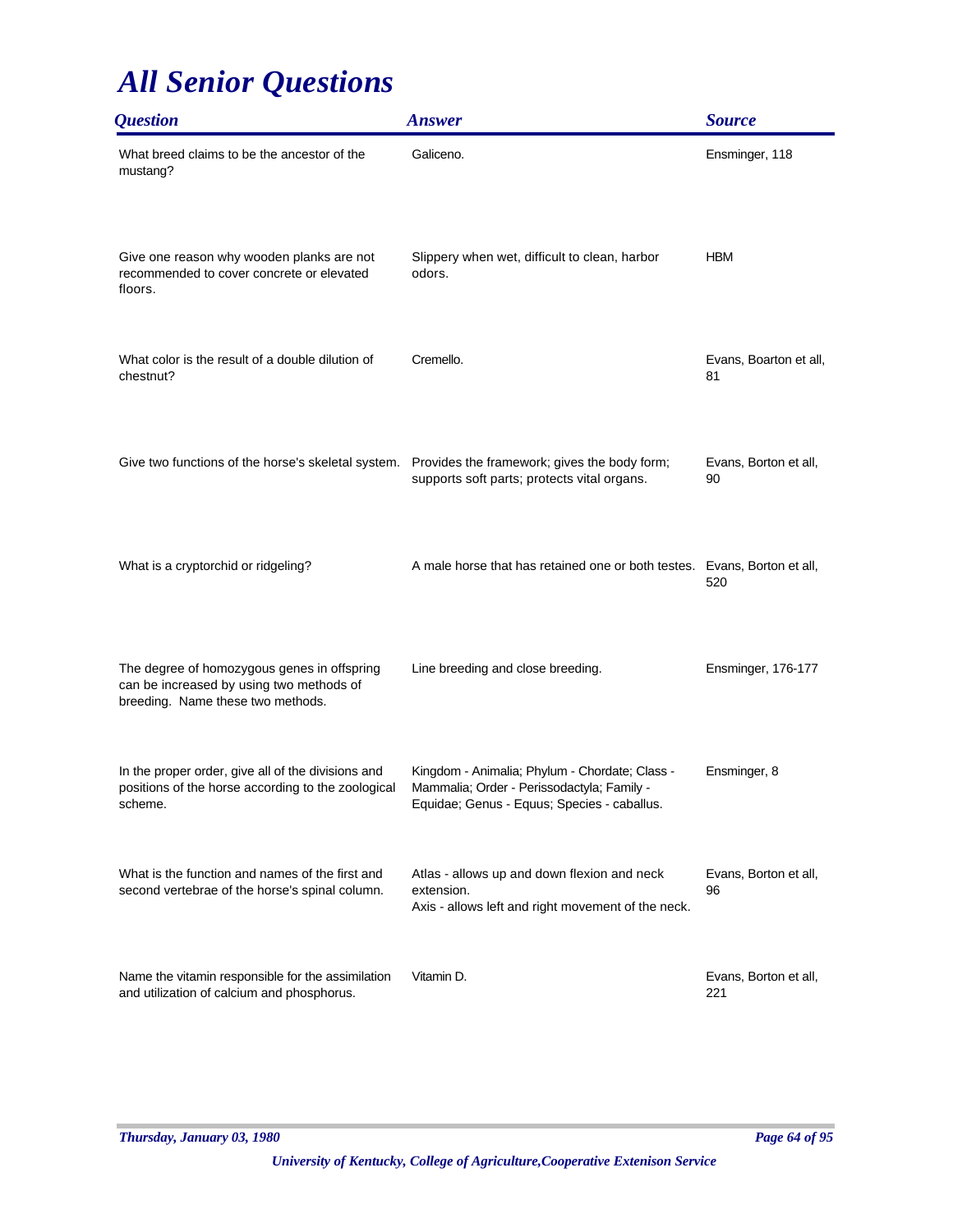# All Senior Questions

| Question | Answer | Source |
| --- | --- | --- |
| What breed claims to be the ancestor of the mustang? | Galiceno. | Ensminger, 118 |
| Give one reason why wooden planks are not recommended to cover concrete or elevated floors. | Slippery when wet, difficult to clean, harbor odors. | HBM |
| What color is the result of a double dilution of chestnut? | Cremello. | Evans, Boarton et all, 81 |
| Give two functions of the horse's skeletal system. | Provides the framework; gives the body form; supports soft parts; protects vital organs. | Evans, Borton et all, 90 |
| What is a cryptorchid or ridgeling? | A male horse that has retained one or both testes. | Evans, Borton et all, 520 |
| The degree of homozygous genes in offspring can be increased by using two methods of breeding. Name these two methods. | Line breeding and close breeding. | Ensminger, 176-177 |
| In the proper order, give all of the divisions and positions of the horse according to the zoological scheme. | Kingdom - Animalia; Phylum - Chordate; Class - Mammalia; Order - Perissodactyla; Family - Equidae; Genus - Equus; Species - caballus. | Ensminger, 8 |
| What is the function and names of the first and second vertebrae of the horse's spinal column. | Atlas - allows up and down flexion and neck extension.<br>Axis - allows left and right movement of the neck. | Evans, Borton et all, 96 |
| Name the vitamin responsible for the assimilation and utilization of calcium and phosphorus. | Vitamin D. | Evans, Borton et all, 221 |

*Thursday, January 03, 1980*

*University of Kentucky, College of Agriculture,Cooperative Extenison Service*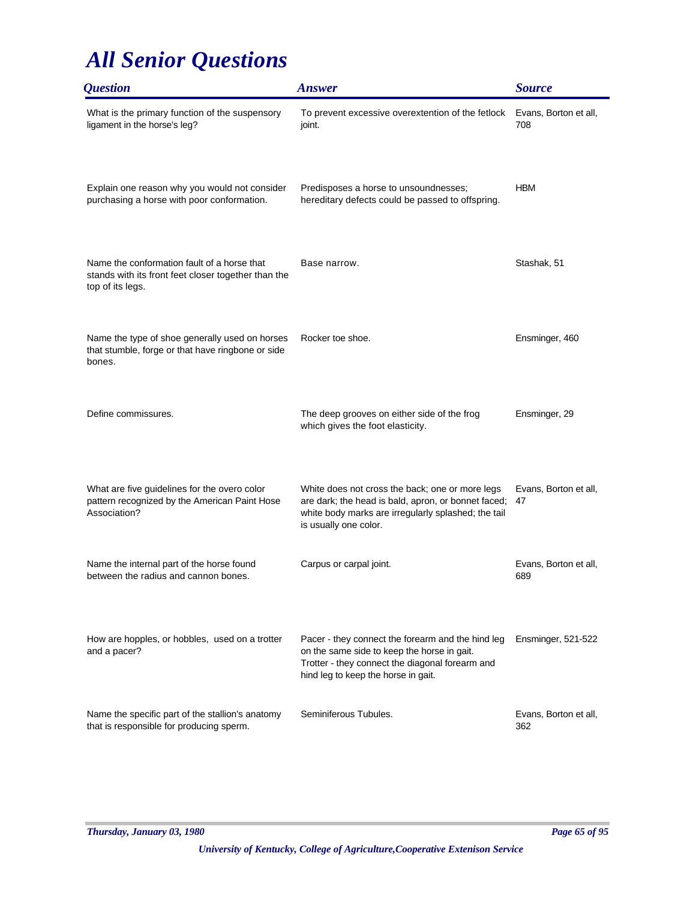# All Senior Questions

| Question | Answer | Source |
| --- | --- | --- |
| What is the primary function of the suspensory ligament in the horse's leg? | To prevent excessive overextention of the fetlock joint. | Evans, Borton et all, 708 |
| Explain one reason why you would not consider purchasing a horse with poor conformation. | Predisposes a horse to unsoundnesses; hereditary defects could be passed to offspring. | HBM |
| Name the conformation fault of a horse that stands with its front feet closer together than the top of its legs. | Base narrow. | Stashak, 51 |
| Name the type of shoe generally used on horses that stumble, forge or that have ringbone or side bones. | Rocker toe shoe. | Ensminger, 460 |
| Define commissures. | The deep grooves on either side of the frog which gives the foot elasticity. | Ensminger, 29 |
| What are five guidelines for the overo color pattern recognized by the American Paint Hose Association? | White does not cross the back; one or more legs are dark; the head is bald, apron, or bonnet faced; white body marks are irregularly splashed; the tail is usually one color. | Evans, Borton et all, 47 |
| Name the internal part of the horse found between the radius and cannon bones. | Carpus or carpal joint. | Evans, Borton et all, 689 |
| How are hopples, or hobbles, used on a trotter and a pacer? | Pacer - they connect the forearm and the hind leg on the same side to keep the horse in gait. Trotter - they connect the diagonal forearm and hind leg to keep the horse in gait. | Ensminger, 521-522 |
| Name the specific part of the stallion's anatomy that is responsible for producing sperm. | Seminiferous Tubules. | Evans, Borton et all, 362 |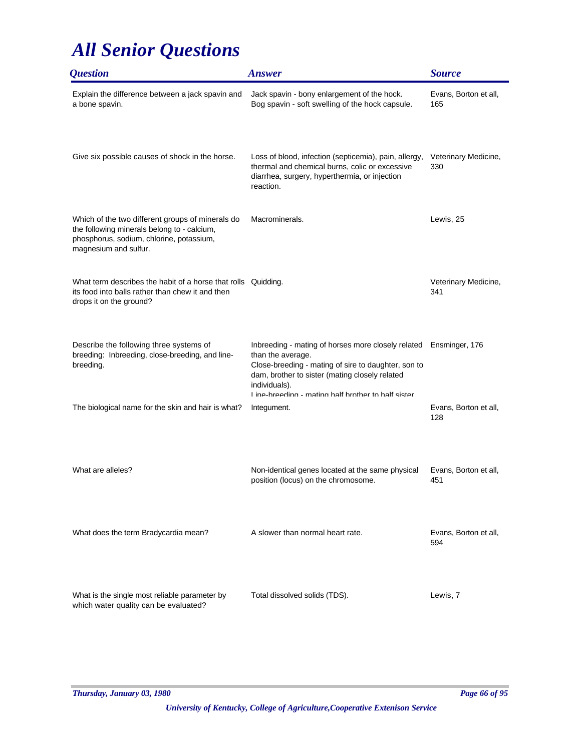# *All Senior Questions*

| *Question* | *Answer* | *Source* |
|---|---|---|
| Explain the difference between a jack spavin and a bone spavin. | Jack spavin - bony enlargement of the hock.<br>Bog spavin - soft swelling of the hock capsule. | Evans, Borton et all, 165 |
| Give six possible causes of shock in the horse. | Loss of blood, infection (septicemia), pain, allergy, thermal and chemical burns, colic or excessive diarrhea, surgery, hyperthermia, or injection reaction. | Veterinary Medicine, 330 |
| Which of the two different groups of minerals do the following minerals belong to - calcium, phosphorus, sodium, chlorine, potassium, magnesium and sulfur. | Macrominerals. | Lewis, 25 |
| What term describes the habit of a horse that rolls its food into balls rather than chew it and then drops it on the ground? | Quidding. | Veterinary Medicine, 341 |
| Describe the following three systems of breeding: Inbreeding, close-breeding, and line-breeding. | Inbreeding - mating of horses more closely related than the average.<br>Close-breeding - mating of sire to daughter, son to dam, brother to sister (mating closely related individuals).<br>Line-breeding - mating half brother to half sister | Ensminger, 176 |
| The biological name for the skin and hair is what? | Integument. | Evans, Borton et all, 128 |
| What are alleles? | Non-identical genes located at the same physical position (locus) on the chromosome. | Evans, Borton et all, 451 |
| What does the term Bradycardia mean? | A slower than normal heart rate. | Evans, Borton et all, 594 |
| What is the single most reliable parameter by which water quality can be evaluated? | Total dissolved solids (TDS). | Lewis, 7 |

*Thursday, January 03, 1980*

*University of Kentucky, College of Agriculture,Cooperative Extenison Service*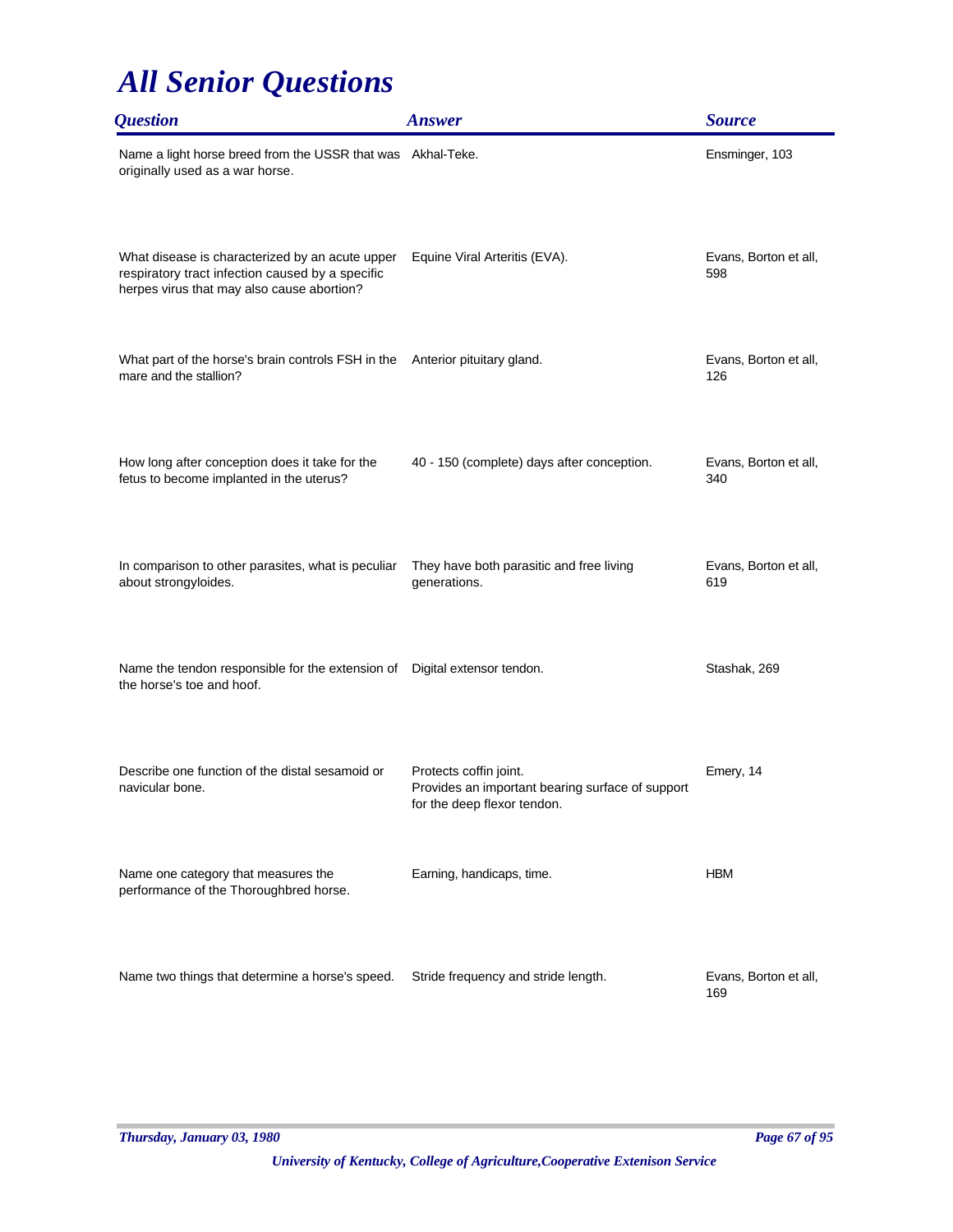# All Senior Questions

| Question | Answer | Source |
|---|---|---|
| Name a light horse breed from the USSR that was originally used as a war horse. | Akhal-Teke. | Ensminger, 103 |
| What disease is characterized by an acute upper respiratory tract infection caused by a specific herpes virus that may also cause abortion? | Equine Viral Arteritis (EVA). | Evans, Borton et all, 598 |
| What part of the horse's brain controls FSH in the mare and the stallion? | Anterior pituitary gland. | Evans, Borton et all, 126 |
| How long after conception does it take for the fetus to become implanted in the uterus? | 40 - 150 (complete) days after conception. | Evans, Borton et all, 340 |
| In comparison to other parasites, what is peculiar about strongyloides. | They have both parasitic and free living generations. | Evans, Borton et all, 619 |
| Name the tendon responsible for the extension of the horse's toe and hoof. | Digital extensor tendon. | Stashak, 269 |
| Describe one function of the distal sesamoid or navicular bone. | Protects coffin joint.<br>Provides an important bearing surface of support for the deep flexor tendon. | Emery, 14 |
| Name one category that measures the performance of the Thoroughbred horse. | Earning, handicaps, time. | HBM |
| Name two things that determine a horse's speed. | Stride frequency and stride length. | Evans, Borton et all, 169 |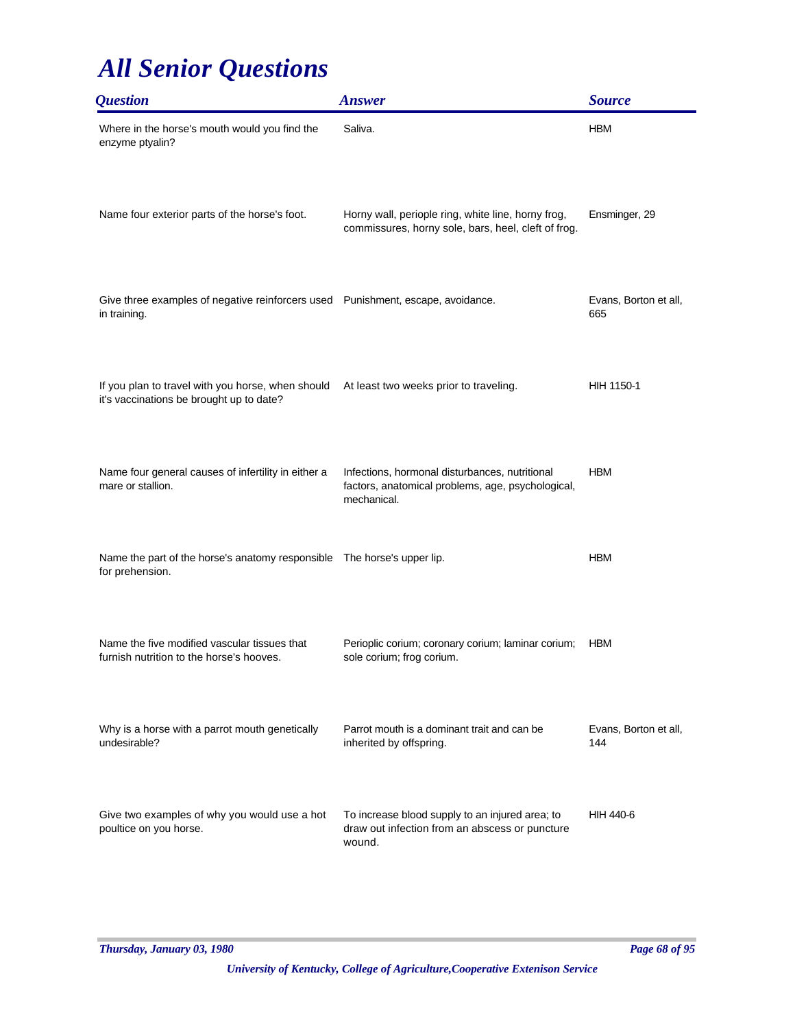# All Senior Questions

| Question | Answer | Source |
| --- | --- | --- |
| Where in the horse's mouth would you find the enzyme ptyalin? | Saliva. | HBM |
| Name four exterior parts of the horse's foot. | Horny wall, periople ring, white line, horny frog, commissures, horny sole, bars, heel, cleft of frog. | Ensminger, 29 |
| Give three examples of negative reinforcers used in training. | Punishment, escape, avoidance. | Evans, Borton et all, 665 |
| If you plan to travel with you horse, when should it's vaccinations be brought up to date? | At least two weeks prior to traveling. | HIH 1150-1 |
| Name four general causes of infertility in either a mare or stallion. | Infections, hormonal disturbances, nutritional factors, anatomical problems, age, psychological, mechanical. | HBM |
| Name the part of the horse's anatomy responsible for prehension. | The horse's upper lip. | HBM |
| Name the five modified vascular tissues that furnish nutrition to the horse's hooves. | Perioplic corium; coronary corium; laminar corium; sole corium; frog corium. | HBM |
| Why is a horse with a parrot mouth genetically undesirable? | Parrot mouth is a dominant trait and can be inherited by offspring. | Evans, Borton et all, 144 |
| Give two examples of why you would use a hot poultice on you horse. | To increase blood supply to an injured area; to draw out infection from an abscess or puncture wound. | HIH 440-6 |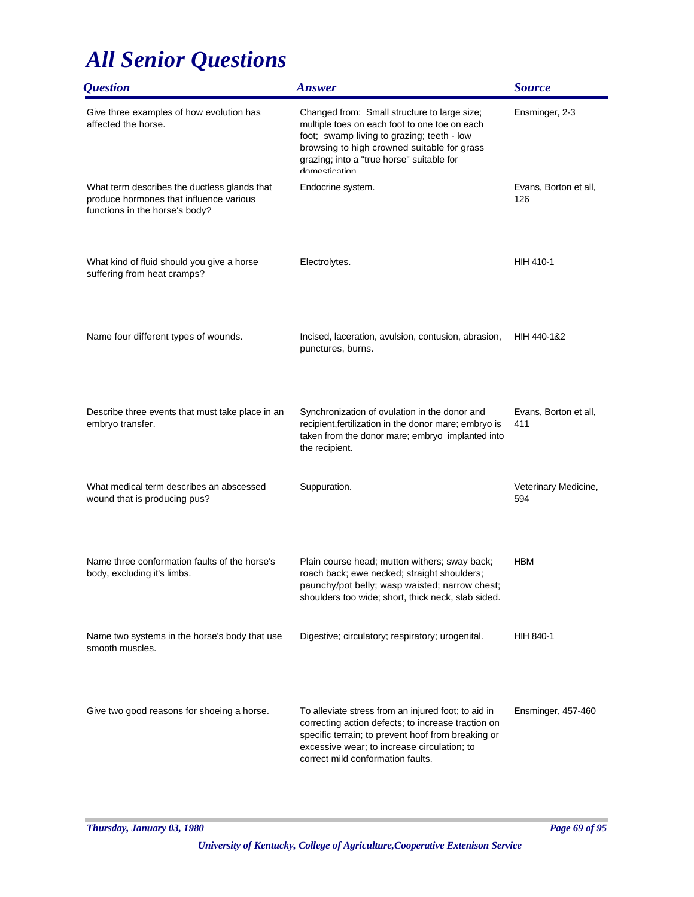# All Senior Questions

| Question | Answer | Source |
|---|---|---|
| Give three examples of how evolution has affected the horse. | Changed from: Small structure to large size; multiple toes on each foot to one toe on each foot; swamp living to grazing; teeth - low browsing to high crowned suitable for grass grazing; into a "true horse" suitable for domestication | Ensminger, 2-3 |
| What term describes the ductless glands that produce hormones that influence various functions in the horse's body? | Endocrine system. | Evans, Borton et all, 126 |
| What kind of fluid should you give a horse suffering from heat cramps? | Electrolytes. | HIH 410-1 |
| Name four different types of wounds. | Incised, laceration, avulsion, contusion, abrasion, punctures, burns. | HIH 440-1&2 |
| Describe three events that must take place in an embryo transfer. | Synchronization of ovulation in the donor and recipient,fertilization in the donor mare; embryo is taken from the donor mare; embryo implanted into the recipient. | Evans, Borton et all, 411 |
| What medical term describes an abscessed wound that is producing pus? | Suppuration. | Veterinary Medicine, 594 |
| Name three conformation faults of the horse's body, excluding it's limbs. | Plain course head; mutton withers; sway back; roach back; ewe necked; straight shoulders; paunchy/pot belly; wasp waisted; narrow chest; shoulders too wide; short, thick neck, slab sided. | HBM |
| Name two systems in the horse's body that use smooth muscles. | Digestive; circulatory; respiratory; urogenital. | HIH 840-1 |
| Give two good reasons for shoeing a horse. | To alleviate stress from an injured foot; to aid in correcting action defects; to increase traction on specific terrain; to prevent hoof from breaking or excessive wear; to increase circulation; to correct mild conformation faults. | Ensminger, 457-460 |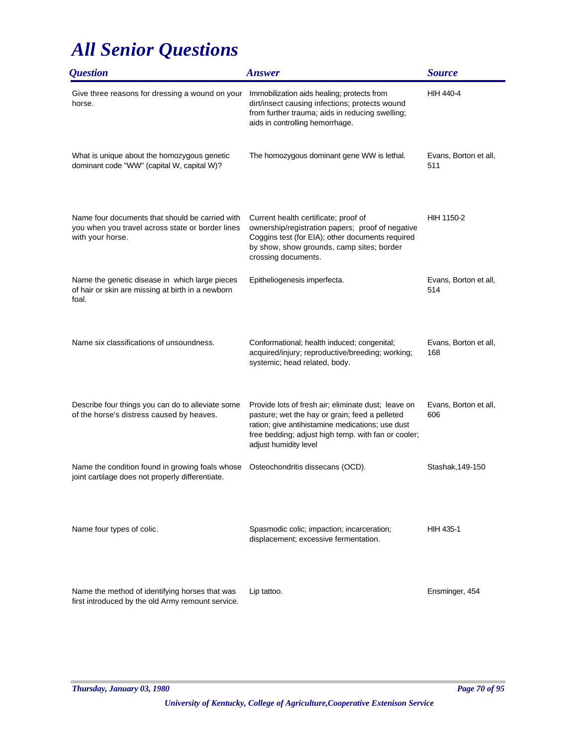# All Senior Questions

| Question | Answer | Source |
|---|---|---|
| Give three reasons for dressing a wound on your horse. | Immobilization aids healing; protects from dirt/insect causing infections; protects wound from further trauma; aids in reducing swelling; aids in controlling hemorrhage. | HIH 440-4 |
| What is unique about the homozygous genetic dominant code "WW" (capital W, capital W)? | The homozygous dominant gene WW is lethal. | Evans, Borton et all, 511 |
| Name four documents that should be carried with you when you travel across state or border lines with your horse. | Current health certificate; proof of ownership/registration papers; proof of negative Coggins test (for EIA); other documents required by show, show grounds, camp sites; border crossing documents. | HIH 1150-2 |
| Name the genetic disease in which large pieces of hair or skin are missing at birth in a newborn foal. | Epitheliogenesis imperfecta. | Evans, Borton et all, 514 |
| Name six classifications of unsoundness. | Conformational; health induced; congenital; acquired/injury; reproductive/breeding; working; systemic; head related, body. | Evans, Borton et all, 168 |
| Describe four things you can do to alleviate some of the horse's distress caused by heaves. | Provide lots of fresh air; eliminate dust; leave on pasture; wet the hay or grain; feed a pelleted ration; give antihistamine medications; use dust free bedding; adjust high temp. with fan or cooler; adjust humidity level | Evans, Borton et all, 606 |
| Name the condition found in growing foals whose joint cartilage does not properly differentiate. | Osteochondritis dissecans (OCD). | Stashak,149-150 |
| Name four types of colic. | Spasmodic colic; impaction; incarceration; displacement; excessive fermentation. | HIH 435-1 |
| Name the method of identifying horses that was first introduced by the old Army remount service. | Lip tattoo. | Ensminger, 454 |

*Thursday, January 03, 1980*

*University of Kentucky, College of Agriculture,Cooperative Extenison Service*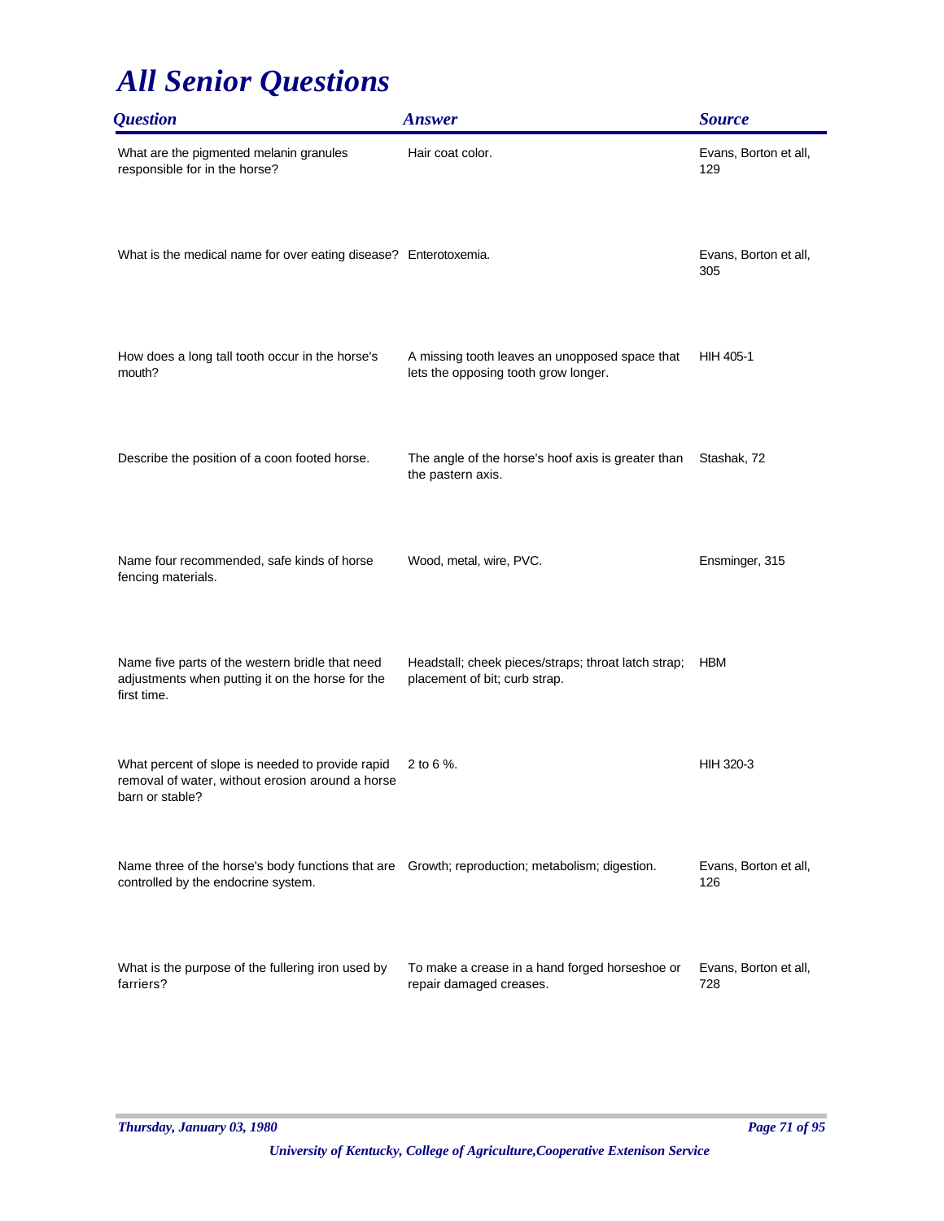# All Senior Questions

| Question | Answer | Source |
|---|---|---|
| What are the pigmented melanin granules responsible for in the horse? | Hair coat color. | Evans, Borton et all, 129 |
| What is the medical name for over eating disease? | Enterotoxemia. | Evans, Borton et all, 305 |
| How does a long tall tooth occur in the horse's mouth? | A missing tooth leaves an unopposed space that lets the opposing tooth grow longer. | HIH 405-1 |
| Describe the position of a coon footed horse. | The angle of the horse's hoof axis is greater than the pastern axis. | Stashak, 72 |
| Name four recommended, safe kinds of horse fencing materials. | Wood, metal, wire, PVC. | Ensminger, 315 |
| Name five parts of the western bridle that need adjustments when putting it on the horse for the first time. | Headstall; cheek pieces/straps; throat latch strap; placement of bit; curb strap. | HBM |
| What percent of slope is needed to provide rapid removal of water, without erosion around a horse barn or stable? | 2 to 6 %. | HIH 320-3 |
| Name three of the horse's body functions that are controlled by the endocrine system. | Growth; reproduction; metabolism; digestion. | Evans, Borton et all, 126 |
| What is the purpose of the fullering iron used by farriers? | To make a crease in a hand forged horseshoe or repair damaged creases. | Evans, Borton et all, 728 |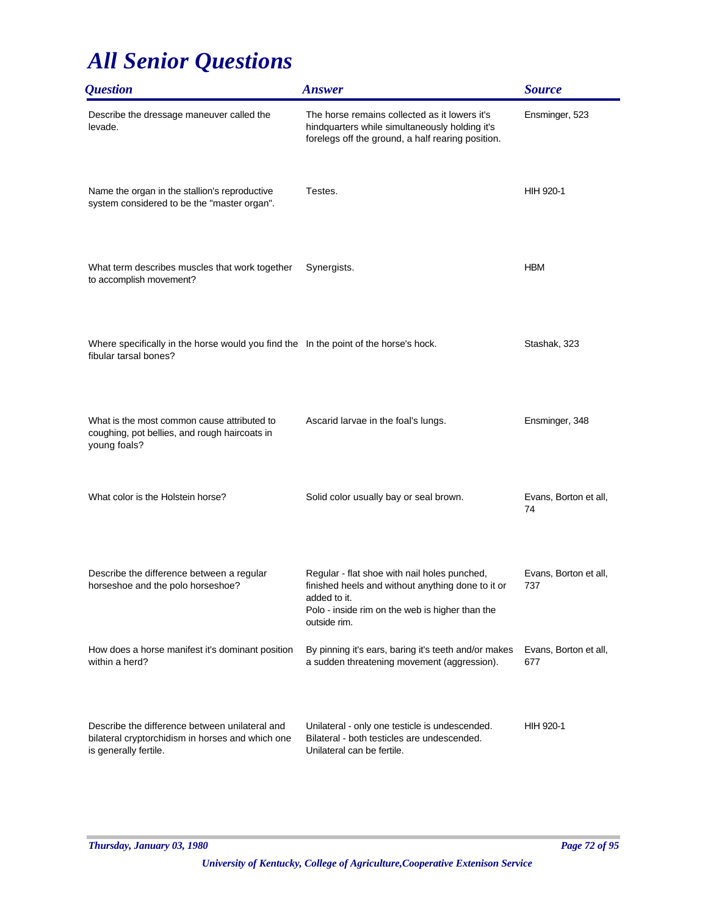# All Senior Questions

| Question | Answer | Source |
| --- | --- | --- |
| Describe the dressage maneuver called the levade. | The horse remains collected as it lowers it's hindquarters while simultaneously holding it's forelegs off the ground, a half rearing position. | Ensminger, 523 |
| Name the organ in the stallion's reproductive system considered to be the "master organ". | Testes. | HIH 920-1 |
| What term describes muscles that work together to accomplish movement? | Synergists. | HBM |
| Where specifically in the horse would you find the fibular tarsal bones? | In the point of the horse's hock. | Stashak, 323 |
| What is the most common cause attributed to coughing, pot bellies, and rough haircoats in young foals? | Ascarid larvae in the foal's lungs. | Ensminger, 348 |
| What color is the Holstein horse? | Solid color usually bay or seal brown. | Evans, Borton et all, 74 |
| Describe the difference between a regular horseshoe and the polo horseshoe? | Regular - flat shoe with nail holes punched, finished heels and without anything done to it or added to it.<br>Polo - inside rim on the web is higher than the outside rim. | Evans, Borton et all, 737 |
| How does a horse manifest it's dominant position within a herd? | By pinning it's ears, baring it's teeth and/or makes a sudden threatening movement (aggression). | Evans, Borton et all, 677 |
| Describe the difference between unilateral and bilateral cryptorchidism in horses and which one is generally fertile. | Unilateral - only one testicle is undescended.<br>Bilateral - both testicles are undescended.<br>Unilateral can be fertile. | HIH 920-1 |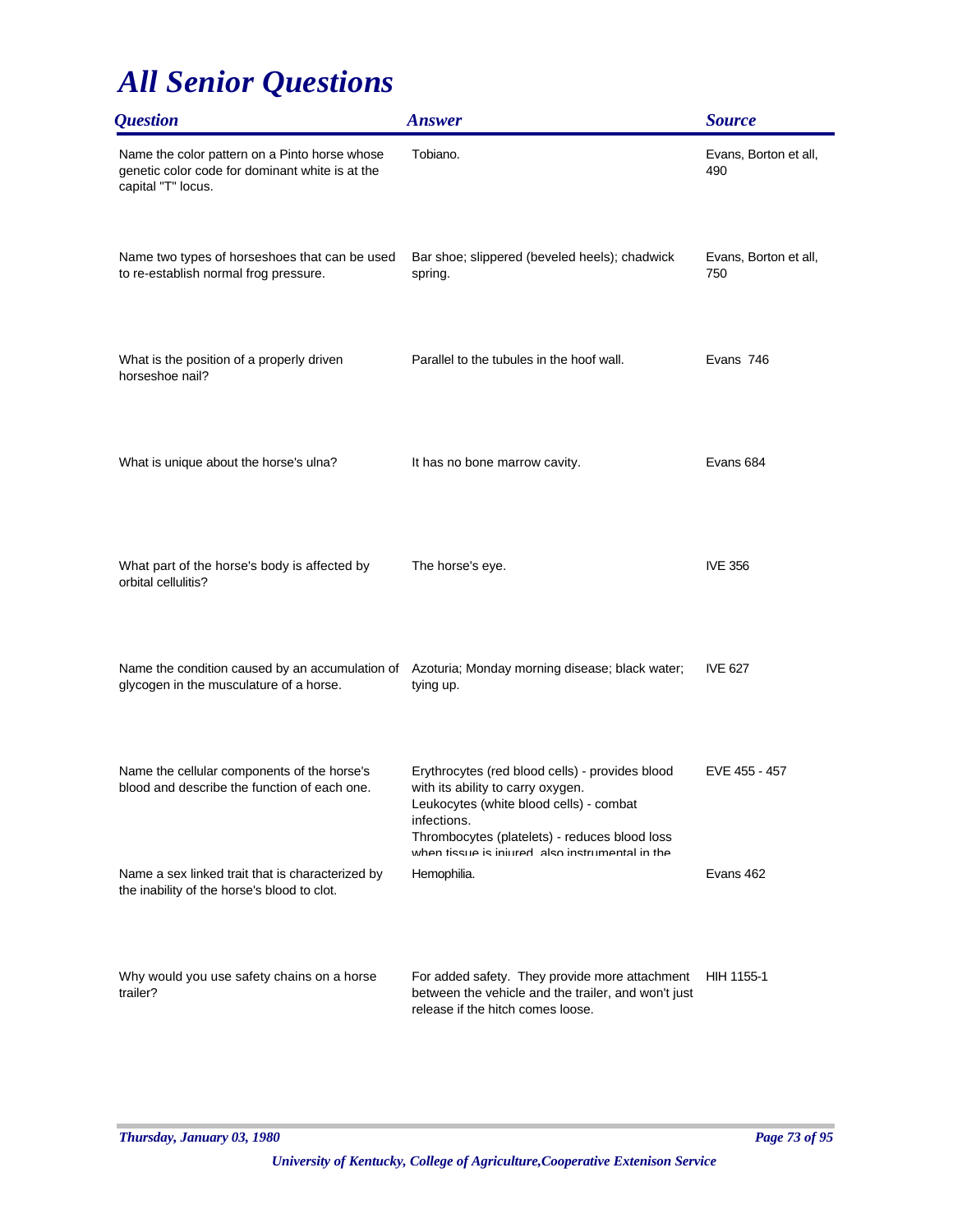# All Senior Questions

| Question | Answer | Source |
| --- | --- | --- |
| Name the color pattern on a Pinto horse whose genetic color code for dominant white is at the capital "T" locus. | Tobiano. | Evans, Borton et all, 490 |
| Name two types of horseshoes that can be used to re-establish normal frog pressure. | Bar shoe; slippered (beveled heels); chadwick spring. | Evans, Borton et all, 750 |
| What is the position of a properly driven horseshoe nail? | Parallel to the tubules in the hoof wall. | Evans 746 |
| What is unique about the horse's ulna? | It has no bone marrow cavity. | Evans 684 |
| What part of the horse's body is affected by orbital cellulitis? | The horse's eye. | IVE 356 |
| Name the condition caused by an accumulation of glycogen in the musculature of a horse. | Azoturia; Monday morning disease; black water; tying up. | IVE 627 |
| Name the cellular components of the horse's blood and describe the function of each one. | Erythrocytes (red blood cells) - provides blood with its ability to carry oxygen. Leukocytes (white blood cells) - combat infections. Thrombocytes (platelets) - reduces blood loss when tissue is injured, also instrumental in the | EVE 455 - 457 |
| Name a sex linked trait that is characterized by the inability of the horse's blood to clot. | Hemophilia. | Evans 462 |
| Why would you use safety chains on a horse trailer? | For added safety. They provide more attachment between the vehicle and the trailer, and won't just release if the hitch comes loose. | HIH 1155-1 |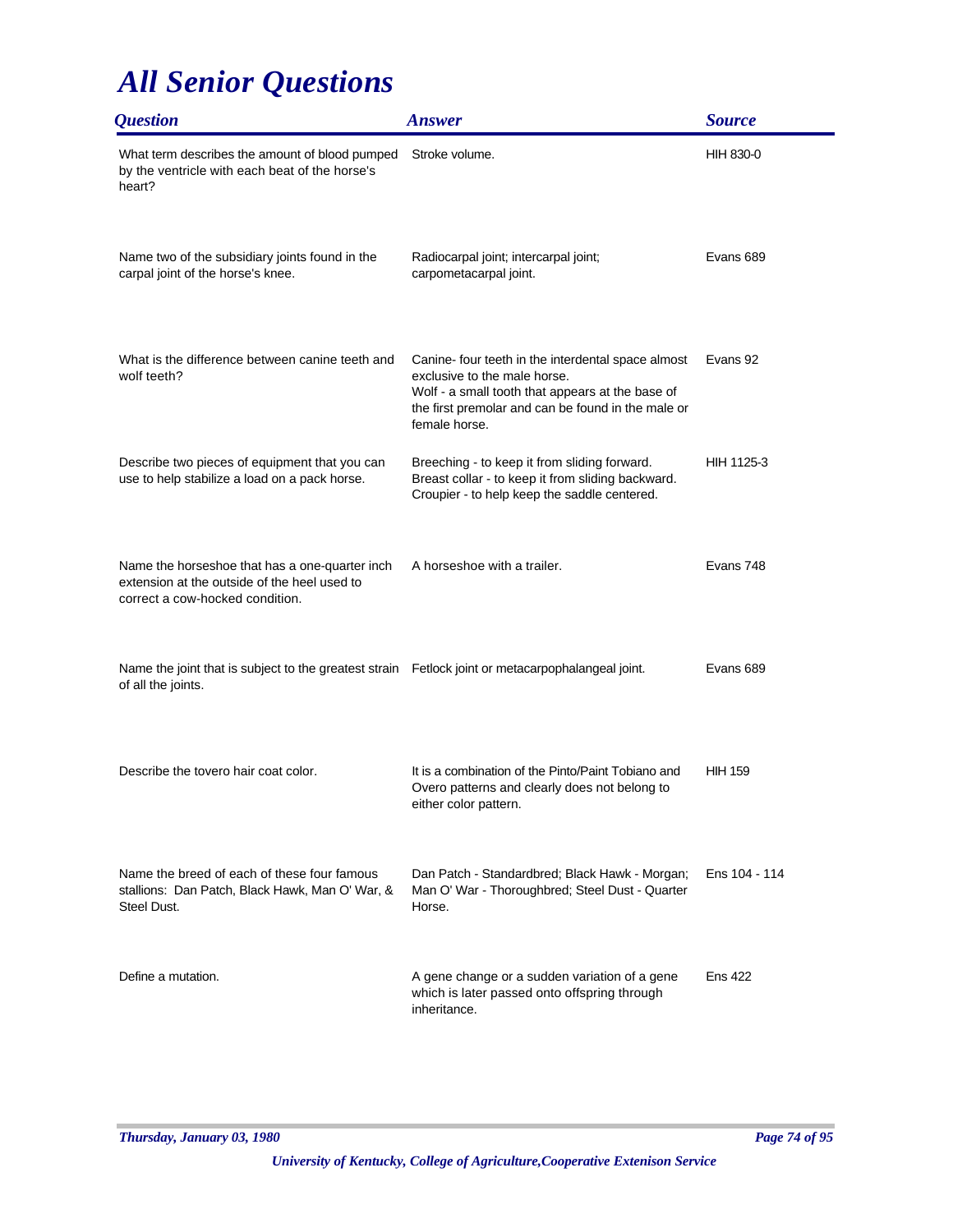# *All Senior Questions*

| *Question* | *Answer* | *Source* |
|---|---|---|
| What term describes the amount of blood pumped by the ventricle with each beat of the horse's heart? | Stroke volume. | HIH 830-0 |
| Name two of the subsidiary joints found in the carpal joint of the horse's knee. | Radiocarpal joint; intercarpal joint; carpometacarpal joint. | Evans 689 |
| What is the difference between canine teeth and wolf teeth? | Canine- four teeth in the interdental space almost exclusive to the male horse. Wolf - a small tooth that appears at the base of the first premolar and can be found in the male or female horse. | Evans 92 |
| Describe two pieces of equipment that you can use to help stabilize a load on a pack horse. | Breeching - to keep it from sliding forward. Breast collar - to keep it from sliding backward. Croupier - to help keep the saddle centered. | HIH 1125-3 |
| Name the horseshoe that has a one-quarter inch extension at the outside of the heel used to correct a cow-hocked condition. | A horseshoe with a trailer. | Evans 748 |
| Name the joint that is subject to the greatest strain of all the joints. | Fetlock joint or metacarpophalangeal joint. | Evans 689 |
| Describe the tovero hair coat color. | It is a combination of the Pinto/Paint Tobiano and Overo patterns and clearly does not belong to either color pattern. | HIH 159 |
| Name the breed of each of these four famous stallions: Dan Patch, Black Hawk, Man O' War, & Steel Dust. | Dan Patch - Standardbred; Black Hawk - Morgan; Man O' War - Thoroughbred; Steel Dust - Quarter Horse. | Ens 104 - 114 |
| Define a mutation. | A gene change or a sudden variation of a gene which is later passed onto offspring through inheritance. | Ens 422 |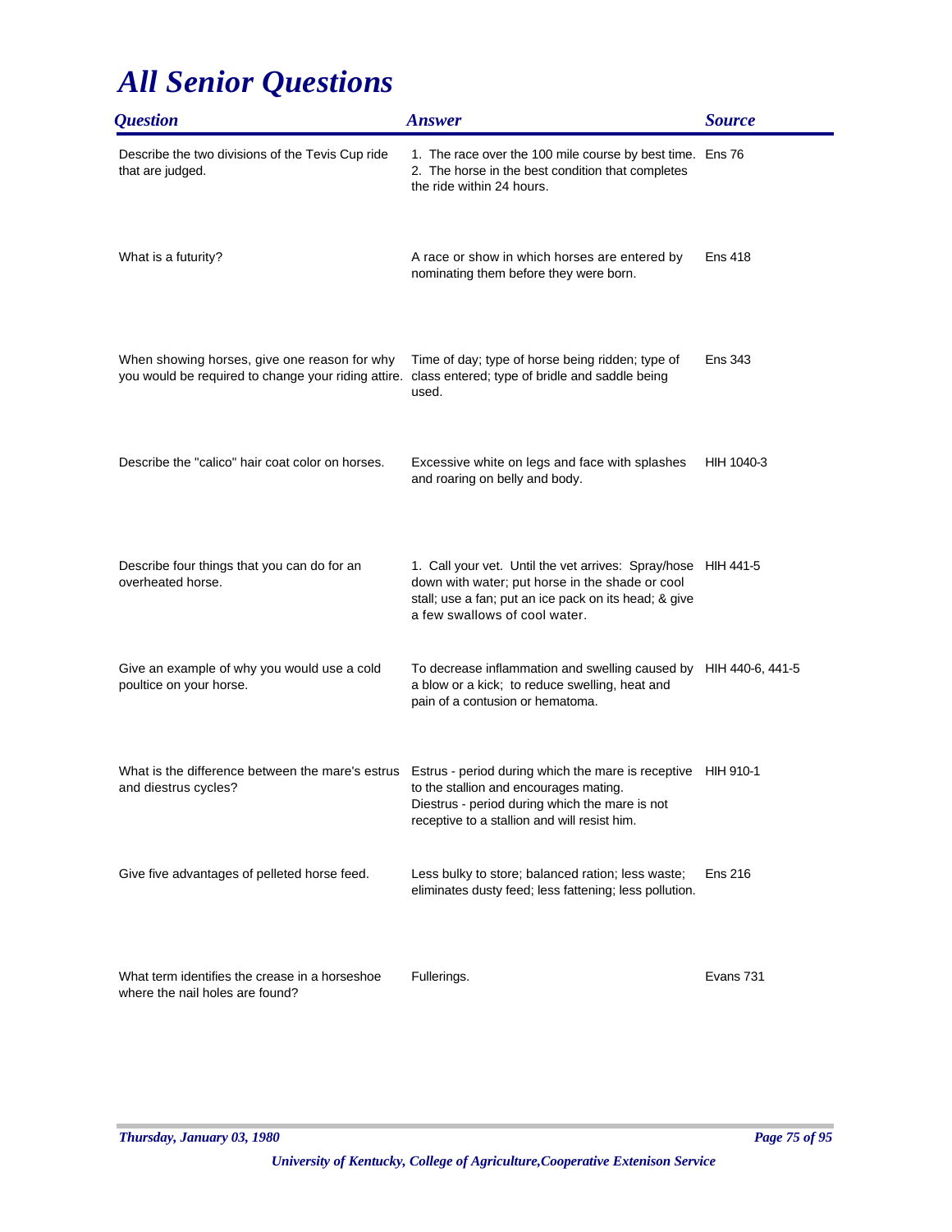# All Senior Questions

| Question | Answer | Source |
|---|---|---|
| Describe the two divisions of the Tevis Cup ride that are judged. | 1. The race over the 100 mile course by best time. 2. The horse in the best condition that completes the ride within 24 hours. | Ens 76 |
| What is a futurity? | A race or show in which horses are entered by nominating them before they were born. | Ens 418 |
| When showing horses, give one reason for why you would be required to change your riding attire. | Time of day; type of horse being ridden; type of class entered; type of bridle and saddle being used. | Ens 343 |
| Describe the "calico" hair coat color on horses. | Excessive white on legs and face with splashes and roaring on belly and body. | HIH 1040-3 |
| Describe four things that you can do for an overheated horse. | 1. Call your vet. Until the vet arrives: Spray/hose down with water; put horse in the shade or cool stall; use a fan; put an ice pack on its head; & give a few swallows of cool water. | HIH 441-5 |
| Give an example of why you would use a cold poultice on your horse. | To decrease inflammation and swelling caused by a blow or a kick; to reduce swelling, heat and pain of a contusion or hematoma. | HIH 440-6, 441-5 |
| What is the difference between the mare's estrus and diestrus cycles? | Estrus - period during which the mare is receptive to the stallion and encourages mating. Diestrus - period during which the mare is not receptive to a stallion and will resist him. | HIH 910-1 |
| Give five advantages of pelleted horse feed. | Less bulky to store; balanced ration; less waste; eliminates dusty feed; less fattening; less pollution. | Ens 216 |
| What term identifies the crease in a horseshoe where the nail holes are found? | Fullerings. | Evans 731 |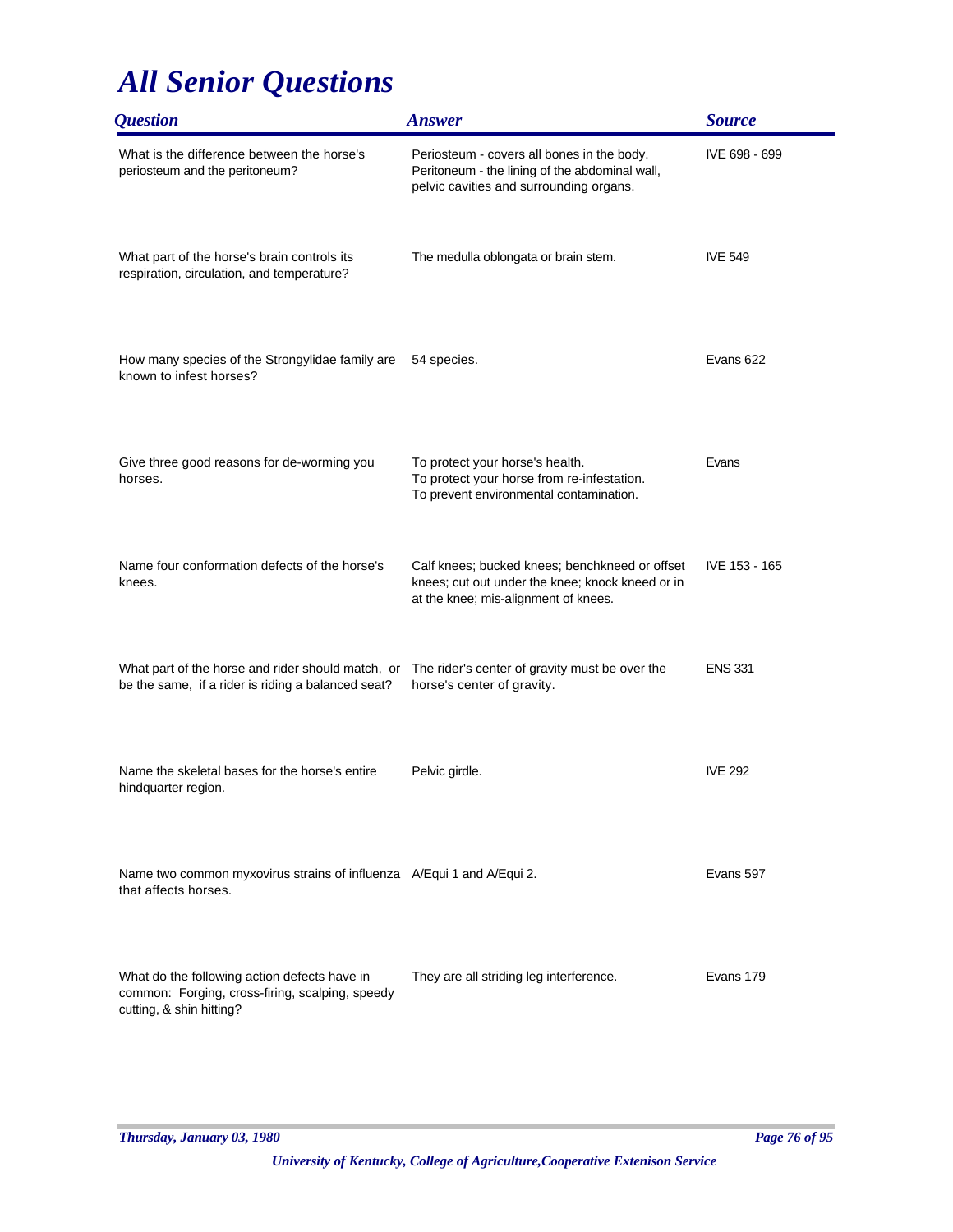# All Senior Questions

| Question | Answer | Source |
|---|---|---|
| What is the difference between the horse's periosteum and the peritoneum? | Periosteum - covers all bones in the body. Peritoneum - the lining of the abdominal wall, pelvic cavities and surrounding organs. | IVE 698 - 699 |
| What part of the horse's brain controls its respiration, circulation, and temperature? | The medulla oblongata or brain stem. | IVE 549 |
| How many species of the Strongylidae family are known to infest horses? | 54 species. | Evans 622 |
| Give three good reasons for de-worming you horses. | To protect your horse's health. To protect your horse from re-infestation. To prevent environmental contamination. | Evans |
| Name four conformation defects of the horse's knees. | Calf knees; bucked knees; benchkneed or offset knees; cut out under the knee; knock kneed or in at the knee; mis-alignment of knees. | IVE 153 - 165 |
| What part of the horse and rider should match, or be the same, if a rider is riding a balanced seat? | The rider's center of gravity must be over the horse's center of gravity. | ENS 331 |
| Name the skeletal bases for the horse's entire hindquarter region. | Pelvic girdle. | IVE 292 |
| Name two common myxovirus strains of influenza that affects horses. | A/Equi 1 and A/Equi 2. | Evans 597 |
| What do the following action defects have in common: Forging, cross-firing, scalping, speedy cutting, & shin hitting? | They are all striding leg interference. | Evans 179 |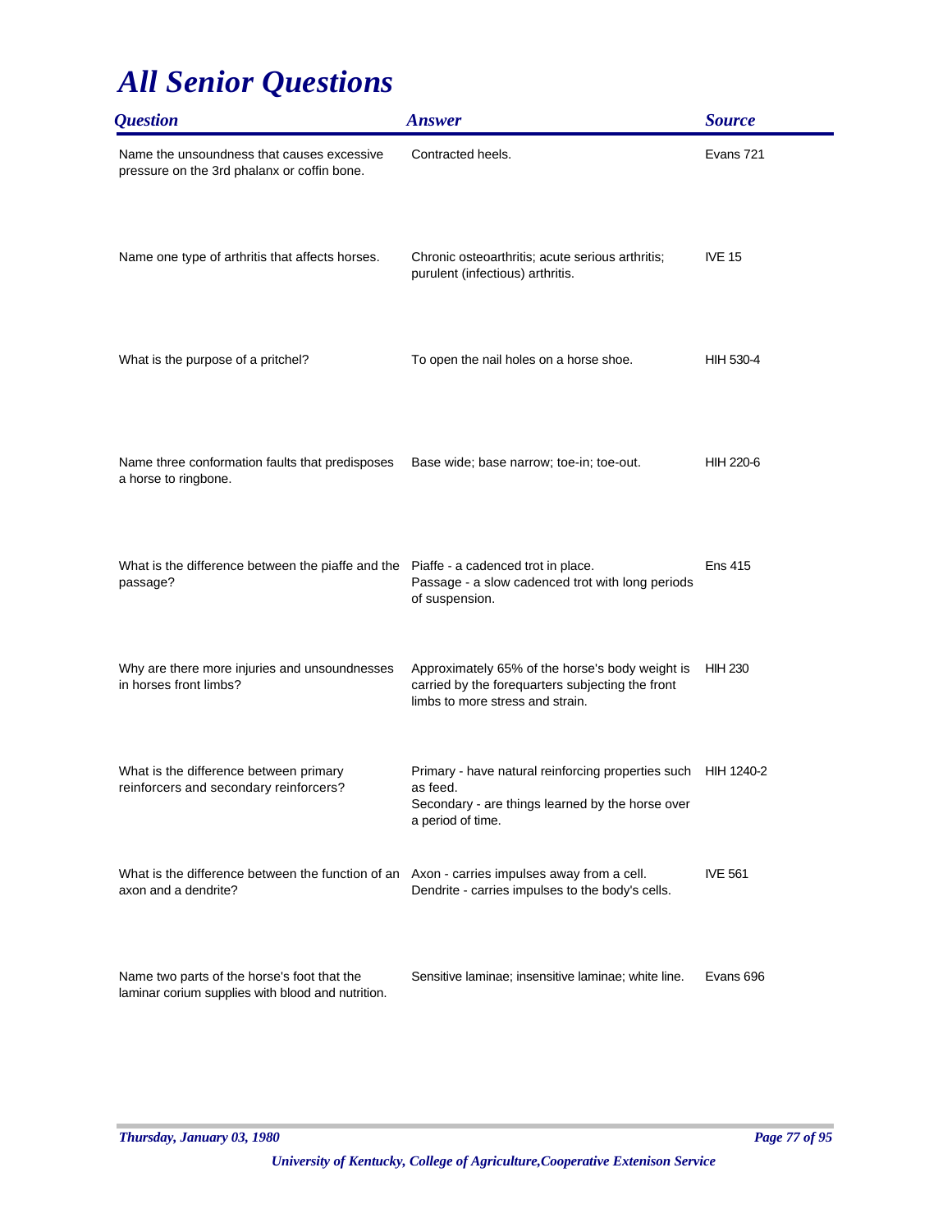# All Senior Questions

| Question | Answer | Source |
| --- | --- | --- |
| Name the unsoundness that causes excessive pressure on the 3rd phalanx or coffin bone. | Contracted heels. | Evans 721 |
| Name one type of arthritis that affects horses. | Chronic osteoarthritis; acute serious arthritis; purulent (infectious) arthritis. | IVE 15 |
| What is the purpose of a pritchel? | To open the nail holes on a horse shoe. | HIH 530-4 |
| Name three conformation faults that predisposes a horse to ringbone. | Base wide; base narrow; toe-in; toe-out. | HIH 220-6 |
| What is the difference between the piaffe and the passage? | Piaffe - a cadenced trot in place.<br>Passage - a slow cadenced trot with long periods of suspension. | Ens 415 |
| Why are there more injuries and unsoundnesses in horses front limbs? | Approximately 65% of the horse's body weight is carried by the forequarters subjecting the front limbs to more stress and strain. | HIH 230 |
| What is the difference between primary reinforcers and secondary reinforcers? | Primary - have natural reinforcing properties such as feed.<br>Secondary - are things learned by the horse over a period of time. | HIH 1240-2 |
| What is the difference between the function of an axon and a dendrite? | Axon - carries impulses away from a cell.<br>Dendrite - carries impulses to the body's cells. | IVE 561 |
| Name two parts of the horse's foot that the laminar corium supplies with blood and nutrition. | Sensitive laminae; insensitive laminae; white line. | Evans 696 |

*Thursday, January 03, 1980*

*University of Kentucky, College of Agriculture,Cooperative Extenison Service*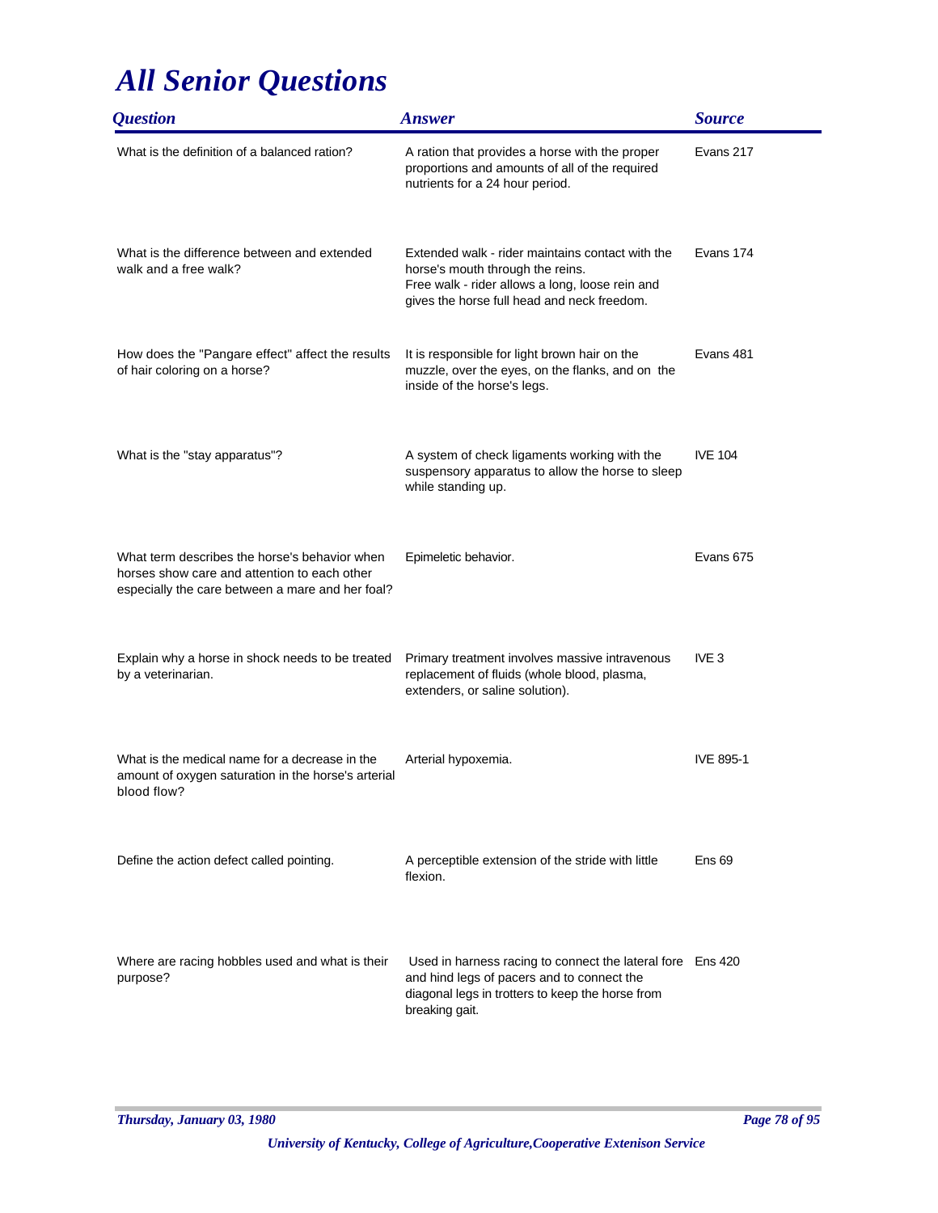# All Senior Questions

| Question | Answer | Source |
|---|---|---|
| What is the definition of a balanced ration? | A ration that provides a horse with the proper proportions and amounts of all of the required nutrients for a 24 hour period. | Evans 217 |
| What is the difference between and extended walk and a free walk? | Extended walk - rider maintains contact with the horse's mouth through the reins.<br>Free walk - rider allows a long, loose rein and gives the horse full head and neck freedom. | Evans 174 |
| How does the "Pangare effect" affect the results of hair coloring on a horse? | It is responsible for light brown hair on the muzzle, over the eyes, on the flanks, and on the inside of the horse's legs. | Evans 481 |
| What is the "stay apparatus"? | A system of check ligaments working with the suspensory apparatus to allow the horse to sleep while standing up. | IVE 104 |
| What term describes the horse's behavior when horses show care and attention to each other especially the care between a mare and her foal? | Epimeletic behavior. | Evans 675 |
| Explain why a horse in shock needs to be treated by a veterinarian. | Primary treatment involves massive intravenous replacement of fluids (whole blood, plasma, extenders, or saline solution). | IVE 3 |
| What is the medical name for a decrease in the amount of oxygen saturation in the horse's arterial blood flow? | Arterial hypoxemia. | IVE 895-1 |
| Define the action defect called pointing. | A perceptible extension of the stride with little flexion. | Ens 69 |
| Where are racing hobbles used and what is their purpose? | Used in harness racing to connect the lateral fore and hind legs of pacers and to connect the diagonal legs in trotters to keep the horse from breaking gait. | Ens 420 |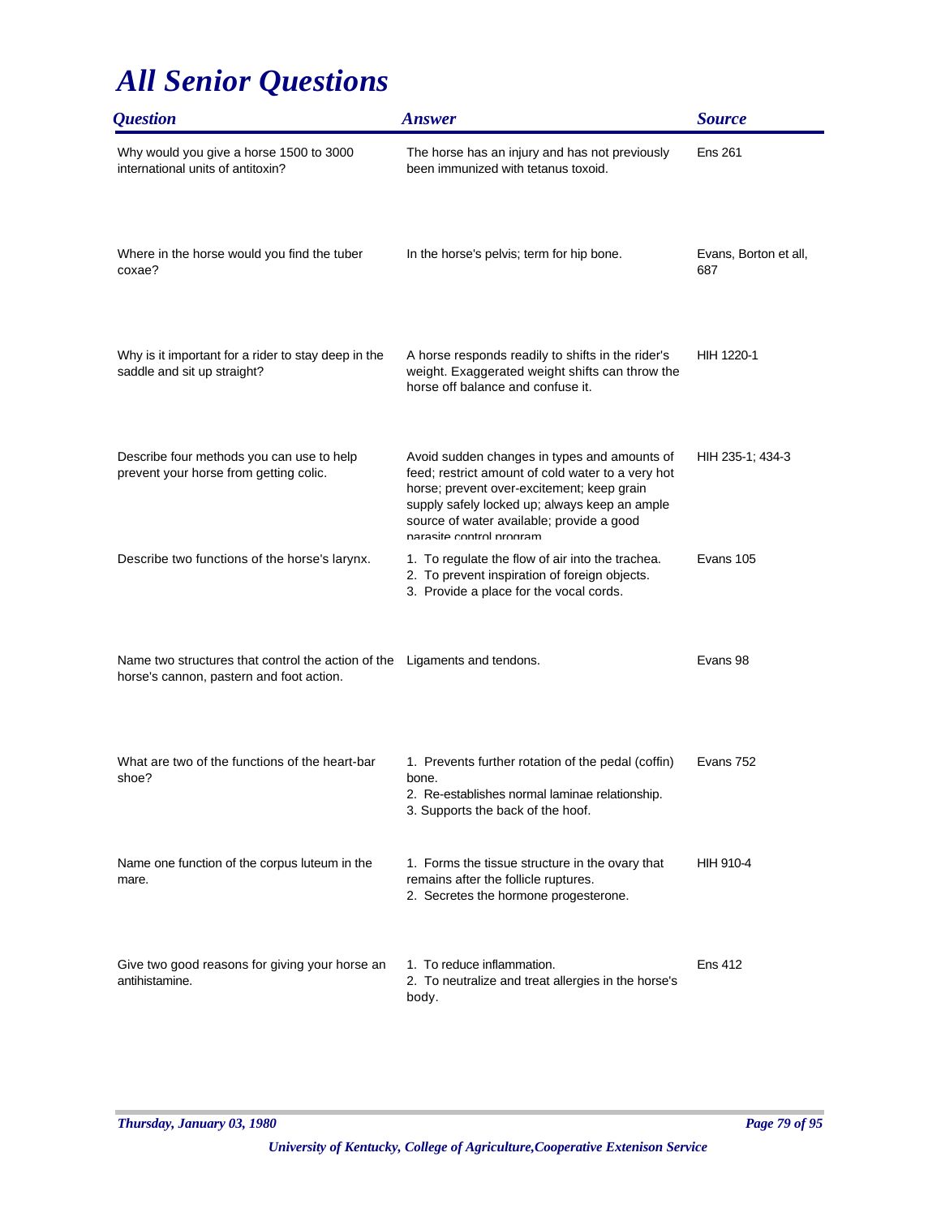# All Senior Questions

| Question | Answer | Source |
| --- | --- | --- |
| Why would you give a horse 1500 to 3000 international units of antitoxin? | The horse has an injury and has not previously been immunized with tetanus toxoid. | Ens 261 |
| Where in the horse would you find the tuber coxae? | In the horse's pelvis; term for hip bone. | Evans, Borton et all, 687 |
| Why is it important for a rider to stay deep in the saddle and sit up straight? | A horse responds readily to shifts in the rider's weight. Exaggerated weight shifts can throw the horse off balance and confuse it. | HIH 1220-1 |
| Describe four methods you can use to help prevent your horse from getting colic. | Avoid sudden changes in types and amounts of feed; restrict amount of cold water to a very hot horse; prevent over-excitement; keep grain supply safely locked up; always keep an ample source of water available; provide a good parasite control program | HIH 235-1; 434-3 |
| Describe two functions of the horse's larynx. | 1. To regulate the flow of air into the trachea.<br>2. To prevent inspiration of foreign objects.<br>3. Provide a place for the vocal cords. | Evans 105 |
| Name two structures that control the action of the horse's cannon, pastern and foot action. | Ligaments and tendons. | Evans 98 |
| What are two of the functions of the heart-bar shoe? | 1. Prevents further rotation of the pedal (coffin) bone.<br>2. Re-establishes normal laminae relationship.<br>3. Supports the back of the hoof. | Evans 752 |
| Name one function of the corpus luteum in the mare. | 1. Forms the tissue structure in the ovary that remains after the follicle ruptures.<br>2. Secretes the hormone progesterone. | HIH 910-4 |
| Give two good reasons for giving your horse an antihistamine. | 1. To reduce inflammation.<br>2. To neutralize and treat allergies in the horse's body. | Ens 412 |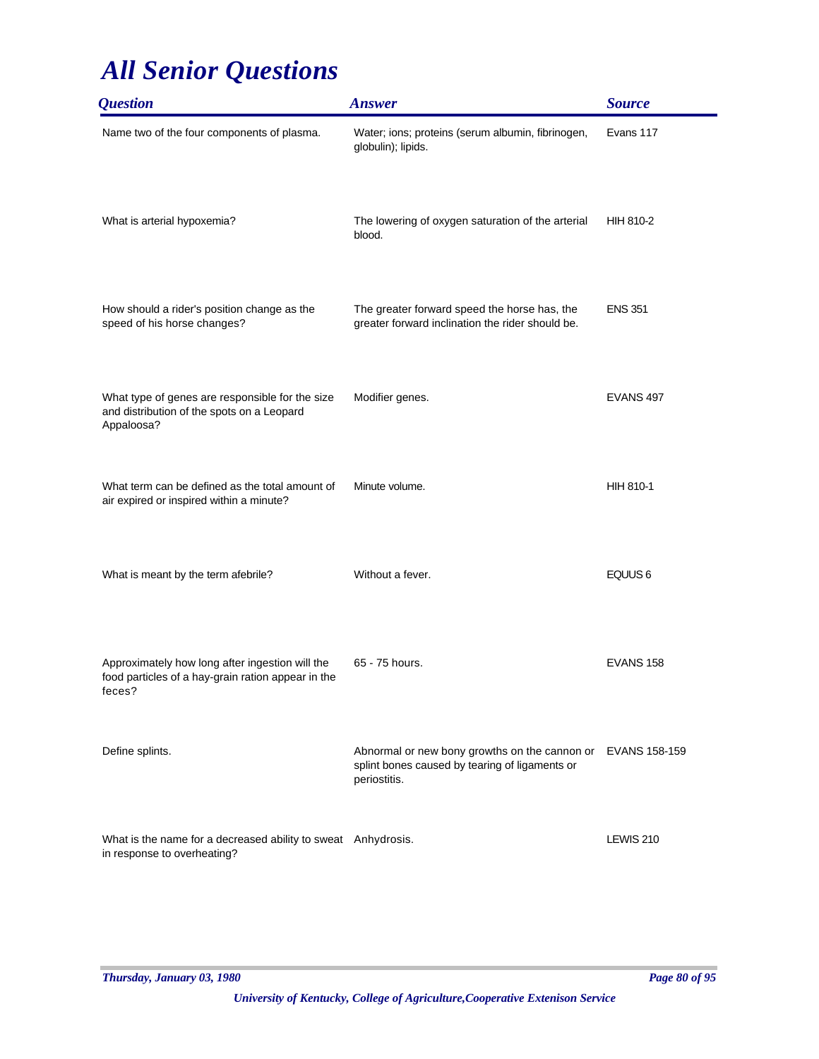# All Senior Questions

| Question | Answer | Source |
|---|---|---|
| Name two of the four components of plasma. | Water; ions; proteins (serum albumin, fibrinogen, globulin); lipids. | Evans 117 |
| What is arterial hypoxemia? | The lowering of oxygen saturation of the arterial blood. | HIH 810-2 |
| How should a rider's position change as the speed of his horse changes? | The greater forward speed the horse has, the greater forward inclination the rider should be. | ENS 351 |
| What type of genes are responsible for the size and distribution of the spots on a Leopard Appaloosa? | Modifier genes. | EVANS 497 |
| What term can be defined as the total amount of air expired or inspired within a minute? | Minute volume. | HIH 810-1 |
| What is meant by the term afebrile? | Without a fever. | EQUUS 6 |
| Approximately how long after ingestion will the food particles of a hay-grain ration appear in the feces? | 65 - 75 hours. | EVANS 158 |
| Define splints. | Abnormal or new bony growths on the cannon or splint bones caused by tearing of ligaments or periostitis. | EVANS 158-159 |
| What is the name for a decreased ability to sweat in response to overheating? | Anhydrosis. | LEWIS 210 |

*Thursday, January 03, 1980*

*University of Kentucky, College of Agriculture,Cooperative Extenison Service*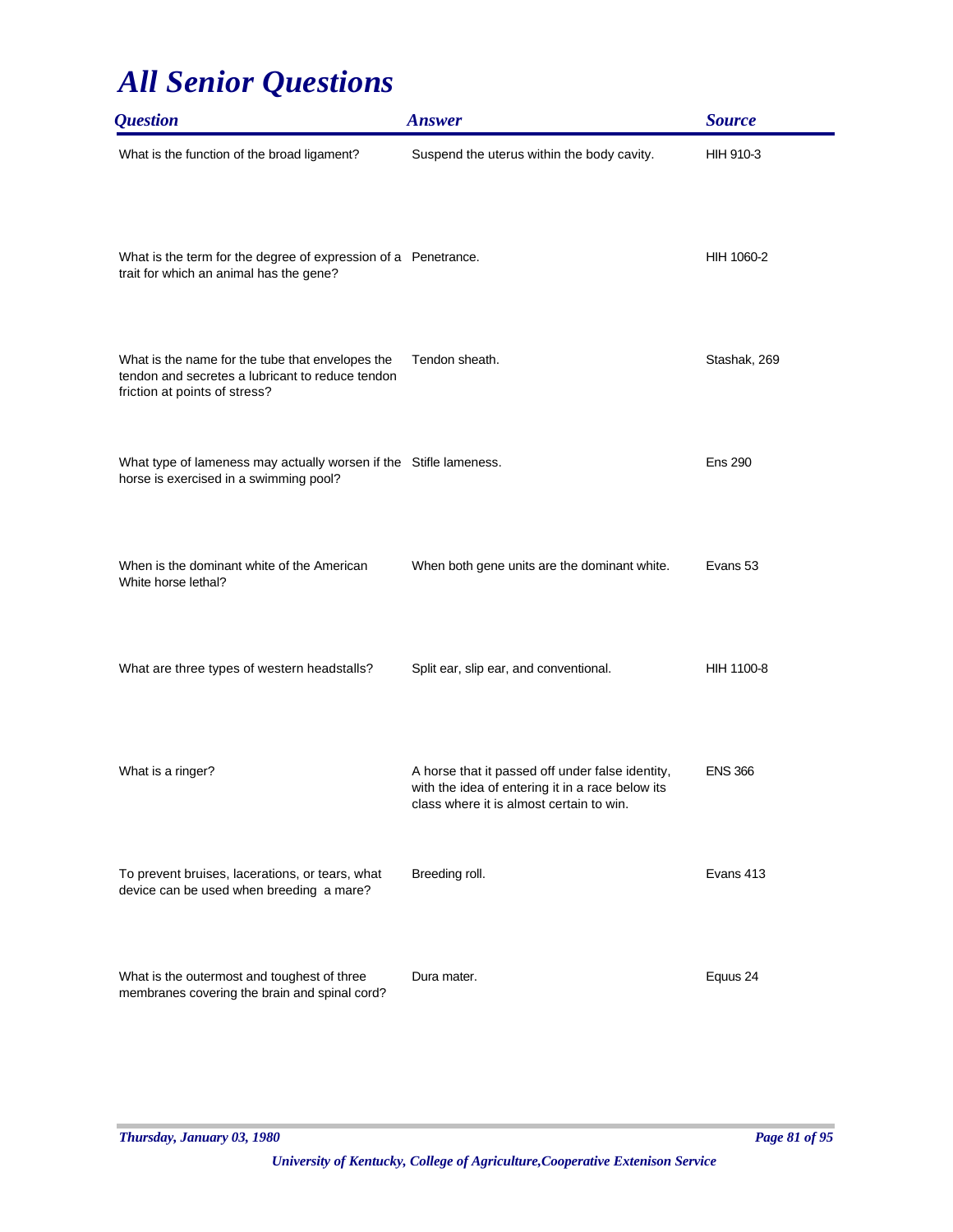# All Senior Questions

| Question | Answer | Source |
|---|---|---|
| What is the function of the broad ligament? | Suspend the uterus within the body cavity. | HIH 910-3 |
| What is the term for the degree of expression of a trait for which an animal has the gene? | Penetrance. | HIH 1060-2 |
| What is the name for the tube that envelopes the tendon and secretes a lubricant to reduce tendon friction at points of stress? | Tendon sheath. | Stashak, 269 |
| What type of lameness may actually worsen if the horse is exercised in a swimming pool? | Stifle lameness. | Ens 290 |
| When is the dominant white of the American White horse lethal? | When both gene units are the dominant white. | Evans 53 |
| What are three types of western headstalls? | Split ear, slip ear, and conventional. | HIH 1100-8 |
| What is a ringer? | A horse that it passed off under false identity, with the idea of entering it in a race below its class where it is almost certain to win. | ENS 366 |
| To prevent bruises, lacerations, or tears, what device can be used when breeding  a mare? | Breeding roll. | Evans 413 |
| What is the outermost and toughest of three membranes covering the brain and spinal cord? | Dura mater. | Equus 24 |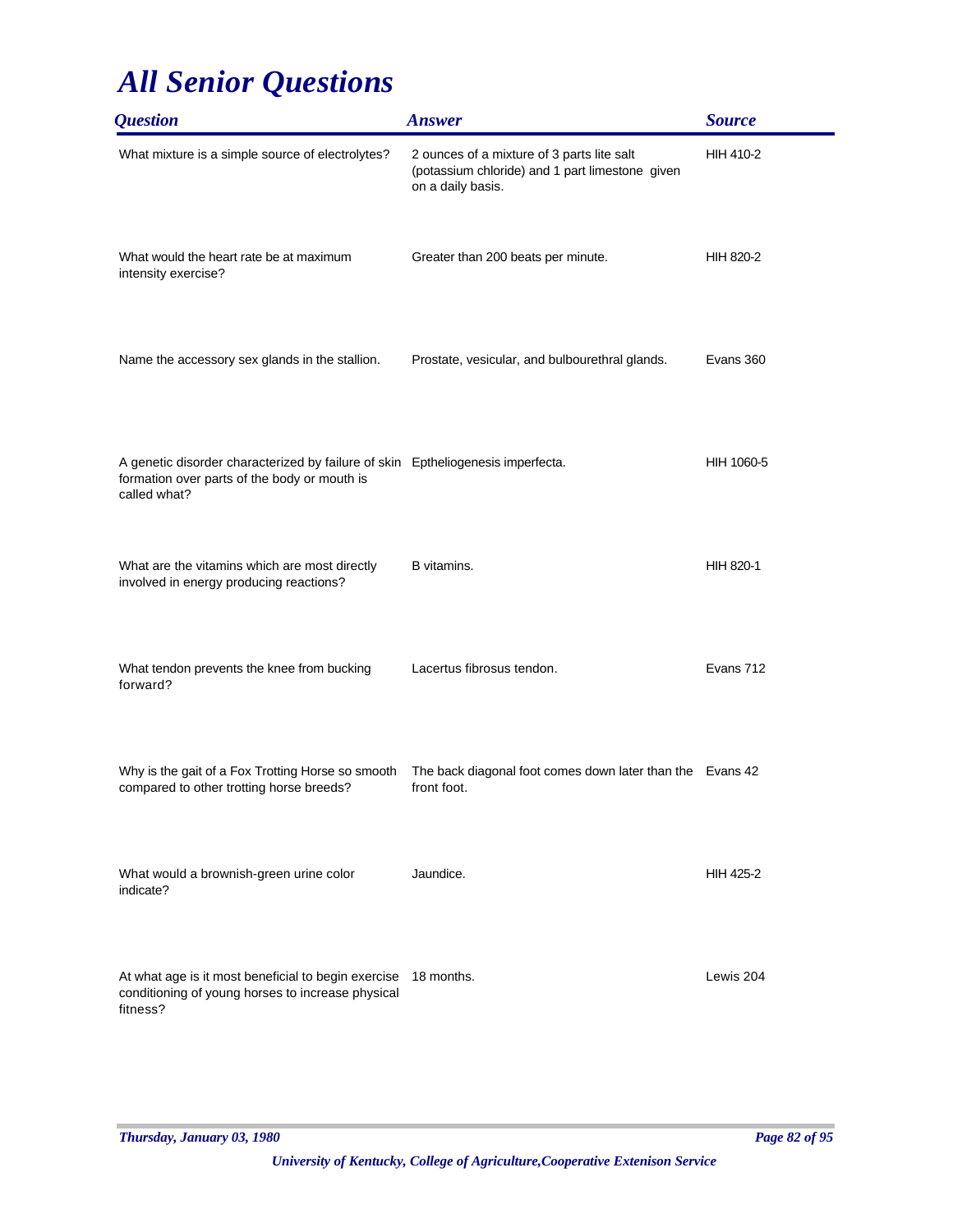# All Senior Questions

| Question | Answer | Source |
|---|---|---|
| What mixture is a simple source of electrolytes? | 2 ounces of a mixture of 3 parts lite salt (potassium chloride) and 1 part limestone given on a daily basis. | HIH 410-2 |
| What would the heart rate be at maximum intensity exercise? | Greater than 200 beats per minute. | HIH 820-2 |
| Name the accessory sex glands in the stallion. | Prostate, vesicular, and bulbourethral glands. | Evans 360 |
| A genetic disorder characterized by failure of skin formation over parts of the body or mouth is called what? | Eptheliogenesis imperfecta. | HIH 1060-5 |
| What are the vitamins which are most directly involved in energy producing reactions? | B vitamins. | HIH 820-1 |
| What tendon prevents the knee from bucking forward? | Lacertus fibrosus tendon. | Evans 712 |
| Why is the gait of a Fox Trotting Horse so smooth compared to other trotting horse breeds? | The back diagonal foot comes down later than the front foot. | Evans 42 |
| What would a brownish-green urine color indicate? | Jaundice. | HIH 425-2 |
| At what age is it most beneficial to begin exercise conditioning of young horses to increase physical fitness? | 18 months. | Lewis 204 |

*Thursday, January 03, 1980*

*University of Kentucky, College of Agriculture,Cooperative Extenison Service*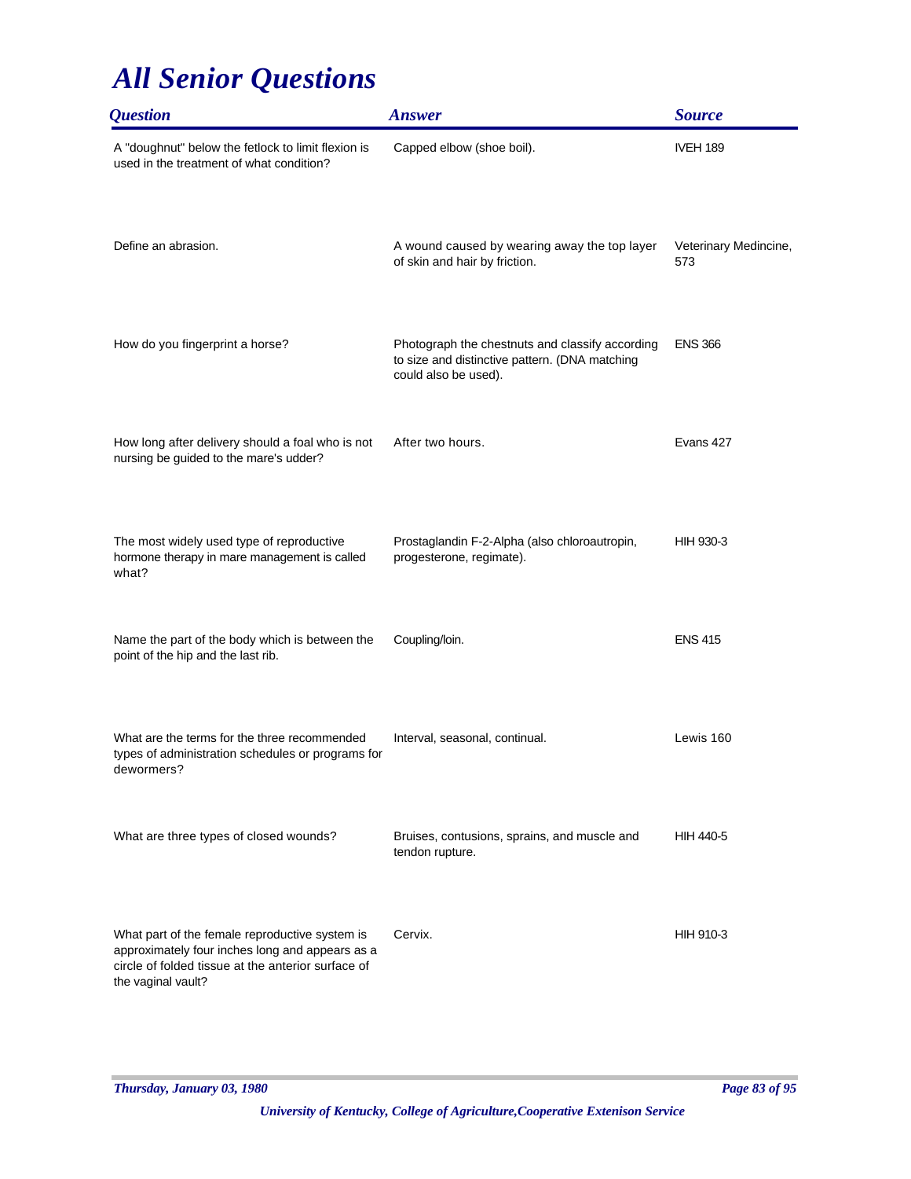# All Senior Questions

| Question | Answer | Source |
|---|---|---|
| A "doughnut" below the fetlock to limit flexion is used in the treatment of what condition? | Capped elbow (shoe boil). | IVEH 189 |
| Define an abrasion. | A wound caused by wearing away the top layer of skin and hair by friction. | Veterinary Medincine, 573 |
| How do you fingerprint a horse? | Photograph the chestnuts and classify according to size and distinctive pattern. (DNA matching could also be used). | ENS 366 |
| How long after delivery should a foal who is not nursing be guided to the mare's udder? | After two hours. | Evans 427 |
| The most widely used type of reproductive hormone therapy in mare management is called what? | Prostaglandin F-2-Alpha (also chloroautropin, progesterone, regimate). | HIH 930-3 |
| Name the part of the body which is between the point of the hip and the last rib. | Coupling/loin. | ENS 415 |
| What are the terms for the three recommended types of administration schedules or programs for dewormers? | Interval, seasonal, continual. | Lewis 160 |
| What are three types of closed wounds? | Bruises, contusions, sprains, and muscle and tendon rupture. | HIH 440-5 |
| What part of the female reproductive system is approximately four inches long and appears as a circle of folded tissue at the anterior surface of the vaginal vault? | Cervix. | HIH 910-3 |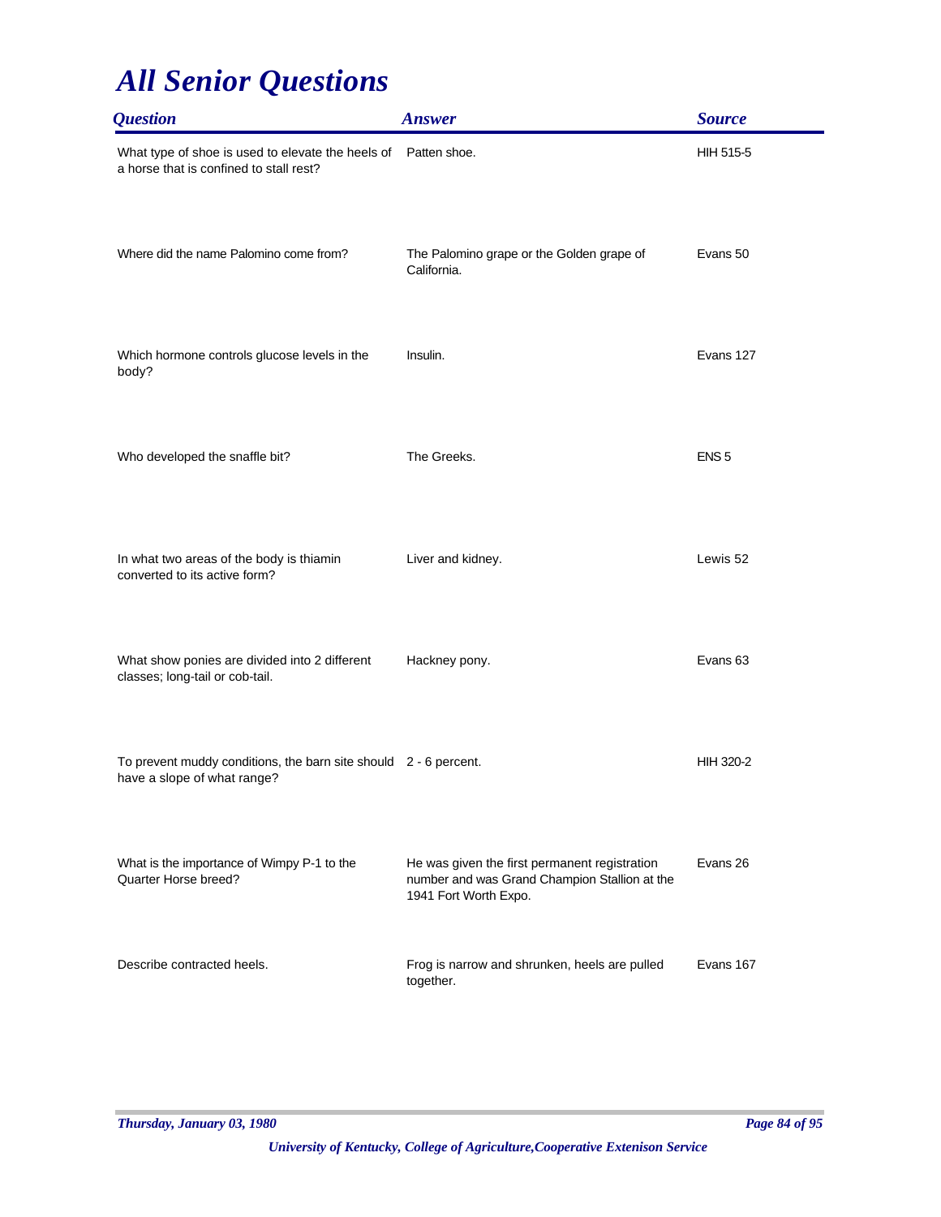# All Senior Questions

| Question | Answer | Source |
|---|---|---|
| What type of shoe is used to elevate the heels of a horse that is confined to stall rest? | Patten shoe. | HIH 515-5 |
| Where did the name Palomino come from? | The Palomino grape or the Golden grape of California. | Evans 50 |
| Which hormone controls glucose levels in the body? | Insulin. | Evans 127 |
| Who developed the snaffle bit? | The Greeks. | ENS 5 |
| In what two areas of the body is thiamin converted to its active form? | Liver and kidney. | Lewis 52 |
| What show ponies are divided into 2 different classes; long-tail or cob-tail. | Hackney pony. | Evans 63 |
| To prevent muddy conditions, the barn site should have a slope of what range? | 2 - 6 percent. | HIH 320-2 |
| What is the importance of Wimpy P-1 to the Quarter Horse breed? | He was given the first permanent registration number and was Grand Champion Stallion at the 1941 Fort Worth Expo. | Evans 26 |
| Describe contracted heels. | Frog is narrow and shrunken, heels are pulled together. | Evans 167 |

*Thursday, January 03, 1980*

*University of Kentucky, College of Agriculture,Cooperative Extenison Service*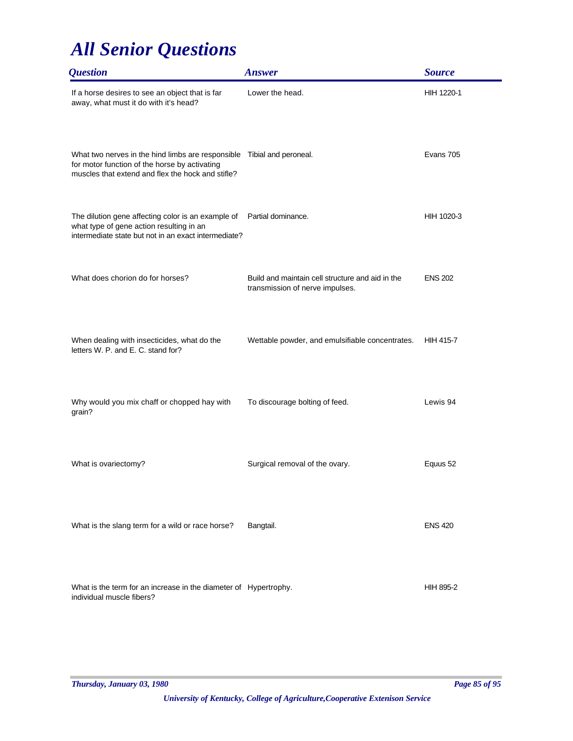# All Senior Questions

| Question | Answer | Source |
|---|---|---|
| If a horse desires to see an object that is far away, what must it do with it's head? | Lower the head. | HIH 1220-1 |
| What two nerves in the hind limbs are responsible for motor function of the horse by activating muscles that extend and flex the hock and stifle? | Tibial and peroneal. | Evans 705 |
| The dilution gene affecting color is an example of what type of gene action resulting in an intermediate state but not in an exact intermediate? | Partial dominance. | HIH 1020-3 |
| What does chorion do for horses? | Build and maintain cell structure and aid in the transmission of nerve impulses. | ENS 202 |
| When dealing with insecticides, what do the letters W. P. and E. C. stand for? | Wettable powder, and emulsifiable concentrates. | HIH 415-7 |
| Why would you mix chaff or chopped hay with grain? | To discourage bolting of feed. | Lewis 94 |
| What is ovariectomy? | Surgical removal of the ovary. | Equus 52 |
| What is the slang term for a wild or race horse? | Bangtail. | ENS 420 |
| What is the term for an increase in the diameter of individual muscle fibers? | Hypertrophy. | HIH 895-2 |

*Thursday, January 03, 1980*

*University of Kentucky, College of Agriculture,Cooperative Extenison Service*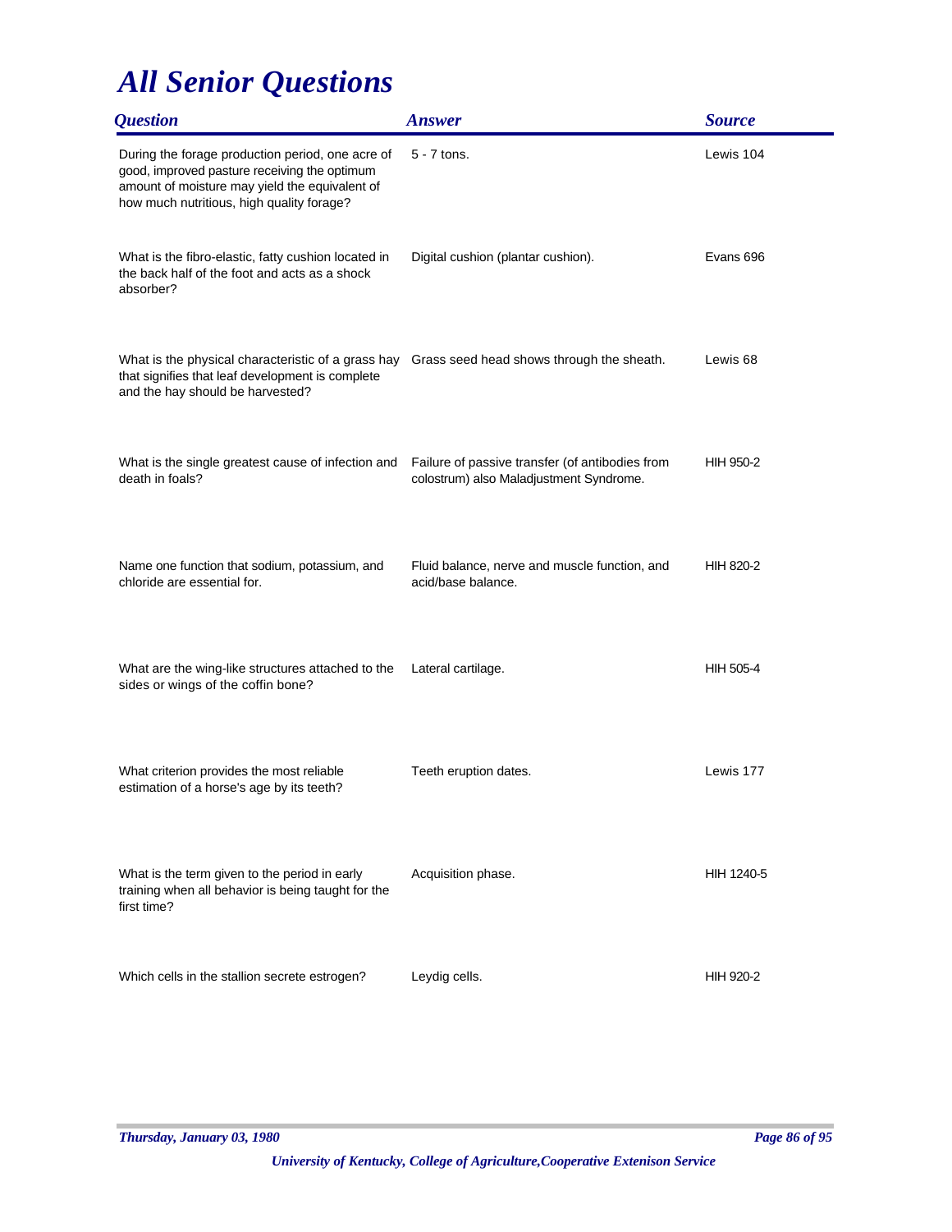# All Senior Questions

| Question | Answer | Source |
|---|---|---|
| During the forage production period, one acre of good, improved pasture receiving the optimum amount of moisture may yield the equivalent of how much nutritious, high quality forage? | 5 - 7 tons. | Lewis 104 |
| What is the fibro-elastic, fatty cushion located in the back half of the foot and acts as a shock absorber? | Digital cushion (plantar cushion). | Evans 696 |
| What is the physical characteristic of a grass hay that signifies that leaf development is complete and the hay should be harvested? | Grass seed head shows through the sheath. | Lewis 68 |
| What is the single greatest cause of infection and death in foals? | Failure of passive transfer (of antibodies from colostrum) also Maladjustment Syndrome. | HIH 950-2 |
| Name one function that sodium, potassium, and chloride are essential for. | Fluid balance, nerve and muscle function, and acid/base balance. | HIH 820-2 |
| What are the wing-like structures attached to the sides or wings of the coffin bone? | Lateral cartilage. | HIH 505-4 |
| What criterion provides the most reliable estimation of a horse's age by its teeth? | Teeth eruption dates. | Lewis 177 |
| What is the term given to the period in early training when all behavior is being taught for the first time? | Acquisition phase. | HIH 1240-5 |
| Which cells in the stallion secrete estrogen? | Leydig cells. | HIH 920-2 |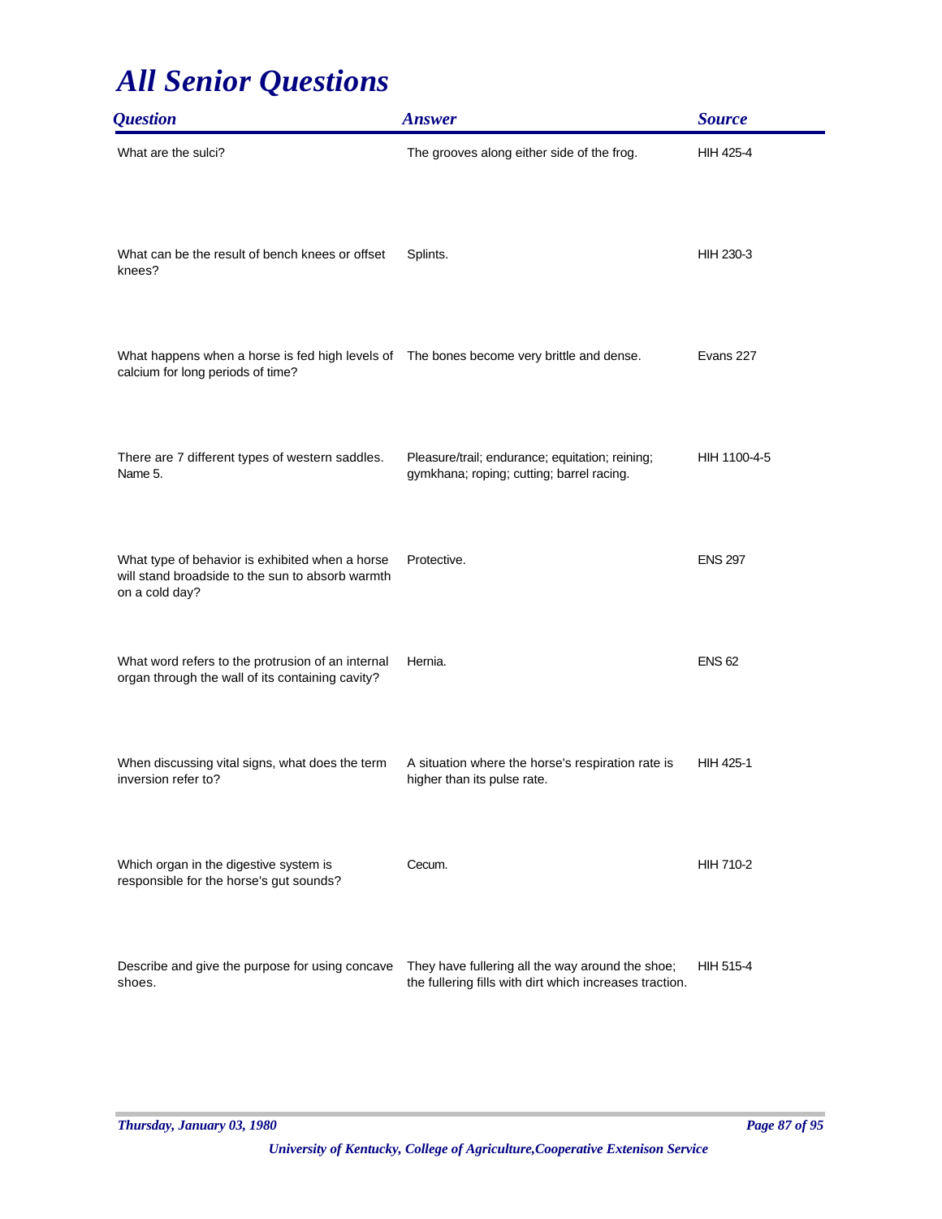# All Senior Questions

| Question | Answer | Source |
|---|---|---|
| What are the sulci? | The grooves along either side of the frog. | HIH 425-4 |
| What can be the result of bench knees or offset knees? | Splints. | HIH 230-3 |
| What happens when a horse is fed high levels of calcium for long periods of time? | The bones become very brittle and dense. | Evans 227 |
| There are 7 different types of western saddles. Name 5. | Pleasure/trail; endurance; equitation; reining; gymkhana; roping; cutting; barrel racing. | HIH 1100-4-5 |
| What type of behavior is exhibited when a horse will stand broadside to the sun to absorb warmth on a cold day? | Protective. | ENS 297 |
| What word refers to the protrusion of an internal organ through the wall of its containing cavity? | Hernia. | ENS 62 |
| When discussing vital signs, what does the term inversion refer to? | A situation where the horse's respiration rate is higher than its pulse rate. | HIH 425-1 |
| Which organ in the digestive system is responsible for the horse's gut sounds? | Cecum. | HIH 710-2 |
| Describe and give the purpose for using concave shoes. | They have fullering all the way around the shoe; the fullering fills with dirt which increases traction. | HIH 515-4 |

*Thursday, January 03, 1980*

*University of Kentucky, College of Agriculture,Cooperative Extenison Service*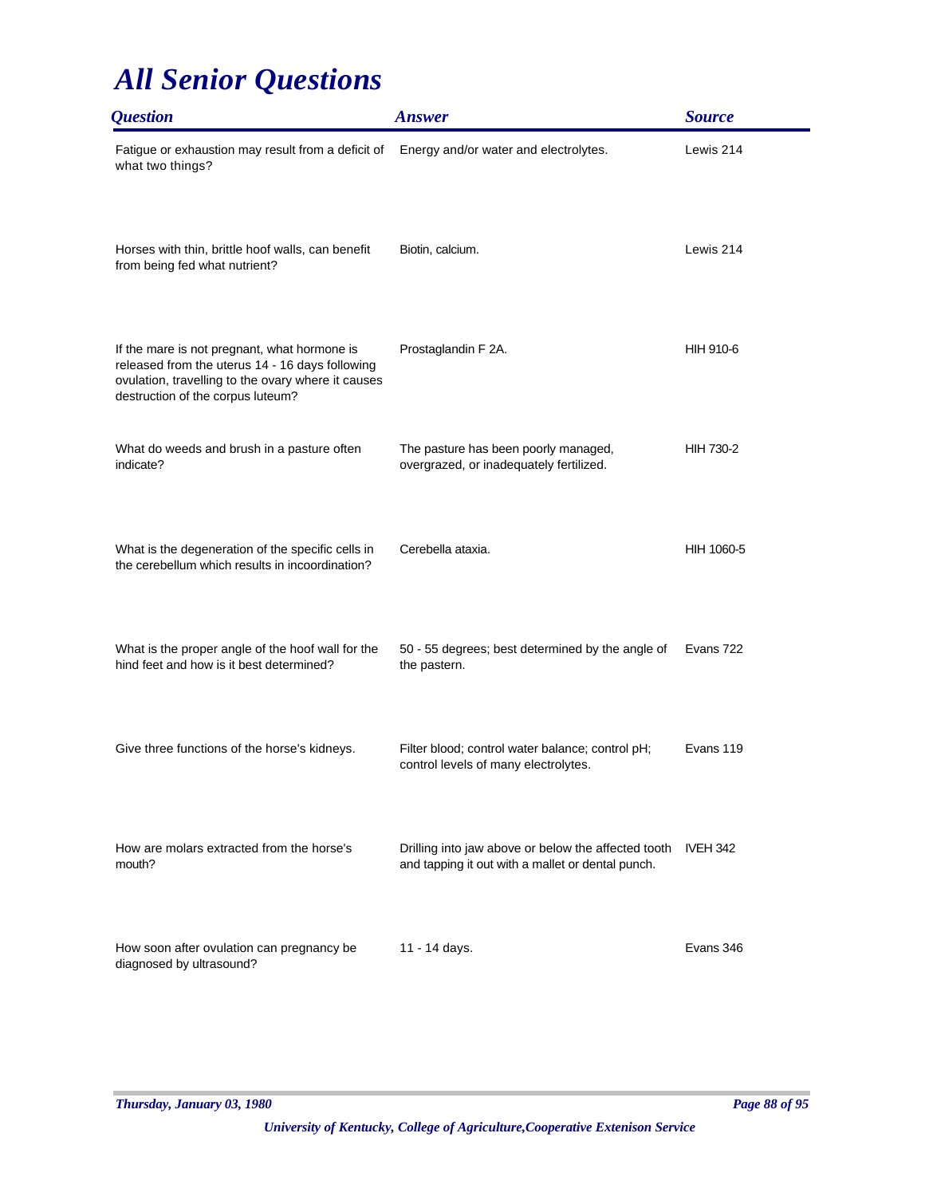# All Senior Questions

| Question | Answer | Source |
| --- | --- | --- |
| Fatigue or exhaustion may result from a deficit of what two things? | Energy and/or water and electrolytes. | Lewis 214 |
| Horses with thin, brittle hoof walls, can benefit from being fed what nutrient? | Biotin, calcium. | Lewis 214 |
| If the mare is not pregnant, what hormone is released from the uterus 14 - 16 days following ovulation, travelling to the ovary where it causes destruction of the corpus luteum? | Prostaglandin F 2A. | HIH 910-6 |
| What do weeds and brush in a pasture often indicate? | The pasture has been poorly managed, overgrazed, or inadequately fertilized. | HIH 730-2 |
| What is the degeneration of the specific cells in the cerebellum which results in incoordination? | Cerebella ataxia. | HIH 1060-5 |
| What is the proper angle of the hoof wall for the hind feet and how is it best determined? | 50 - 55 degrees; best determined by the angle of the pastern. | Evans 722 |
| Give three functions of the horse's kidneys. | Filter blood; control water balance; control pH; control levels of many electrolytes. | Evans 119 |
| How are molars extracted from the horse's mouth? | Drilling into jaw above or below the affected tooth and tapping it out with a mallet or dental punch. | IVEH 342 |
| How soon after ovulation can pregnancy be diagnosed by ultrasound? | 11 - 14 days. | Evans 346 |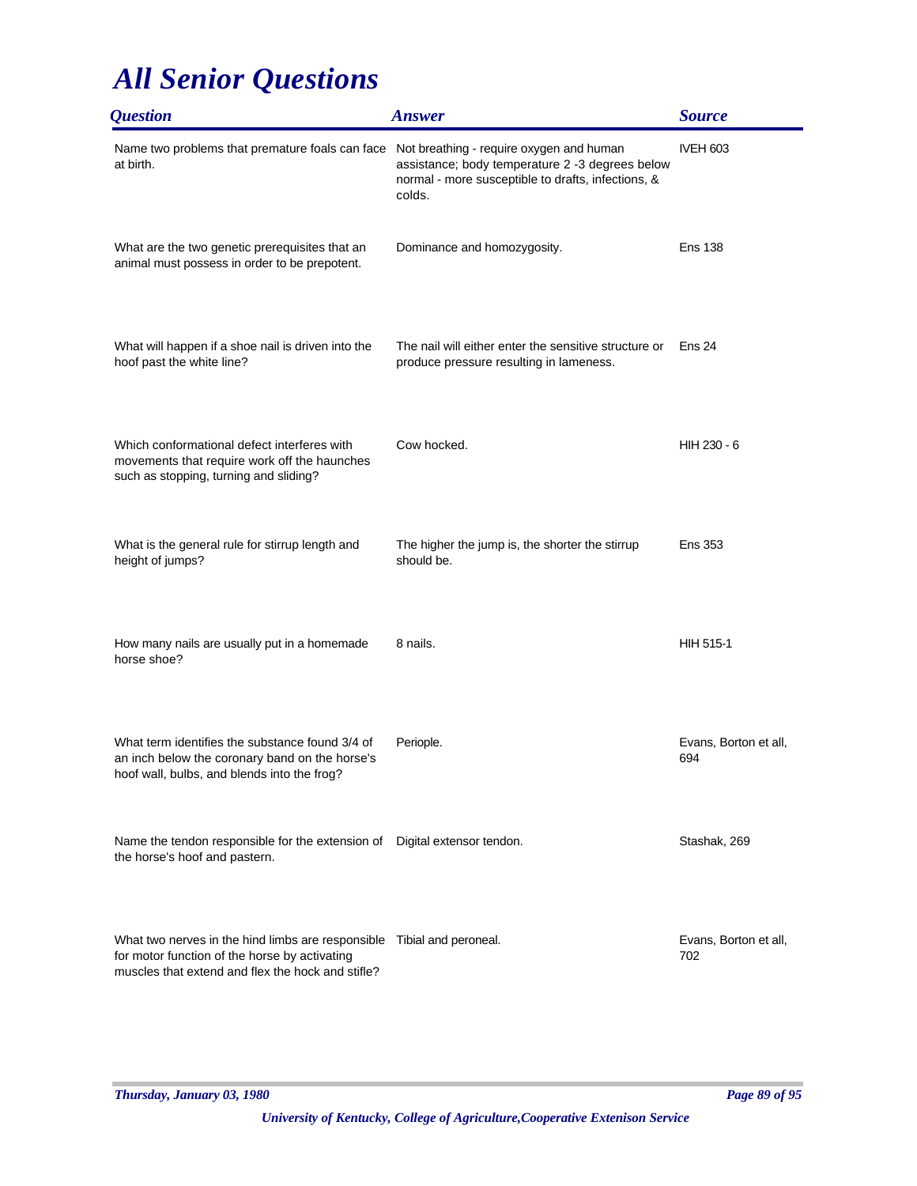# All Senior Questions

| Question | Answer | Source |
| --- | --- | --- |
| Name two problems that premature foals can face at birth. | Not breathing - require oxygen and human assistance; body temperature 2 -3 degrees below normal - more susceptible to drafts, infections, & colds. | IVEH 603 |
| What are the two genetic prerequisites that an animal must possess in order to be prepotent. | Dominance and homozygosity. | Ens 138 |
| What will happen if a shoe nail is driven into the hoof past the white line? | The nail will either enter the sensitive structure or produce pressure resulting in lameness. | Ens 24 |
| Which conformational defect interferes with movements that require work off the haunches such as stopping, turning and sliding? | Cow hocked. | HIH 230 - 6 |
| What is the general rule for stirrup length and height of jumps? | The higher the jump is, the shorter the stirrup should be. | Ens 353 |
| How many nails are usually put in a homemade horse shoe? | 8 nails. | HIH 515-1 |
| What term identifies the substance found 3/4 of an inch below the coronary band on the horse's hoof wall, bulbs, and blends into the frog? | Periople. | Evans, Borton et all, 694 |
| Name the tendon responsible for the extension of the horse's hoof and pastern. | Digital extensor tendon. | Stashak, 269 |
| What two nerves in the hind limbs are responsible for motor function of the horse by activating muscles that extend and flex the hock and stifle? | Tibial and peroneal. | Evans, Borton et all, 702 |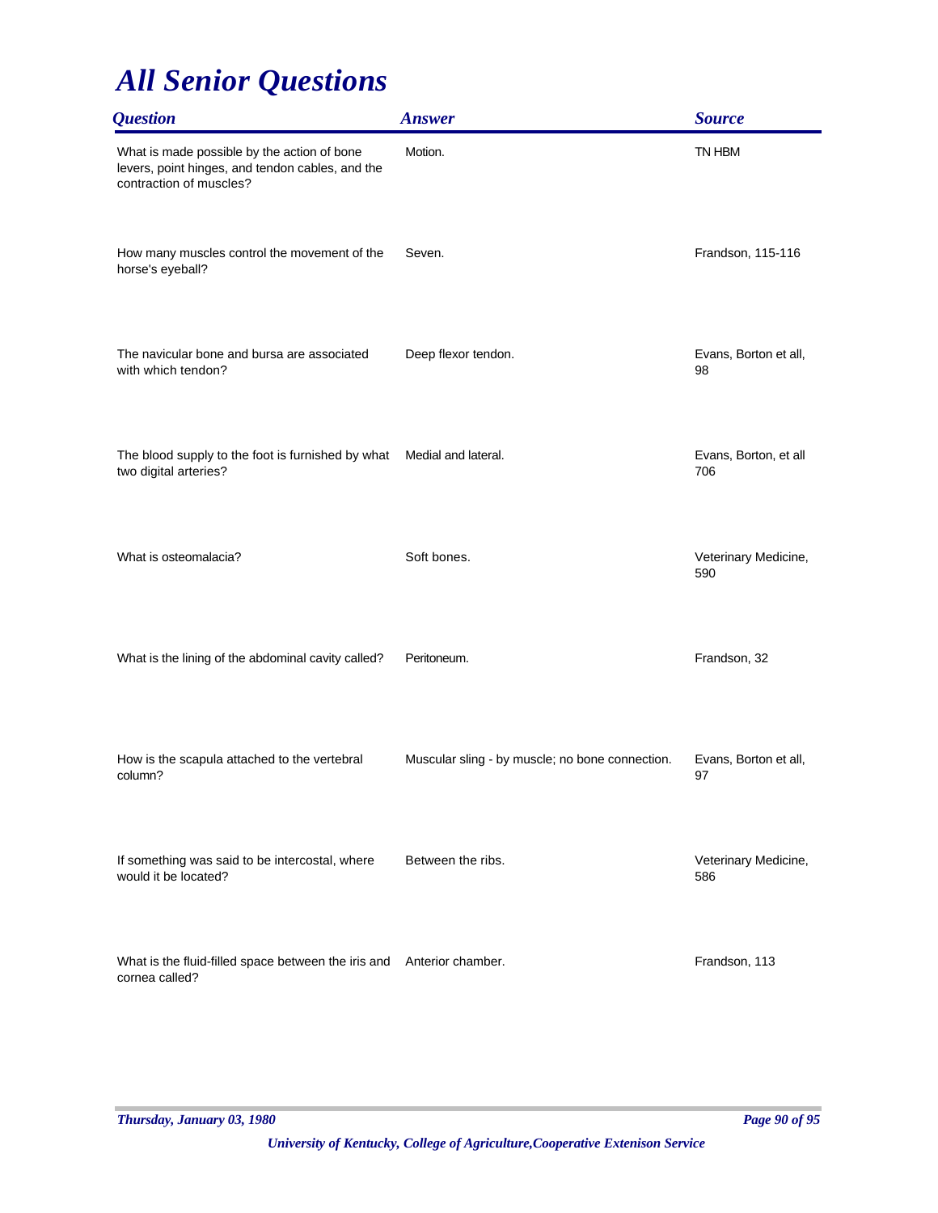# All Senior Questions

| Question | Answer | Source |
|---|---|---|
| What is made possible by the action of bone levers, point hinges, and tendon cables, and the contraction of muscles? | Motion. | TN HBM |
| How many muscles control the movement of the horse's eyeball? | Seven. | Frandson, 115-116 |
| The navicular bone and bursa are associated with which tendon? | Deep flexor tendon. | Evans, Borton et all, 98 |
| The blood supply to the foot is furnished by what two digital arteries? | Medial and lateral. | Evans, Borton, et all 706 |
| What is osteomalacia? | Soft bones. | Veterinary Medicine, 590 |
| What is the lining of the abdominal cavity called? | Peritoneum. | Frandson, 32 |
| How is the scapula attached to the vertebral column? | Muscular sling - by muscle; no bone connection. | Evans, Borton et all, 97 |
| If something was said to be intercostal, where would it be located? | Between the ribs. | Veterinary Medicine, 586 |
| What is the fluid-filled space between the iris and cornea called? | Anterior chamber. | Frandson, 113 |

*Thursday, January 03, 1980*

*University of Kentucky, College of Agriculture,Cooperative Extenison Service*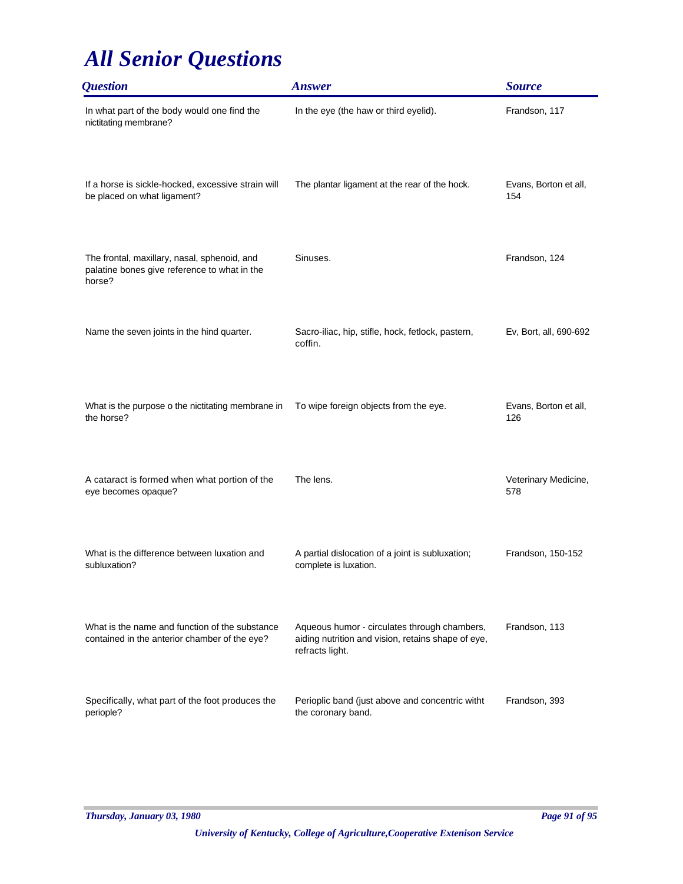# All Senior Questions

| Question | Answer | Source |
|---|---|---|
| In what part of the body would one find the nictitating membrane? | In the eye (the haw or third eyelid). | Frandson, 117 |
| If a horse is sickle-hocked, excessive strain will be placed on what ligament? | The plantar ligament at the rear of the hock. | Evans, Borton et all, 154 |
| The frontal, maxillary, nasal, sphenoid, and palatine bones give reference to what in the horse? | Sinuses. | Frandson, 124 |
| Name the seven joints in the hind quarter. | Sacro-iliac, hip, stifle, hock, fetlock, pastern, coffin. | Ev, Bort, all, 690-692 |
| What is the purpose o the nictitating membrane in the horse? | To wipe foreign objects from the eye. | Evans, Borton et all, 126 |
| A cataract is formed when what portion of the eye becomes opaque? | The lens. | Veterinary Medicine, 578 |
| What is the difference between luxation and subluxation? | A partial dislocation of a joint is subluxation; complete is luxation. | Frandson, 150-152 |
| What is the name and function of the substance contained in the anterior chamber of the eye? | Aqueous humor - circulates through chambers, aiding nutrition and vision, retains shape of eye, refracts light. | Frandson, 113 |
| Specifically, what part of the foot produces the periople? | Perioplic band (just above and concentric witht the coronary band. | Frandson, 393 |

*Thursday, January 03, 1980*

*University of Kentucky, College of Agriculture,Cooperative Extenison Service*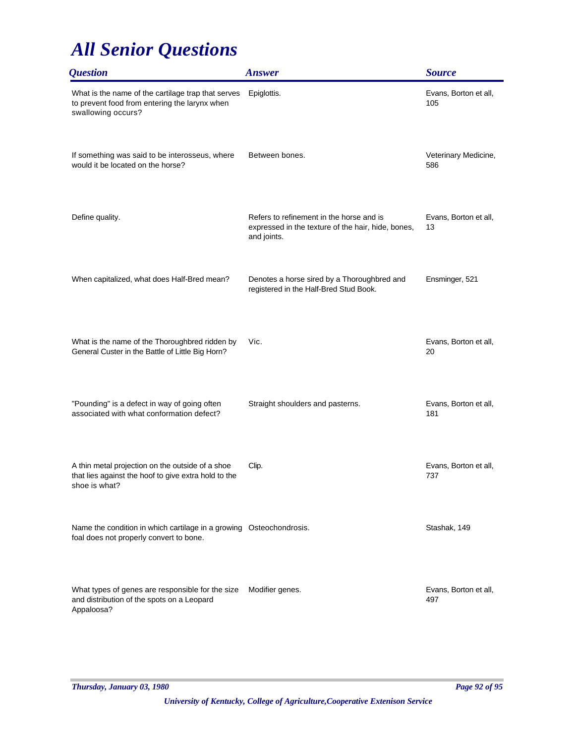# *All Senior Questions*

| *Question* | *Answer* | *Source* |
| --- | --- | --- |
| What is the name of the cartilage trap that serves to prevent food from entering the larynx when swallowing occurs? | Epiglottis. | Evans, Borton et all, 105 |
| If something was said to be interosseus, where would it be located on the horse? | Between bones. | Veterinary Medicine, 586 |
| Define quality. | Refers to refinement in the horse and is expressed in the texture of the hair, hide, bones, and joints. | Evans, Borton et all, 13 |
| When capitalized, what does Half-Bred mean? | Denotes a horse sired by a Thoroughbred and registered in the Half-Bred Stud Book. | Ensminger, 521 |
| What is the name of the Thoroughbred ridden by General Custer in the Battle of Little Big Horn? | Vic. | Evans, Borton et all, 20 |
| "Pounding" is a defect in way of going often associated with what conformation defect? | Straight shoulders and pasterns. | Evans, Borton et all, 181 |
| A thin metal projection on the outside of a shoe that lies against the hoof to give extra hold to the shoe is what? | Clip. | Evans, Borton et all, 737 |
| Name the condition in which cartilage in a growing foal does not properly convert to bone. | Osteochondrosis. | Stashak, 149 |
| What types of genes are responsible for the size and distribution of the spots on a Leopard Appaloosa? | Modifier genes. | Evans, Borton et all, 497 |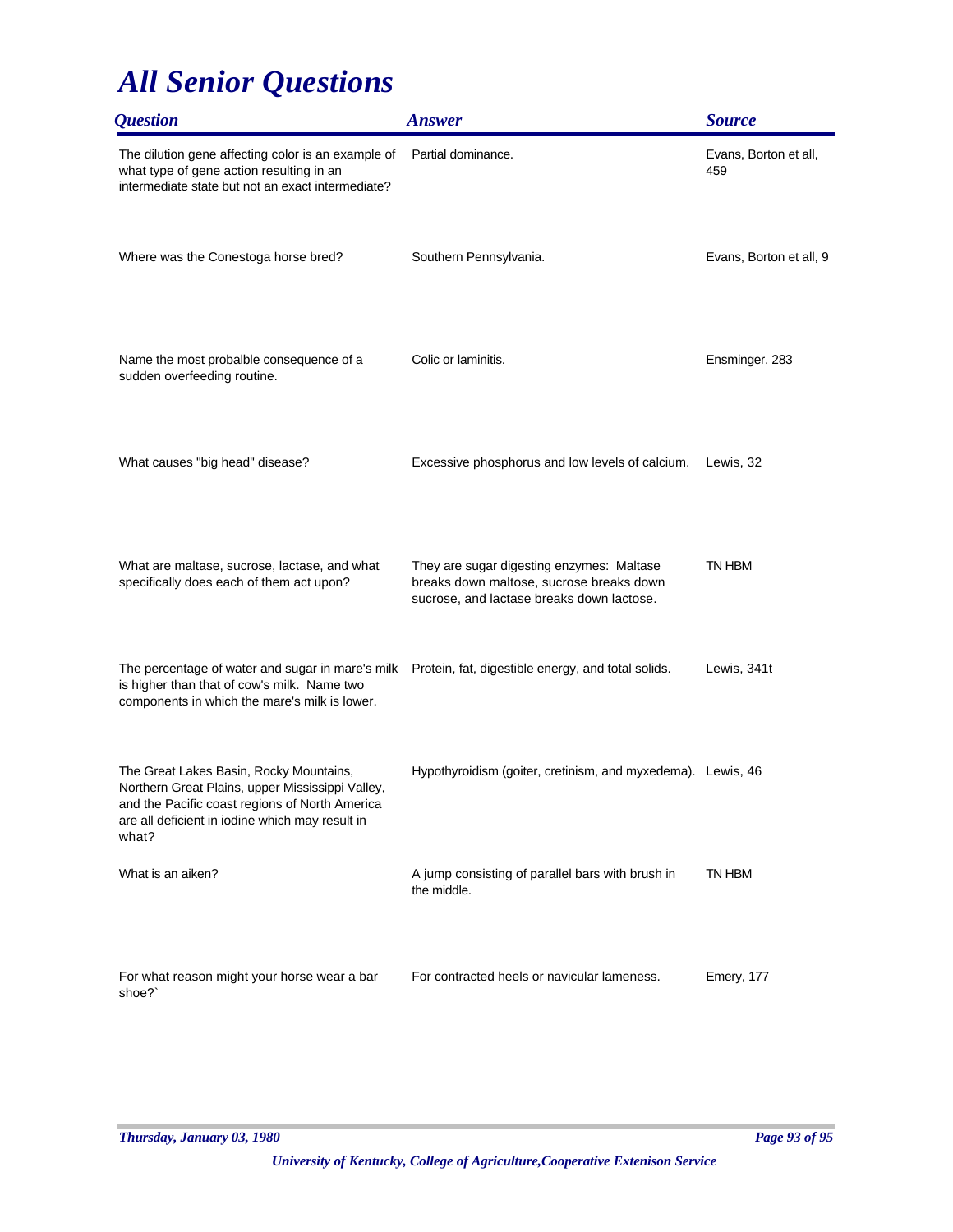# All Senior Questions

| Question | Answer | Source |
| --- | --- | --- |
| The dilution gene affecting color is an example of what type of gene action resulting in an intermediate state but not an exact intermediate? | Partial dominance. | Evans, Borton et all, 459 |
| Where was the Conestoga horse bred? | Southern Pennsylvania. | Evans, Borton et all, 9 |
| Name the most probalble consequence of a sudden overfeeding routine. | Colic or laminitis. | Ensminger, 283 |
| What causes "big head" disease? | Excessive phosphorus and low levels of calcium. | Lewis, 32 |
| What are maltase, sucrose, lactase, and what specifically does each of them act upon? | They are sugar digesting enzymes: Maltase breaks down maltose, sucrose breaks down sucrose, and lactase breaks down lactose. | TN HBM |
| The percentage of water and sugar in mare's milk is higher than that of cow's milk. Name two components in which the mare's milk is lower. | Protein, fat, digestible energy, and total solids. | Lewis, 341t |
| The Great Lakes Basin, Rocky Mountains, Northern Great Plains, upper Mississippi Valley, and the Pacific coast regions of North America are all deficient in iodine which may result in what? | Hypothyroidism (goiter, cretinism, and myxedema). | Lewis, 46 |
| What is an aiken? | A jump consisting of parallel bars with brush in the middle. | TN HBM |
| For what reason might your horse wear a bar shoe?` | For contracted heels or navicular lameness. | Emery, 177 |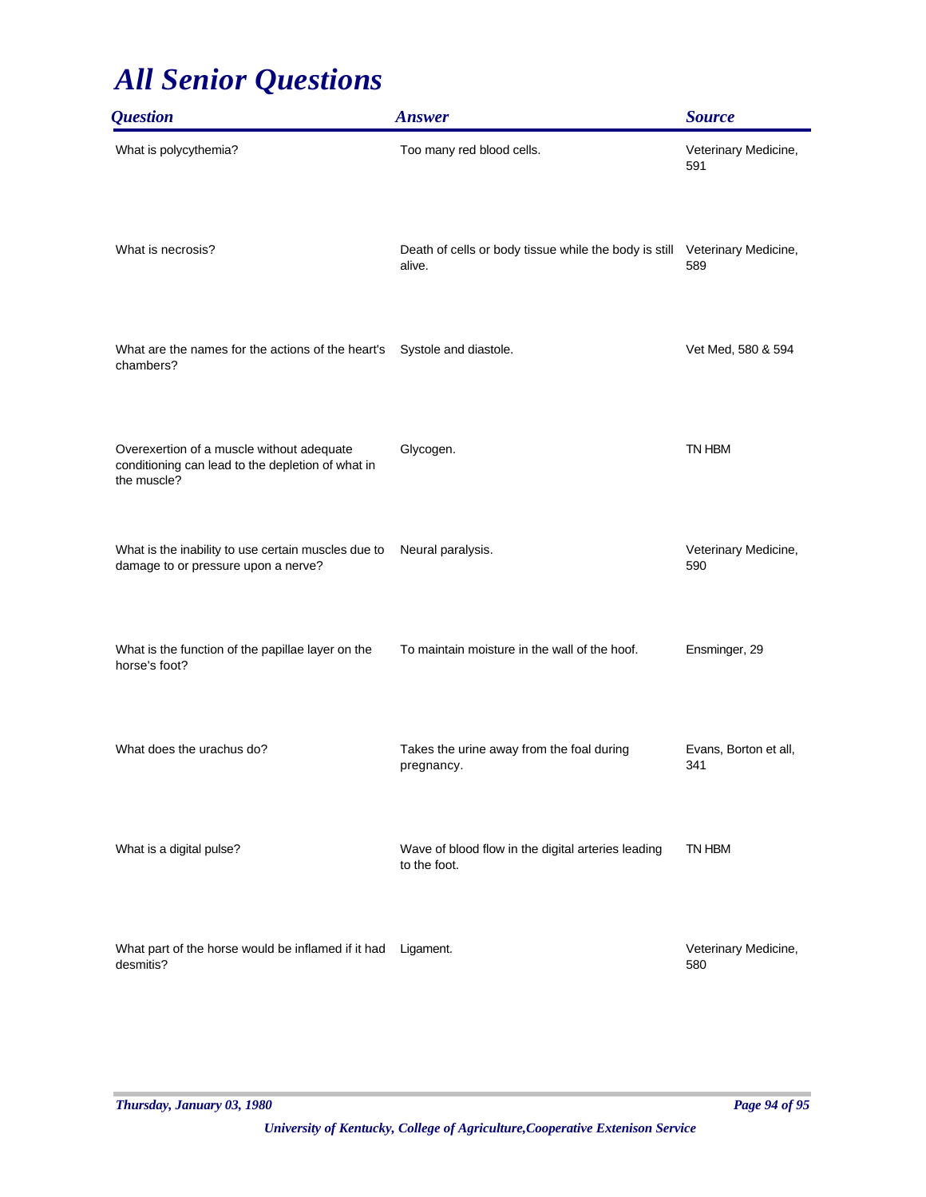# All Senior Questions

| Question | Answer | Source |
|---|---|---|
| What is polycythemia? | Too many red blood cells. | Veterinary Medicine, 591 |
| What is necrosis? | Death of cells or body tissue while the body is still alive. | Veterinary Medicine, 589 |
| What are the names for the actions of the heart's chambers? | Systole and diastole. | Vet Med, 580 & 594 |
| Overexertion of a muscle without adequate conditioning can lead to the depletion of what in the muscle? | Glycogen. | TN HBM |
| What is the inability to use certain muscles due to damage to or pressure upon a nerve? | Neural paralysis. | Veterinary Medicine, 590 |
| What is the function of the papillae layer on the horse's foot? | To maintain moisture in the wall of the hoof. | Ensminger, 29 |
| What does the urachus do? | Takes the urine away from the foal during pregnancy. | Evans, Borton et all, 341 |
| What is a digital pulse? | Wave of blood flow in the digital arteries leading to the foot. | TN HBM |
| What part of the horse would be inflamed if it had desmitis? | Ligament. | Veterinary Medicine, 580 |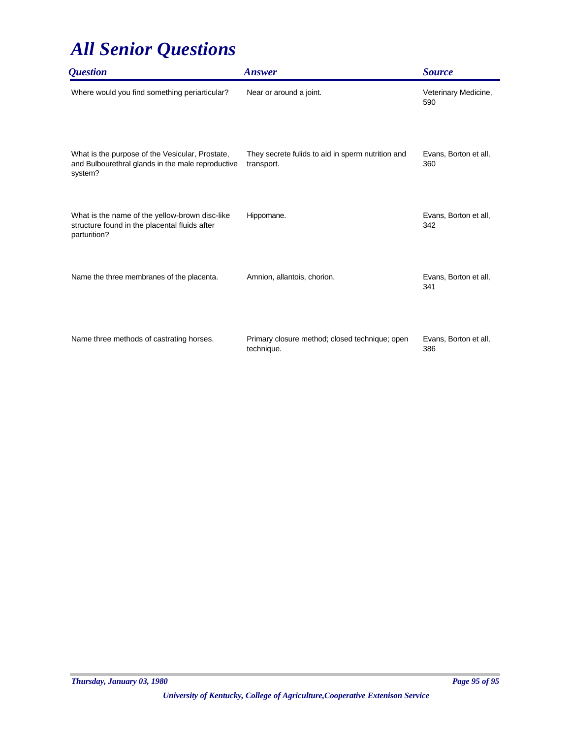# All Senior Questions

| Question | Answer | Source |
|---|---|---|
| Where would you find something periarticular? | Near or around a joint. | Veterinary Medicine, 590 |
| What is the purpose of the Vesicular, Prostate, and Bulbourethral glands in the male reproductive system? | They secrete fulids to aid in sperm nutrition and transport. | Evans, Borton et all, 360 |
| What is the name of the yellow-brown disc-like structure found in the placental fluids after parturition? | Hippomane. | Evans, Borton et all, 342 |
| Name the three membranes of the placenta. | Amnion, allantois, chorion. | Evans, Borton et all, 341 |
| Name three methods of castrating horses. | Primary closure method; closed technique; open technique. | Evans, Borton et all, 386 |